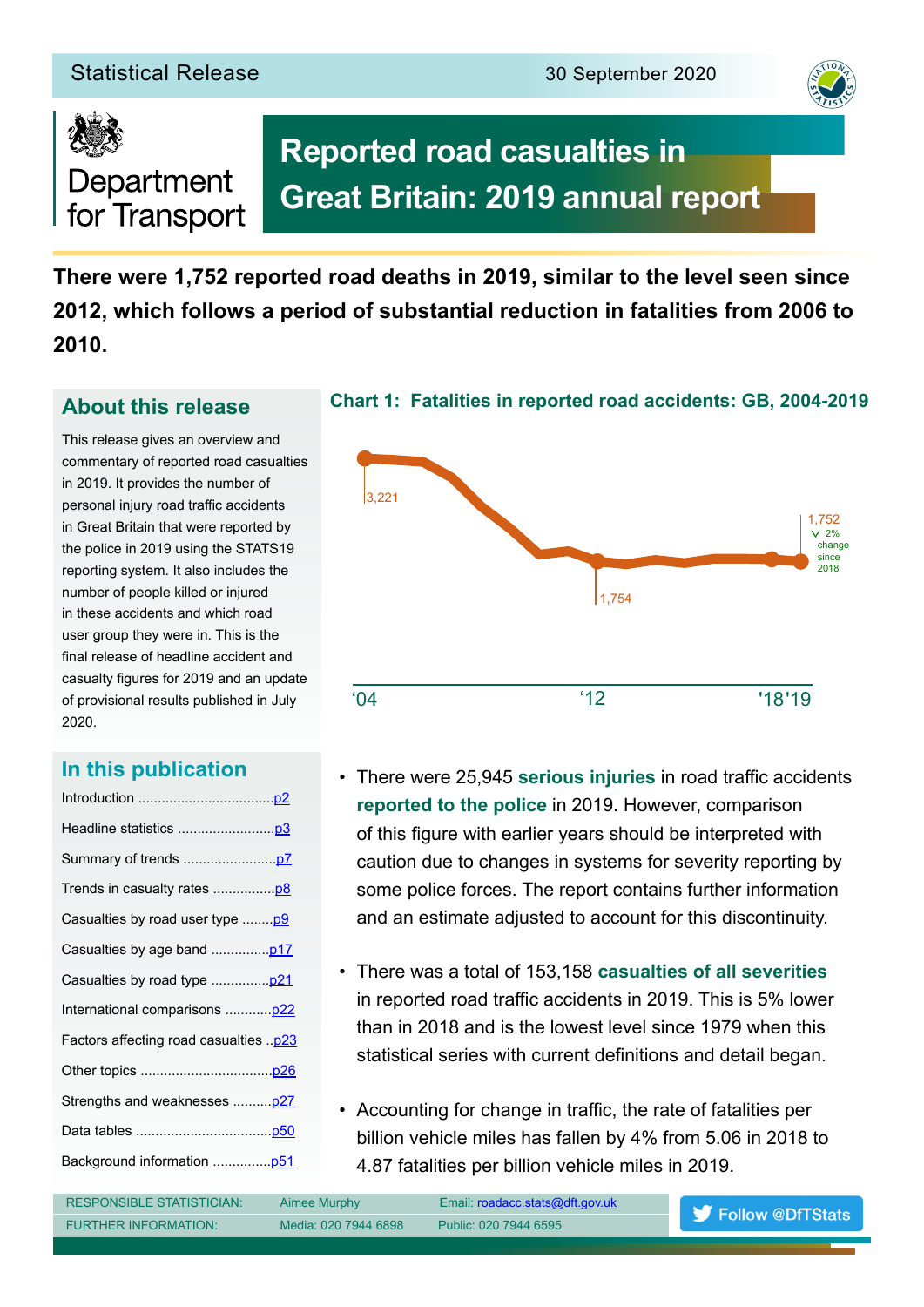Statistical Release — 30 September 2020

Department for Transport

# Reported road casualties in Great Britain: 2019 annual report

**There were 1,752 reported road deaths in 2019, similar to the level seen since 2012, which follows a period of substantial reduction in fatalities from 2006 to 2010.**

## About this release

This release gives an overview and commentary of reported road casualties in 2019. It provides the number of personal injury road traffic accidents in Great Britain that were reported by the police in 2019 using the STATS19 reporting system. It also includes the number of people killed or injured in these accidents and which road user group they were in. This is the final release of headline accident and casualty figures for 2019 and an update of provisional results published in July 2020.

## In this publication

- Introduction ..... p2
- Headline statistics ..... p3
- Summary of trends ..... p7
- Trends in casualty rates ..... p8
- Casualties by road user type ..... p9
- Casualties by age band ..... p17
- Casualties by road type ..... p21
- International comparisons ..... p22
- Factors affecting road casualties ..... p23
- Other topics ..... p26
- Strengths and weaknesses ..... p27
- Data tables ..... p50
- Background information ..... p51

**Chart 1: Fatalities in reported road accidents: GB, 2004-2019**

3,221 ('04); 1,754 ('12); 1,752 ('19), 2% change since 2018

'04 — '12 — '18 '19

- There were 25,945 **serious injuries** in road traffic accidents **reported to the police** in 2019. However, comparison of this figure with earlier years should be interpreted with caution due to changes in systems for severity reporting by some police forces. The report contains further information and an estimate adjusted to account for this discontinuity.

- There was a total of 153,158 **casualties of all severities** in reported road traffic accidents in 2019. This is 5% lower than in 2018 and is the lowest level since 1979 when this statistical series with current definitions and detail began.

- Accounting for change in traffic, the rate of fatalities per billion vehicle miles has fallen by 4% from 5.06 in 2018 to 4.87 fatalities per billion vehicle miles in 2019.

| RESPONSIBLE STATISTICIAN: | Aimee Murphy | Email: roadacc.stats@dft.gov.uk |
|---|---|---|
| FURTHER INFORMATION: | Media: 020 7944 6898 | Public: 020 7944 6595 |

Follow @DfTStats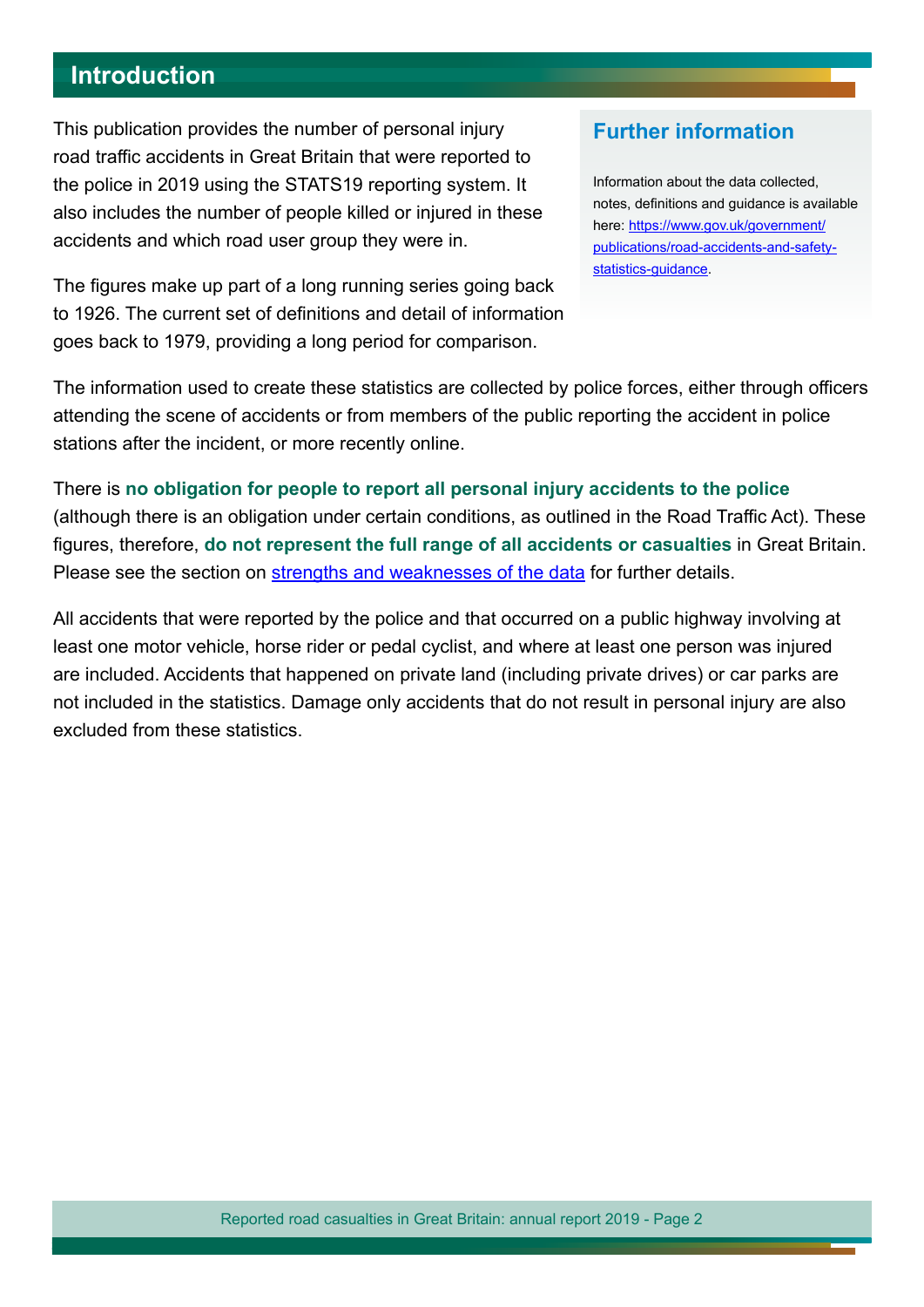## Introduction

This publication provides the number of personal injury road traffic accidents in Great Britain that were reported to the police in 2019 using the STATS19 reporting system. It also includes the number of people killed or injured in these accidents and which road user group they were in.

The figures make up part of a long running series going back to 1926. The current set of definitions and detail of information goes back to 1979, providing a long period for comparison.

### Further information

Information about the data collected, notes, definitions and guidance is available here: [https://www.gov.uk/government/publications/road-accidents-and-safety-statistics-guidance](https://www.gov.uk/government/publications/road-accidents-and-safety-statistics-guidance).

The information used to create these statistics are collected by police forces, either through officers attending the scene of accidents or from members of the public reporting the accident in police stations after the incident, or more recently online.

There is **no obligation for people to report all personal injury accidents to the police** (although there is an obligation under certain conditions, as outlined in the Road Traffic Act). These figures, therefore, **do not represent the full range of all accidents or casualties** in Great Britain. Please see the section on strengths and weaknesses of the data for further details.

All accidents that were reported by the police and that occurred on a public highway involving at least one motor vehicle, horse rider or pedal cyclist, and where at least one person was injured are included. Accidents that happened on private land (including private drives) or car parks are not included in the statistics. Damage only accidents that do not result in personal injury are also excluded from these statistics.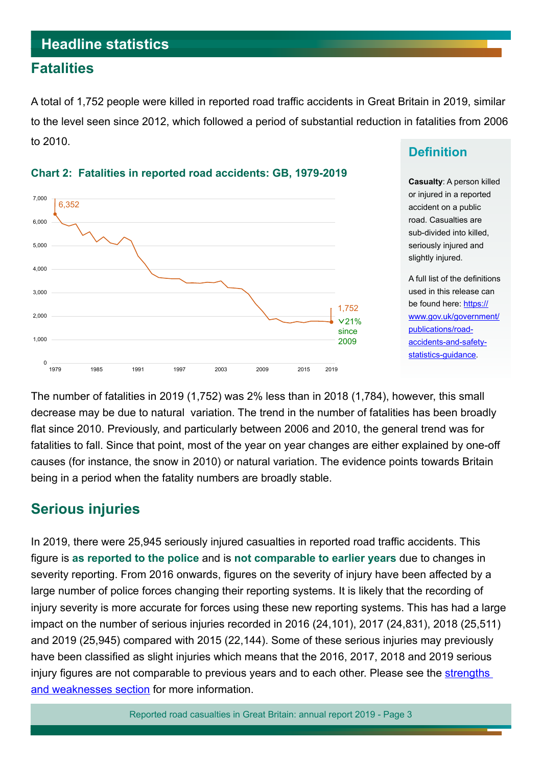## Headline statistics

### Fatalities

A total of 1,752 people were killed in reported road traffic accidents in Great Britain in 2019, similar to the level seen since 2012, which followed a period of substantial reduction in fatalities from 2006 to 2010.

**Chart 2: Fatalities in reported road accidents: GB, 1979-2019**

> **Definition**
>
> **Casualty**: A person killed or injured in a reported accident on a public road. Casualties are sub-divided into killed, seriously injured and slightly injured.
>
> A full list of the definitions used in this release can be found here: [https://www.gov.uk/government/publications/road-accidents-and-safety-statistics-guidance](https://www.gov.uk/government/publications/road-accidents-and-safety-statistics-guidance).

The number of fatalities in 2019 (1,752) was 2% less than in 2018 (1,784), however, this small decrease may be due to natural variation. The trend in the number of fatalities has been broadly flat since 2010. Previously, and particularly between 2006 and 2010, the general trend was for fatalities to fall. Since that point, most of the year on year changes are either explained by one-off causes (for instance, the snow in 2010) or natural variation. The evidence points towards Britain being in a period when the fatality numbers are broadly stable.

### Serious injuries

In 2019, there were 25,945 seriously injured casualties in reported road traffic accidents. This figure is **as reported to the police** and is **not comparable to earlier years** due to changes in severity reporting. From 2016 onwards, figures on the severity of injury have been affected by a large number of police forces changing their reporting systems. It is likely that the recording of injury severity is more accurate for forces using these new reporting systems. This has had a large impact on the number of serious injuries recorded in 2016 (24,101), 2017 (24,831), 2018 (25,511) and 2019 (25,945) compared with 2015 (22,144). Some of these serious injuries may previously have been classified as slight injuries which means that the 2016, 2017, 2018 and 2019 serious injury figures are not comparable to previous years and to each other. Please see the strengths and weaknesses section for more information.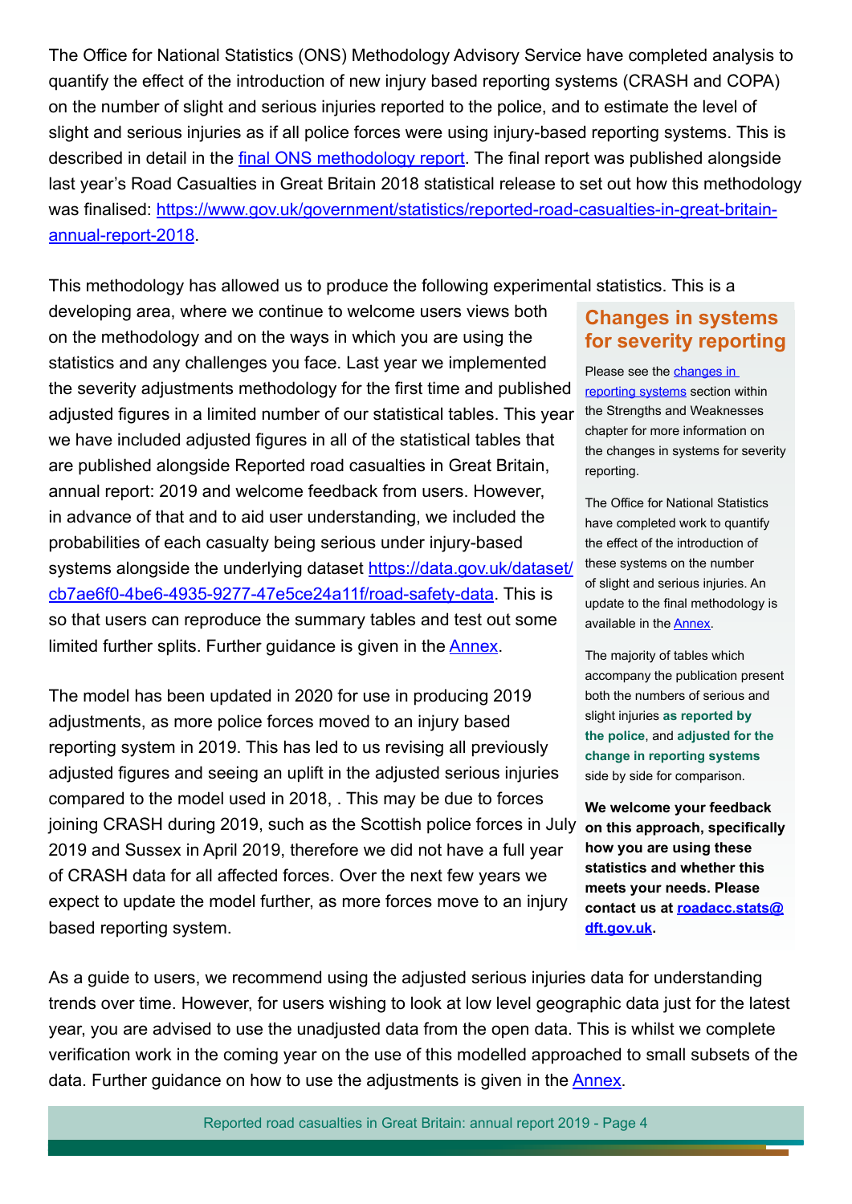The Office for National Statistics (ONS) Methodology Advisory Service have completed analysis to quantify the effect of the introduction of new injury based reporting systems (CRASH and COPA) on the number of slight and serious injuries reported to the police, and to estimate the level of slight and serious injuries as if all police forces were using injury-based reporting systems. This is described in detail in the final ONS methodology report. The final report was published alongside last year's Road Casualties in Great Britain 2018 statistical release to set out how this methodology was finalised: https://www.gov.uk/government/statistics/reported-road-casualties-in-great-britain-annual-report-2018.

This methodology has allowed us to produce the following experimental statistics. This is a developing area, where we continue to welcome users views both on the methodology and on the ways in which you are using the statistics and any challenges you face. Last year we implemented the severity adjustments methodology for the first time and published adjusted figures in a limited number of our statistical tables. This year we have included adjusted figures in all of the statistical tables that are published alongside Reported road casualties in Great Britain, annual report: 2019 and welcome feedback from users. However, in advance of that and to aid user understanding, we included the probabilities of each casualty being serious under injury-based systems alongside the underlying dataset https://data.gov.uk/dataset/cb7ae6f0-4be6-4935-9277-47e5ce24a11f/road-safety-data. This is so that users can reproduce the summary tables and test out some limited further splits. Further guidance is given in the Annex.

The model has been updated in 2020 for use in producing 2019 adjustments, as more police forces moved to an injury based reporting system in 2019. This has led to us revising all previously adjusted figures and seeing an uplift in the adjusted serious injuries compared to the model used in 2018, . This may be due to forces joining CRASH during 2019, such as the Scottish police forces in July 2019 and Sussex in April 2019, therefore we did not have a full year of CRASH data for all affected forces. Over the next few years we expect to update the model further, as more forces move to an injury based reporting system.

## Changes in systems for severity reporting

Please see the changes in reporting systems section within the Strengths and Weaknesses chapter for more information on the changes in systems for severity reporting.

The Office for National Statistics have completed work to quantify the effect of the introduction of these systems on the number of slight and serious injuries. An update to the final methodology is available in the Annex.

The majority of tables which accompany the publication present both the numbers of serious and slight injuries **as reported by the police**, and **adjusted for the change in reporting systems** side by side for comparison.

**We welcome your feedback on this approach, specifically how you are using these statistics and whether this meets your needs. Please contact us at roadacc.stats@dft.gov.uk.**

As a guide to users, we recommend using the adjusted serious injuries data for understanding trends over time. However, for users wishing to look at low level geographic data just for the latest year, you are advised to use the unadjusted data from the open data. This is whilst we complete verification work in the coming year on the use of this modelled approached to small subsets of the data. Further guidance on how to use the adjustments is given in the Annex.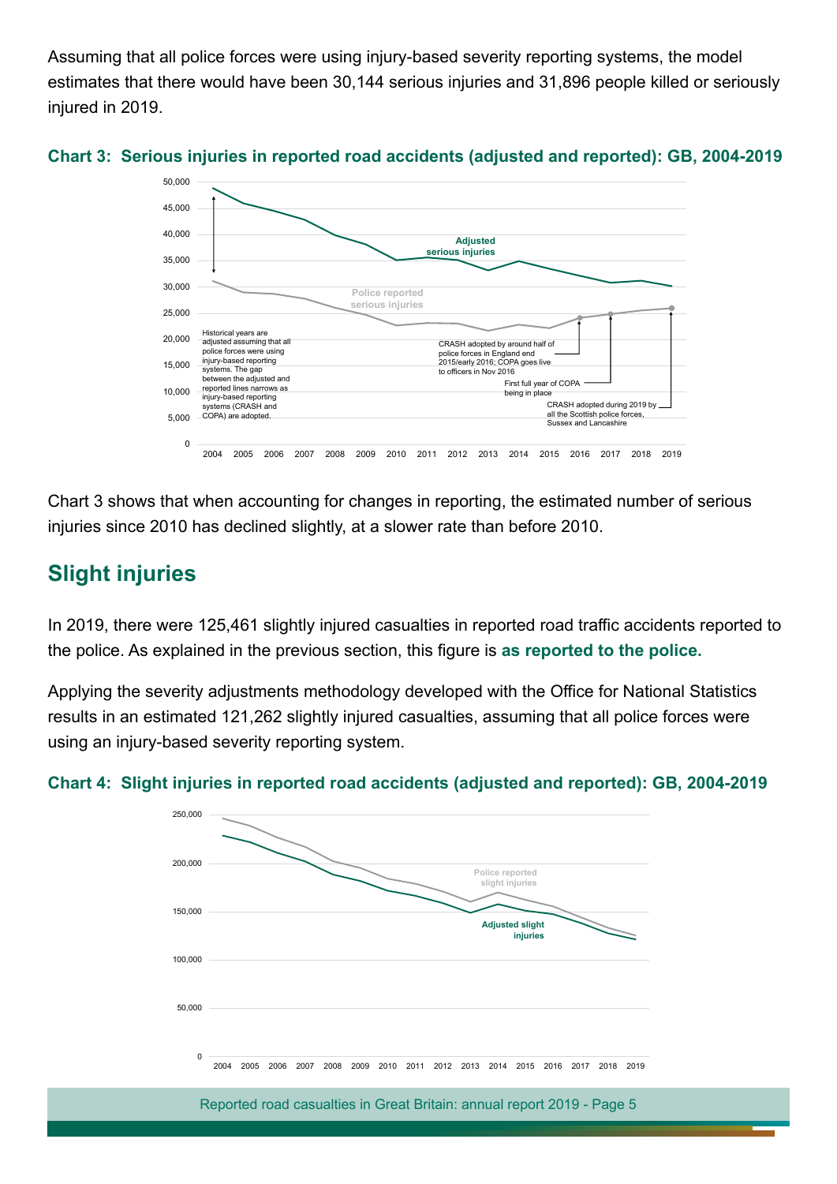Assuming that all police forces were using injury-based severity reporting systems, the model estimates that there would have been 30,144 serious injuries and 31,896 people killed or seriously injured in 2019.

**Chart 3: Serious injuries in reported road accidents (adjusted and reported): GB, 2004-2019**

Chart 3 shows that when accounting for changes in reporting, the estimated number of serious injuries since 2010 has declined slightly, at a slower rate than before 2010.

## Slight injuries

In 2019, there were 125,461 slightly injured casualties in reported road traffic accidents reported to the police. As explained in the previous section, this figure is **as reported to the police.**

Applying the severity adjustments methodology developed with the Office for National Statistics results in an estimated 121,262 slightly injured casualties, assuming that all police forces were using an injury-based severity reporting system.

**Chart 4: Slight injuries in reported road accidents (adjusted and reported): GB, 2004-2019**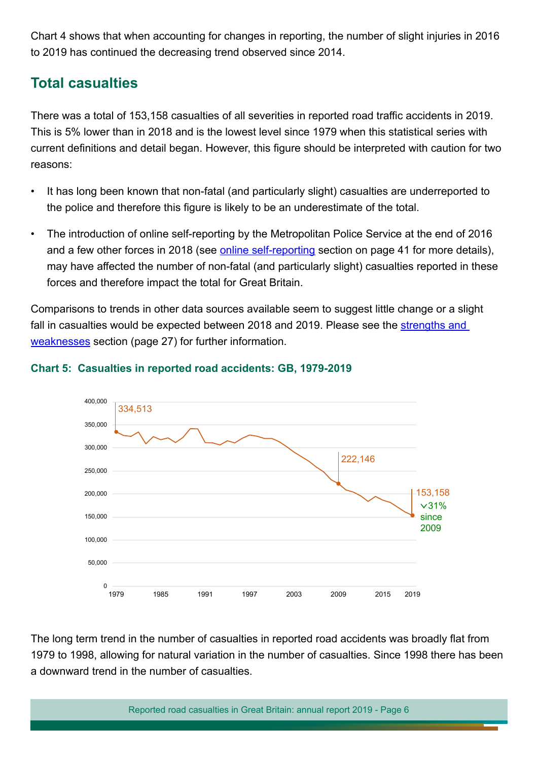Chart 4 shows that when accounting for changes in reporting, the number of slight injuries in 2016 to 2019 has continued the decreasing trend observed since 2014.

## Total casualties

There was a total of 153,158 casualties of all severities in reported road traffic accidents in 2019. This is 5% lower than in 2018 and is the lowest level since 1979 when this statistical series with current definitions and detail began. However, this figure should be interpreted with caution for two reasons:

- It has long been known that non-fatal (and particularly slight) casualties are underreported to the police and therefore this figure is likely to be an underestimate of the total.
- The introduction of online self-reporting by the Metropolitan Police Service at the end of 2016 and a few other forces in 2018 (see online self-reporting section on page 41 for more details), may have affected the number of non-fatal (and particularly slight) casualties reported in these forces and therefore impact the total for Great Britain.

Comparisons to trends in other data sources available seem to suggest little change or a slight fall in casualties would be expected between 2018 and 2019. Please see the strengths and weaknesses section (page 27) for further information.

**Chart 5: Casualties in reported road accidents: GB, 1979-2019**

334,513

222,146

153,158

⌄31% since 2009

The long term trend in the number of casualties in reported road accidents was broadly flat from 1979 to 1998, allowing for natural variation in the number of casualties. Since 1998 there has been a downward trend in the number of casualties.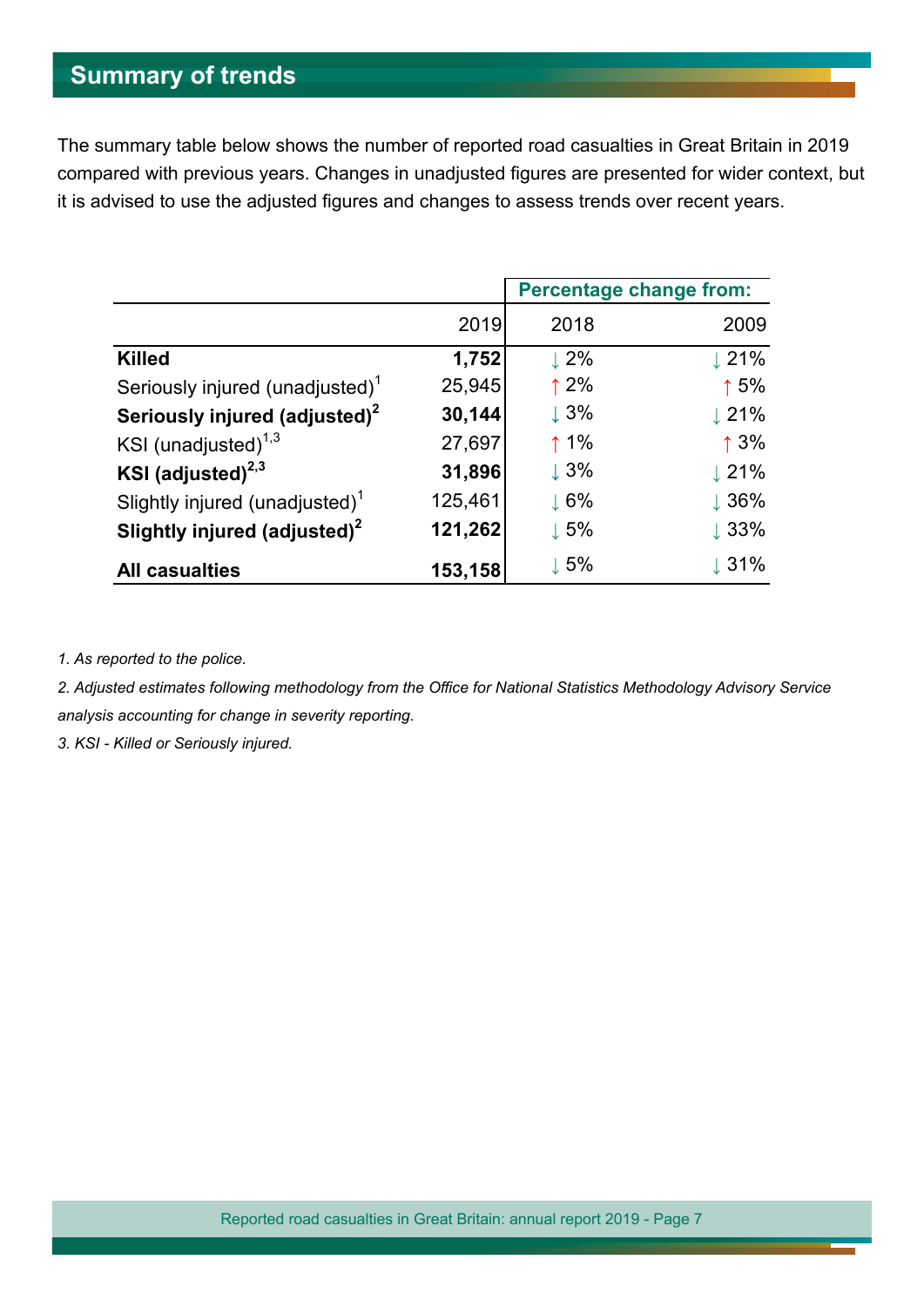## Summary of trends

The summary table below shows the number of reported road casualties in Great Britain in 2019 compared with previous years. Changes in unadjusted figures are presented for wider context, but it is advised to use the adjusted figures and changes to assess trends over recent years.

| | | Percentage change from: | |
|---|---|---|---|
| | 2019 | 2018 | 2009 |
| **Killed** | **1,752** | ↓ 2% | ↓ 21% |
| Seriously injured (unadjusted)[1] | 25,945 | ↑ 2% | ↑ 5% |
| **Seriously injured (adjusted)[2]** | **30,144** | ↓ 3% | ↓ 21% |
| KSI (unadjusted)[1,3] | 27,697 | ↑ 1% | ↑ 3% |
| **KSI (adjusted)[2,3]** | **31,896** | ↓ 3% | ↓ 21% |
| Slightly injured (unadjusted)[1] | 125,461 | ↓ 6% | ↓ 36% |
| **Slightly injured (adjusted)[2]** | **121,262** | ↓ 5% | ↓ 33% |
| **All casualties** | **153,158** | ↓ 5% | ↓ 31% |

*1. As reported to the police.*

*2. Adjusted estimates following methodology from the Office for National Statistics Methodology Advisory Service analysis accounting for change in severity reporting.*

*3. KSI - Killed or Seriously injured.*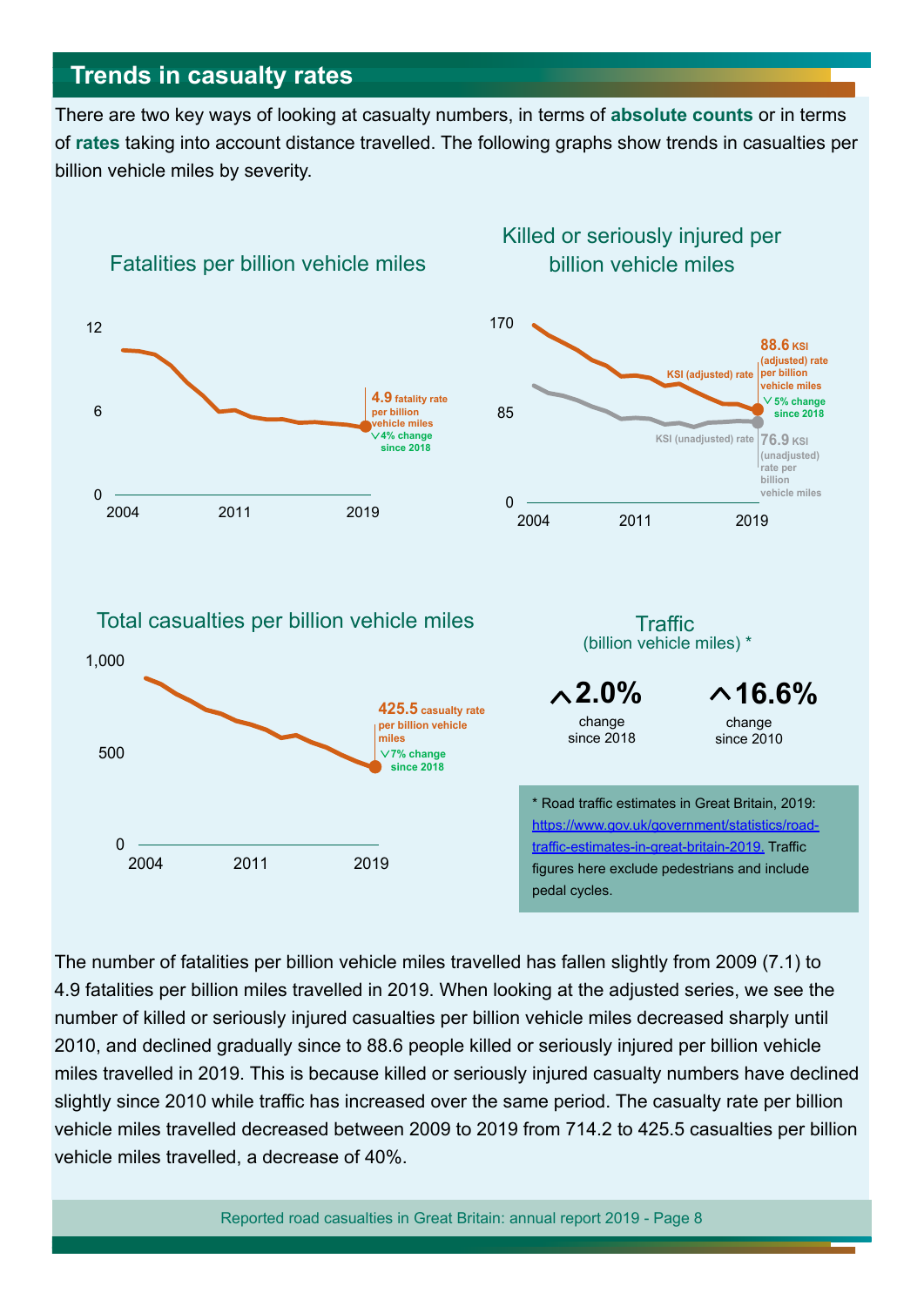## Trends in casualty rates

There are two key ways of looking at casualty numbers, in terms of **absolute counts** or in terms of **rates** taking into account distance travelled. The following graphs show trends in casualties per billion vehicle miles by severity.

### Fatalities per billion vehicle miles

**4.9** fatality rate per billion vehicle miles

4% change since 2018

### Killed or seriously injured per billion vehicle miles

**88.6** KSI (adjusted) rate per billion vehicle miles

5% change since 2018

**76.9** KSI (unadjusted) rate per billion vehicle miles

### Total casualties per billion vehicle miles

**425.5** casualty rate per billion vehicle miles

7% change since 2018

### Traffic (billion vehicle miles) *

**2.0%** change since 2018

**16.6%** change since 2010

* Road traffic estimates in Great Britain, 2019: https://www.gov.uk/government/statistics/road-traffic-estimates-in-great-britain-2019. Traffic figures here exclude pedestrians and include pedal cycles.

The number of fatalities per billion vehicle miles travelled has fallen slightly from 2009 (7.1) to 4.9 fatalities per billion miles travelled in 2019. When looking at the adjusted series, we see the number of killed or seriously injured casualties per billion vehicle miles decreased sharply until 2010, and declined gradually since to 88.6 people killed or seriously injured per billion vehicle miles travelled in 2019. This is because killed or seriously injured casualty numbers have declined slightly since 2010 while traffic has increased over the same period. The casualty rate per billion vehicle miles travelled decreased between 2009 to 2019 from 714.2 to 425.5 casualties per billion vehicle miles travelled, a decrease of 40%.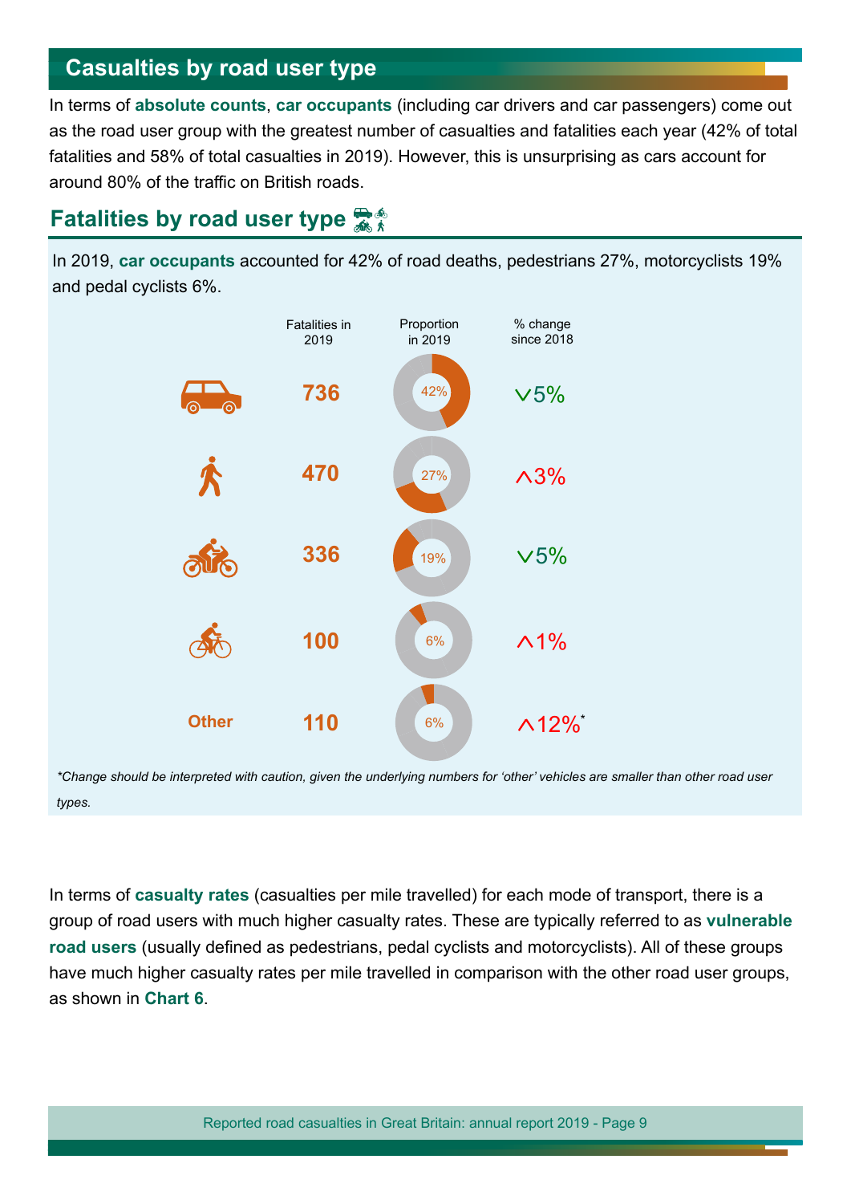## Casualties by road user type

In terms of **absolute counts**, **car occupants** (including car drivers and car passengers) come out as the road user group with the greatest number of casualties and fatalities each year (42% of total fatalities and 58% of total casualties in 2019). However, this is unsurprising as cars account for around 80% of the traffic on British roads.

### Fatalities by road user type

In 2019, **car occupants** accounted for 42% of road deaths, pedestrians 27%, motorcyclists 19% and pedal cyclists 6%.

| Road user type | Fatalities in 2019 | Proportion in 2019 | % change since 2018 |
| --- | --- | --- | --- |
| Car occupants | 736 | 42% | ∨5% |
| Pedestrians | 470 | 27% | ∧3% |
| Motorcyclists | 336 | 19% | ∨5% |
| Pedal cyclists | 100 | 6% | ∧1% |
| Other | 110 | 6% | ∧12%* |

*\*Change should be interpreted with caution, given the underlying numbers for 'other' vehicles are smaller than other road user types.*

In terms of **casualty rates** (casualties per mile travelled) for each mode of transport, there is a group of road users with much higher casualty rates. These are typically referred to as **vulnerable road users** (usually defined as pedestrians, pedal cyclists and motorcyclists). All of these groups have much higher casualty rates per mile travelled in comparison with the other road user groups, as shown in **Chart 6**.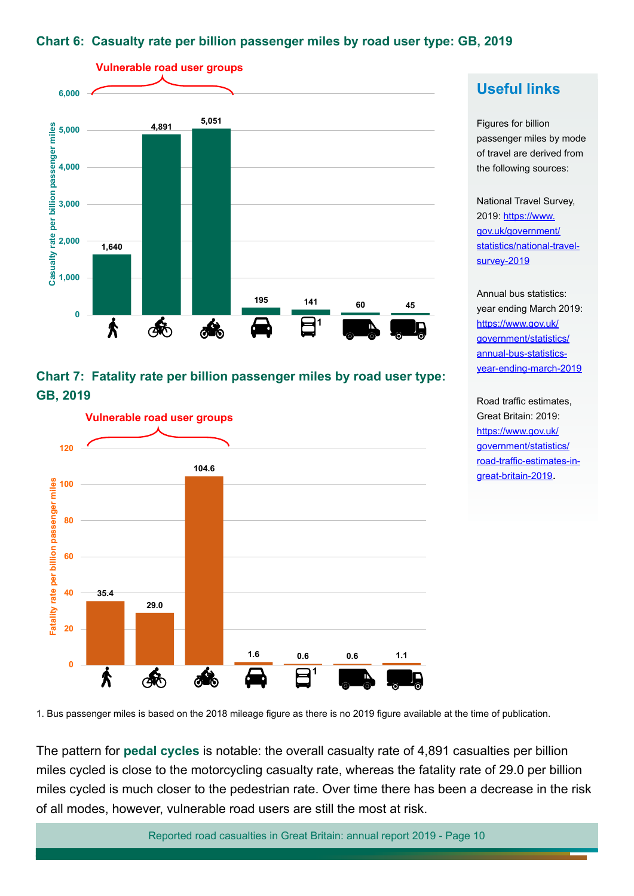## Chart 6: Casualty rate per billion passenger miles by road user type: GB, 2019

Vulnerable road user groups

| Road user type | Casualty rate per billion passenger miles |
|---|---|
| Pedestrian | 1,640 |
| Pedal cycle | 4,891 |
| Motorcycle | 5,051 |
| Car | 195 |
| Bus[1] | 141 |
| Van | 60 |
| HGV | 45 |

## Chart 7: Fatality rate per billion passenger miles by road user type: GB, 2019

Vulnerable road user groups

| Road user type | Fatality rate per billion passenger miles |
|---|---|
| Pedestrian | 35.4 |
| Pedal cycle | 29.0 |
| Motorcycle | 104.6 |
| Car | 1.6 |
| Bus[1] | 0.6 |
| Van | 0.6 |
| HGV | 1.1 |

1. Bus passenger miles is based on the 2018 mileage figure as there is no 2019 figure available at the time of publication.

## Useful links

Figures for billion passenger miles by mode of travel are derived from the following sources:

National Travel Survey, 2019: https://www.gov.uk/government/statistics/national-travel-survey-2019

Annual bus statistics: year ending March 2019: https://www.gov.uk/government/statistics/annual-bus-statistics-year-ending-march-2019

Road traffic estimates, Great Britain: 2019: https://www.gov.uk/government/statistics/road-traffic-estimates-in-great-britain-2019.

The pattern for **pedal cycles** is notable: the overall casualty rate of 4,891 casualties per billion miles cycled is close to the motorcycling casualty rate, whereas the fatality rate of 29.0 per billion miles cycled is much closer to the pedestrian rate. Over time there has been a decrease in the risk of all modes, however, vulnerable road users are still the most at risk.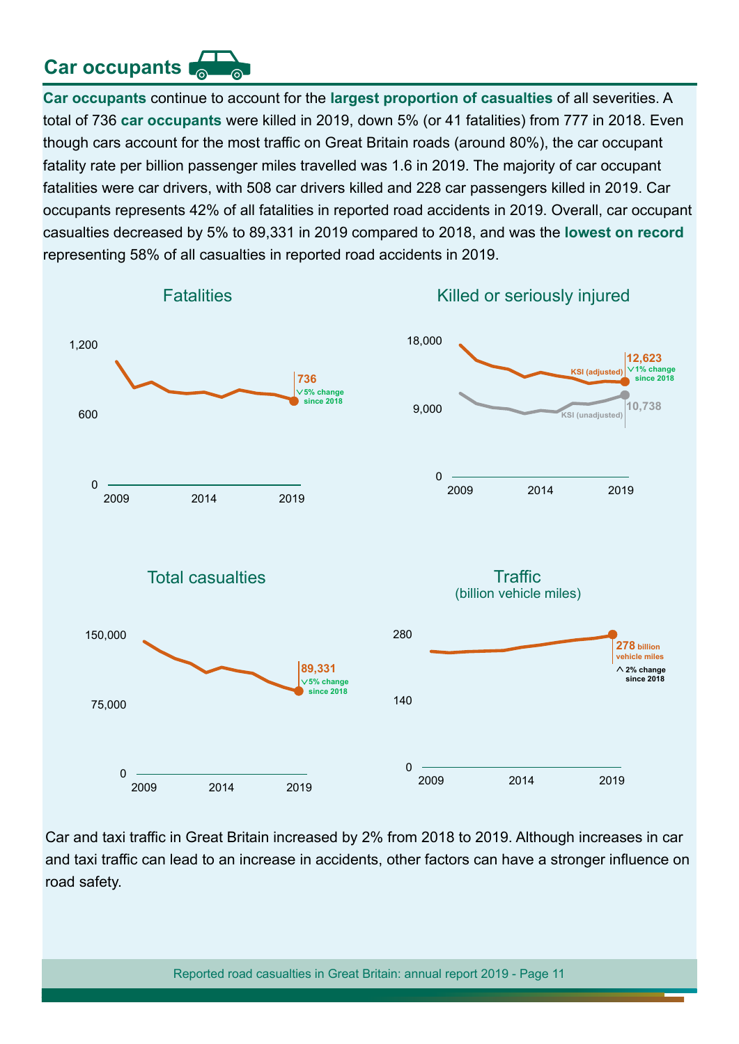## Car occupants

**Car occupants** continue to account for the **largest proportion of casualties** of all severities. A total of 736 **car occupants** were killed in 2019, down 5% (or 41 fatalities) from 777 in 2018. Even though cars account for the most traffic on Great Britain roads (around 80%), the car occupant fatality rate per billion passenger miles travelled was 1.6 in 2019. The majority of car occupant fatalities were car drivers, with 508 car drivers killed and 228 car passengers killed in 2019. Car occupants represents 42% of all fatalities in reported road accidents in 2019. Overall, car occupant casualties decreased by 5% to 89,331 in 2019 compared to 2018, and was the **lowest on record** representing 58% of all casualties in reported road accidents in 2019.

### Fatalities

736
5% change since 2018

### Killed or seriously injured

12,623 KSI (adjusted)
1% change since 2018

10,738 KSI (unadjusted)

### Total casualties

89,331
5% change since 2018

### Traffic (billion vehicle miles)

278 billion vehicle miles
2% change since 2018

Car and taxi traffic in Great Britain increased by 2% from 2018 to 2019. Although increases in car and taxi traffic can lead to an increase in accidents, other factors can have a stronger influence on road safety.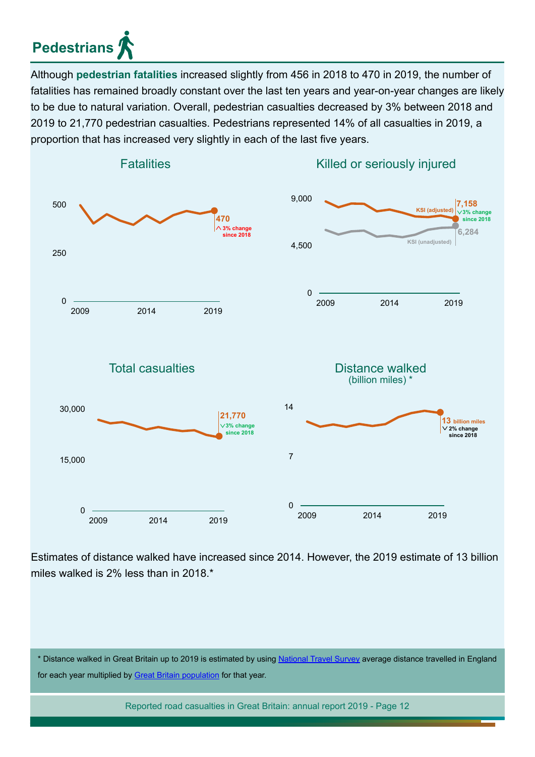## Pedestrians

Although **pedestrian fatalities** increased slightly from 456 in 2018 to 470 in 2019, the number of fatalities has remained broadly constant over the last ten years and year-on-year changes are likely to be due to natural variation. Overall, pedestrian casualties decreased by 3% between 2018 and 2019 to 21,770 pedestrian casualties. Pedestrians represented 14% of all casualties in 2019, a proportion that has increased very slightly in each of the last five years.

**Fatalities**

470 — 3% change since 2018

**Killed or seriously injured**

KSI (adjusted): 7,158 — 3% change since 2018

KSI (unadjusted): 6,284

**Total casualties**

21,770 — 3% change since 2018

**Distance walked** (billion miles) *

13 billion miles — 2% change since 2018

Estimates of distance walked have increased since 2014. However, the 2019 estimate of 13 billion miles walked is 2% less than in 2018.*

* Distance walked in Great Britain up to 2019 is estimated by using National Travel Survey average distance travelled in England for each year multiplied by Great Britain population for that year.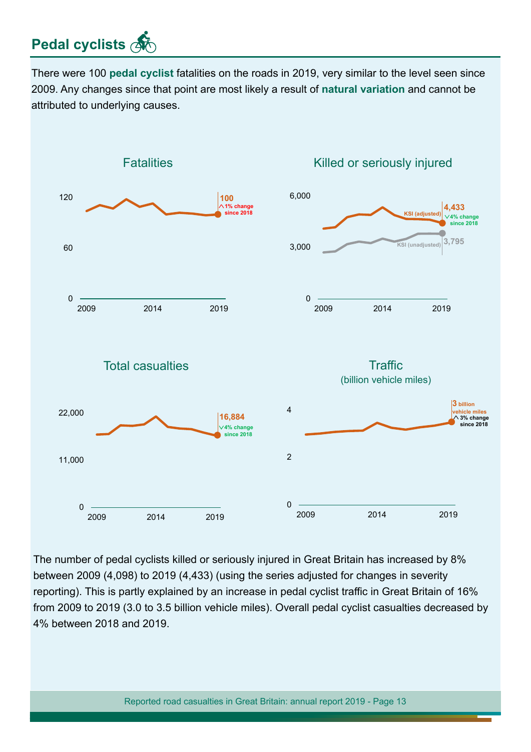## Pedal cyclists

There were 100 **pedal cyclist** fatalities on the roads in 2019, very similar to the level seen since 2009. Any changes since that point are most likely a result of **natural variation** and cannot be attributed to underlying causes.

### Fatalities

120

60

0

2009 2014 2019

100
^1% change since 2018

### Killed or seriously injured

6,000

3,000

0

2009 2014 2019

KSI (adjusted) 4,433
v4% change since 2018

KSI (unadjusted) 3,795

### Total casualties

22,000

11,000

0

2009 2014 2019

16,884
v4% change since 2018

### Traffic
(billion vehicle miles)

4

2

0

2009 2014 2019

3 billion vehicle miles
^3% change since 2018

The number of pedal cyclists killed or seriously injured in Great Britain has increased by 8% between 2009 (4,098) to 2019 (4,433) (using the series adjusted for changes in severity reporting). This is partly explained by an increase in pedal cyclist traffic in Great Britain of 16% from 2009 to 2019 (3.0 to 3.5 billion vehicle miles). Overall pedal cyclist casualties decreased by 4% between 2018 and 2019.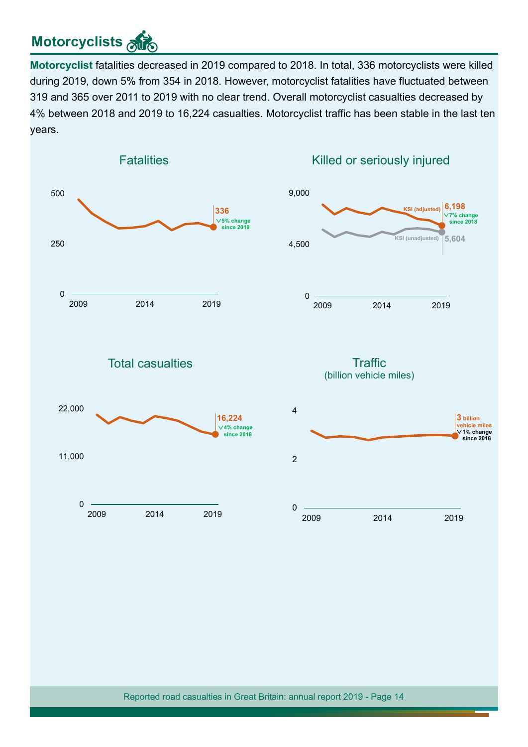## Motorcyclists

**Motorcyclist** fatalities decreased in 2019 compared to 2018. In total, 336 motorcyclists were killed during 2019, down 5% from 354 in 2018. However, motorcyclist fatalities have fluctuated between 319 and 365 over 2011 to 2019 with no clear trend. Overall motorcyclist casualties decreased by 4% between 2018 and 2019 to 16,224 casualties. Motorcyclist traffic has been stable in the last ten years.

### Fatalities

336
∨5% change since 2018

### Killed or seriously injured

KSI (adjusted) 6,198
∨7% change since 2018

KSI (unadjusted) 5,604

### Total casualties

16,224
∨4% change since 2018

### Traffic
(billion vehicle miles)

3 billion vehicle miles
∨1% change since 2018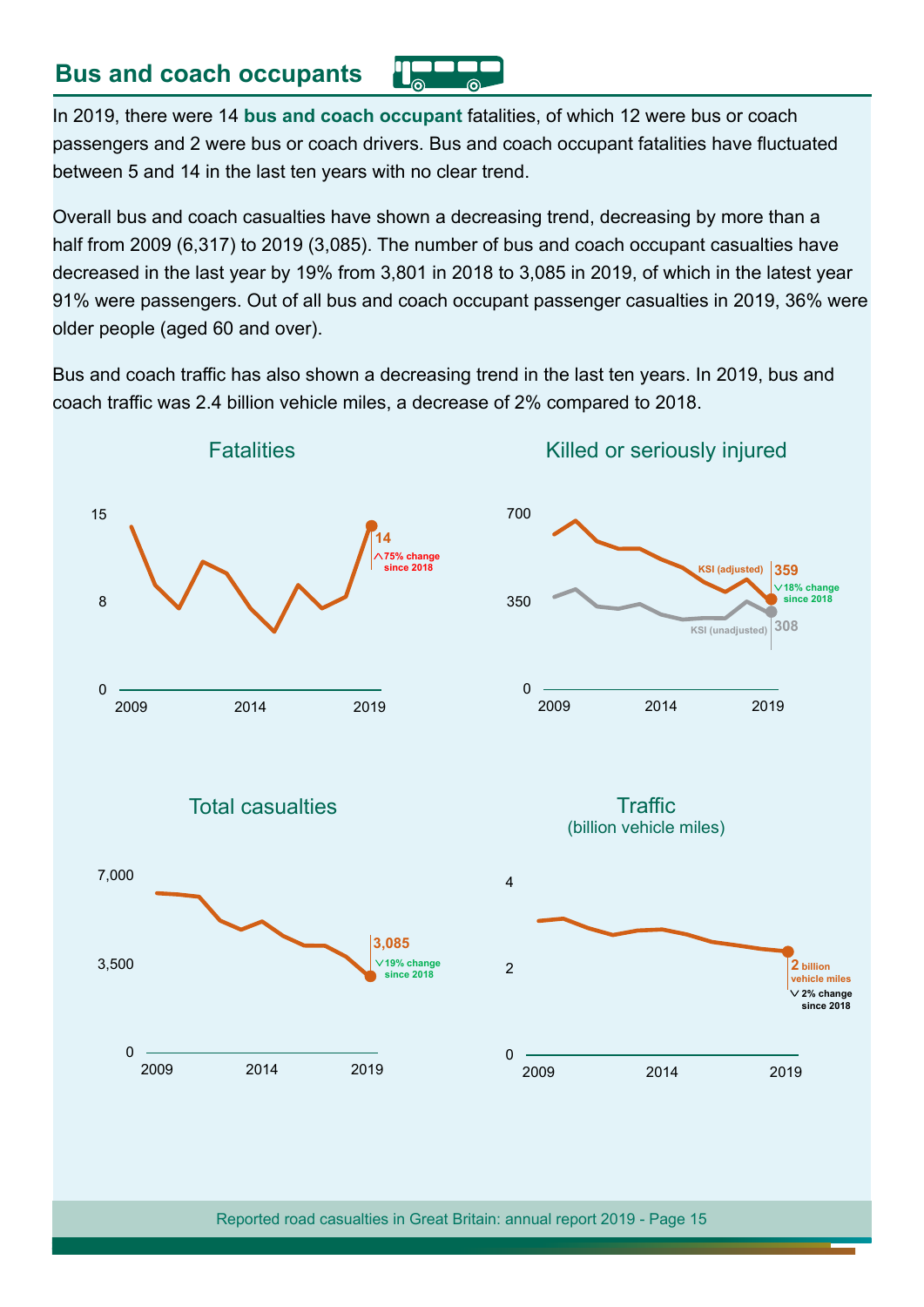## Bus and coach occupants

In 2019, there were 14 **bus and coach occupant** fatalities, of which 12 were bus or coach passengers and 2 were bus or coach drivers. Bus and coach occupant fatalities have fluctuated between 5 and 14 in the last ten years with no clear trend.

Overall bus and coach casualties have shown a decreasing trend, decreasing by more than a half from 2009 (6,317) to 2019 (3,085). The number of bus and coach occupant casualties have decreased in the last year by 19% from 3,801 in 2018 to 3,085 in 2019, of which in the latest year 91% were passengers. Out of all bus and coach occupant passenger casualties in 2019, 36% were older people (aged 60 and over).

Bus and coach traffic has also shown a decreasing trend in the last ten years. In 2019, bus and coach traffic was 2.4 billion vehicle miles, a decrease of 2% compared to 2018.

### Fatalities

14 — 75% change since 2018

### Killed or seriously injured

KSI (adjusted): 359 — 18% change since 2018

KSI (unadjusted): 308

### Total casualties

3,085 — 19% change since 2018

### Traffic
(billion vehicle miles)

2 billion vehicle miles — 2% change since 2018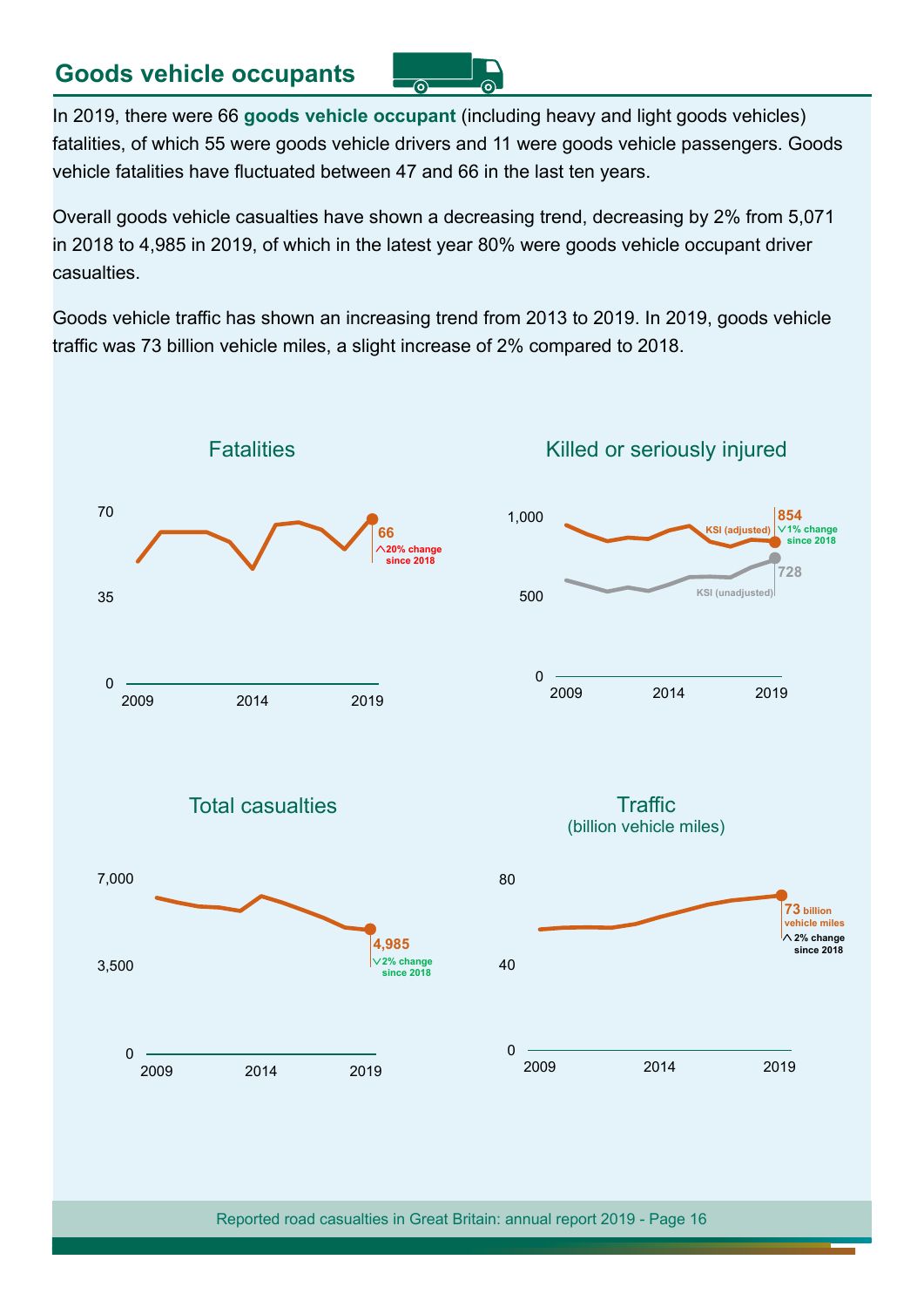## Goods vehicle occupants

In 2019, there were 66 **goods vehicle occupant** (including heavy and light goods vehicles) fatalities, of which 55 were goods vehicle drivers and 11 were goods vehicle passengers. Goods vehicle fatalities have fluctuated between 47 and 66 in the last ten years.

Overall goods vehicle casualties have shown a decreasing trend, decreasing by 2% from 5,071 in 2018 to 4,985 in 2019, of which in the latest year 80% were goods vehicle occupant driver casualties.

Goods vehicle traffic has shown an increasing trend from 2013 to 2019. In 2019, goods vehicle traffic was 73 billion vehicle miles, a slight increase of 2% compared to 2018.

### Fatalities

66 — 20% change since 2018

### Killed or seriously injured

KSI (adjusted): 854 — 1% change since 2018

KSI (unadjusted): 728

### Total casualties

4,985 — 2% change since 2018

### Traffic
(billion vehicle miles)

73 billion vehicle miles — 2% change since 2018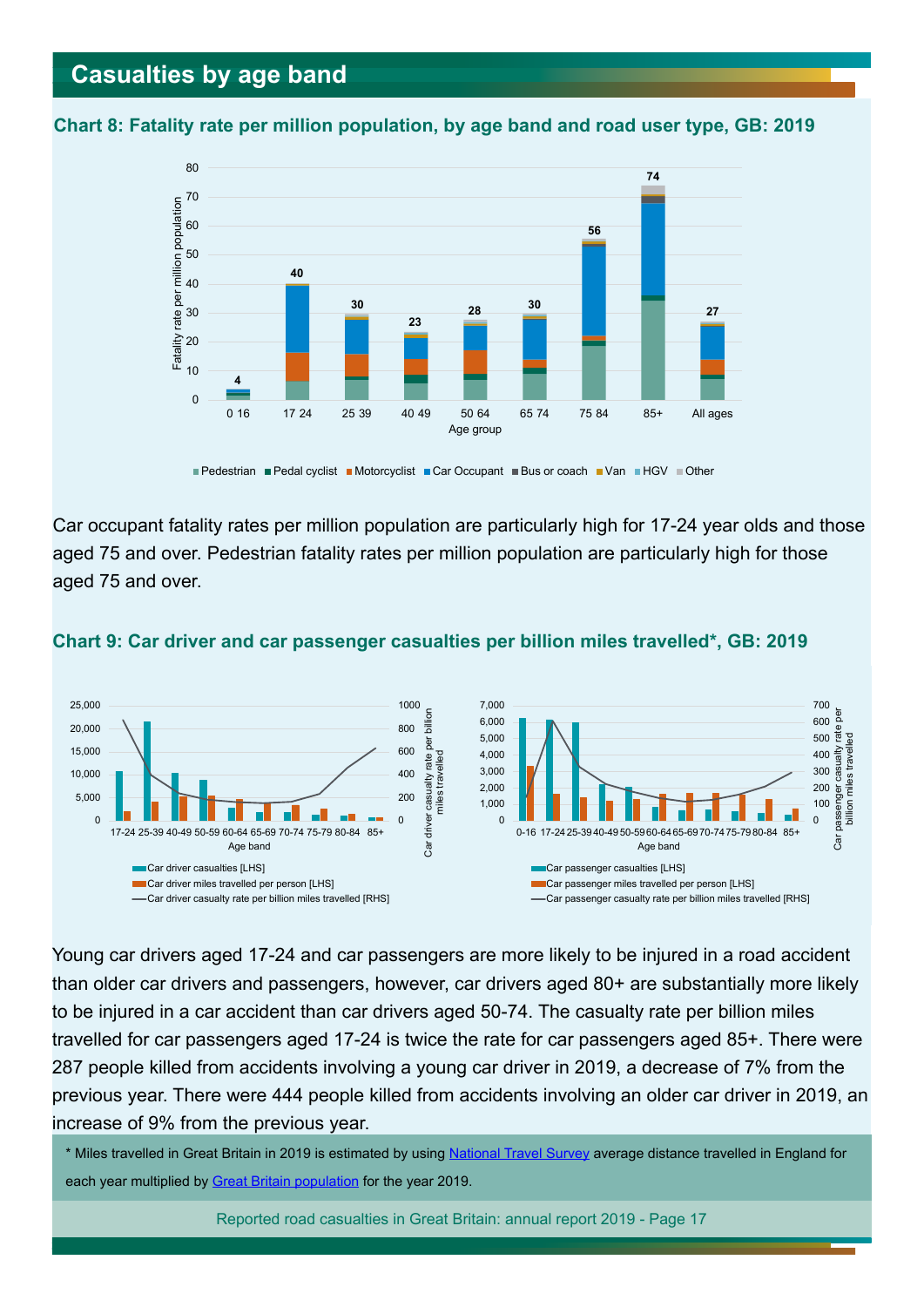## Casualties by age band

### Chart 8: Fatality rate per million population, by age band and road user type, GB: 2019

Car occupant fatality rates per million population are particularly high for 17-24 year olds and those aged 75 and over. Pedestrian fatality rates per million population are particularly high for those aged 75 and over.

### Chart 9: Car driver and car passenger casualties per billion miles travelled*, GB: 2019

Young car drivers aged 17-24 and car passengers are more likely to be injured in a road accident than older car drivers and passengers, however, car drivers aged 80+ are substantially more likely to be injured in a car accident than car drivers aged 50-74. The casualty rate per billion miles travelled for car passengers aged 17-24 is twice the rate for car passengers aged 85+. There were 287 people killed from accidents involving a young car driver in 2019, a decrease of 7% from the previous year. There were 444 people killed from accidents involving an older car driver in 2019, an increase of 9% from the previous year.

\* Miles travelled in Great Britain in 2019 is estimated by using [National Travel Survey] average distance travelled in England for each year multiplied by [Great Britain population] for the year 2019.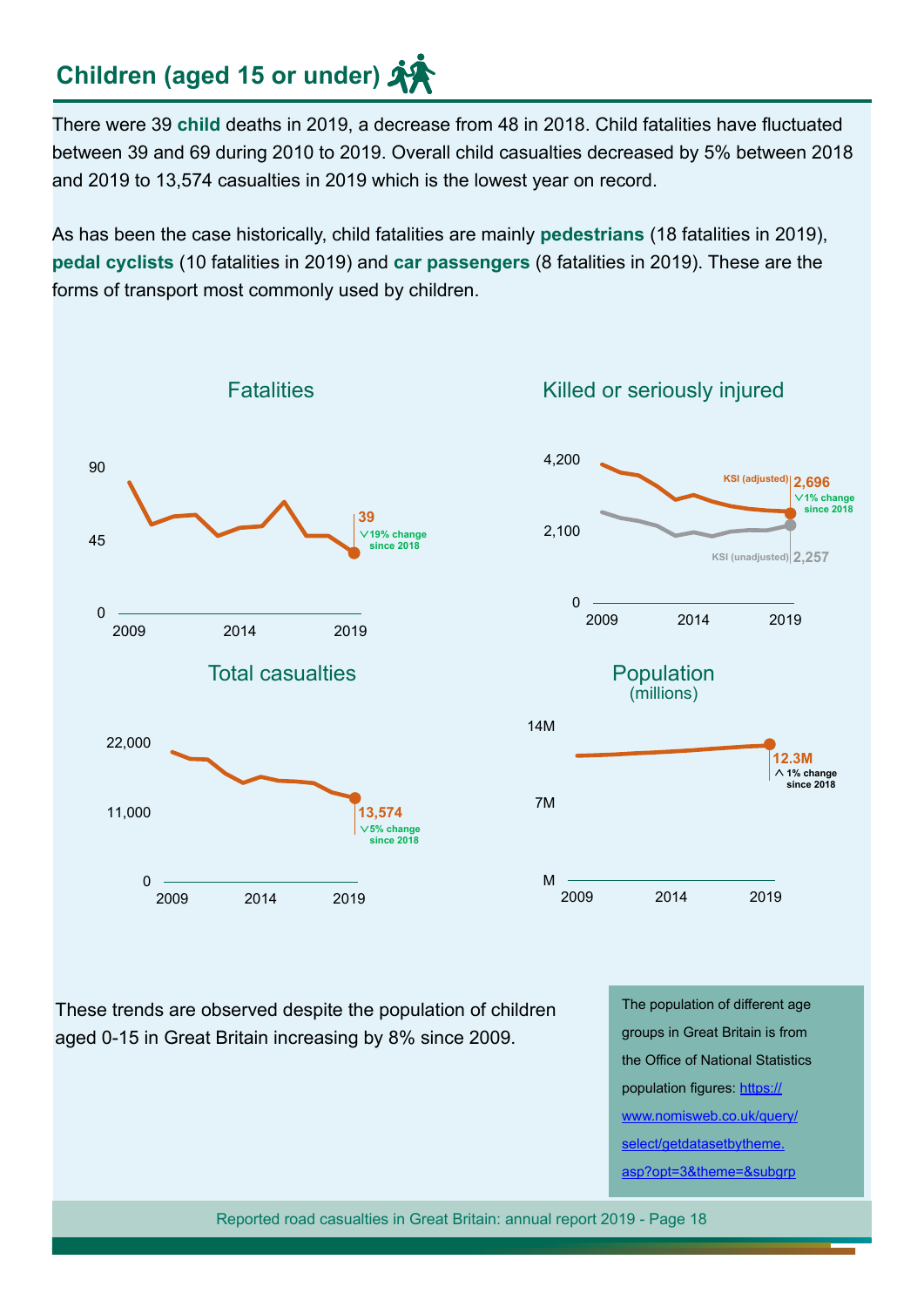## Children (aged 15 or under)

There were 39 **child** deaths in 2019, a decrease from 48 in 2018. Child fatalities have fluctuated between 39 and 69 during 2010 to 2019. Overall child casualties decreased by 5% between 2018 and 2019 to 13,574 casualties in 2019 which is the lowest year on record.

As has been the case historically, child fatalities are mainly **pedestrians** (18 fatalities in 2019), **pedal cyclists** (10 fatalities in 2019) and **car passengers** (8 fatalities in 2019). These are the forms of transport most commonly used by children.

**Fatalities**

39 — ∨19% change since 2018

**Killed or seriously injured**

KSI (adjusted) 2,696 — ∨1% change since 2018

KSI (unadjusted) 2,257

**Total casualties**

13,574 — ∨5% change since 2018

**Population** (millions)

12.3M — ∧ 1% change since 2018

These trends are observed despite the population of children aged 0-15 in Great Britain increasing by 8% since 2009.

The population of different age groups in Great Britain is from the Office of National Statistics population figures: https://www.nomisweb.co.uk/query/select/getdatasetbytheme.asp?opt=3&theme=&subgrp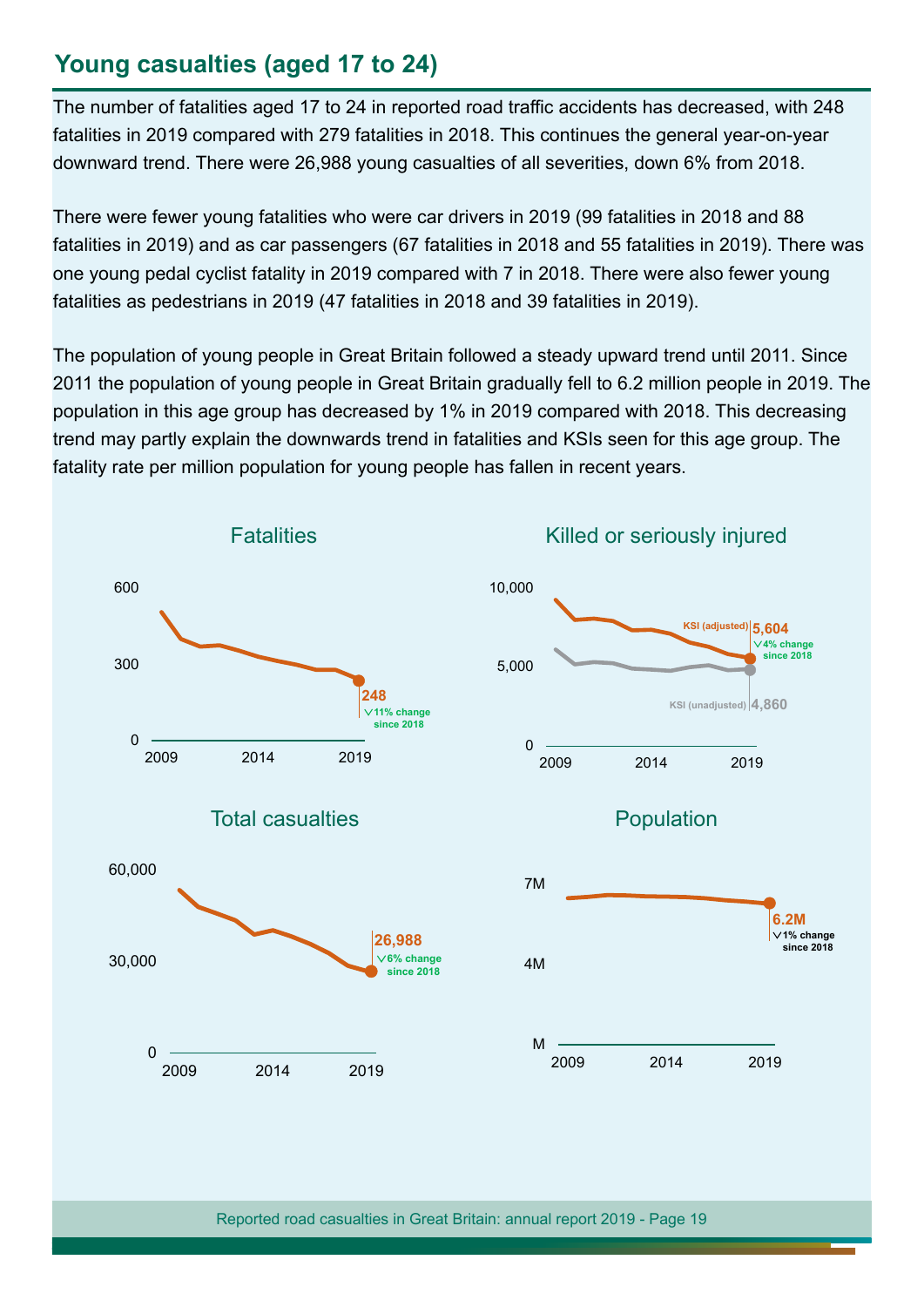## Young casualties (aged 17 to 24)

The number of fatalities aged 17 to 24 in reported road traffic accidents has decreased, with 248 fatalities in 2019 compared with 279 fatalities in 2018. This continues the general year-on-year downward trend. There were 26,988 young casualties of all severities, down 6% from 2018.

There were fewer young fatalities who were car drivers in 2019 (99 fatalities in 2018 and 88 fatalities in 2019) and as car passengers (67 fatalities in 2018 and 55 fatalities in 2019). There was one young pedal cyclist fatality in 2019 compared with 7 in 2018. There were also fewer young fatalities as pedestrians in 2019 (47 fatalities in 2018 and 39 fatalities in 2019).

The population of young people in Great Britain followed a steady upward trend until 2011. Since 2011 the population of young people in Great Britain gradually fell to 6.2 million people in 2019. The population in this age group has decreased by 1% in 2019 compared with 2018. This decreasing trend may partly explain the downwards trend in fatalities and KSIs seen for this age group. The fatality rate per million population for young people has fallen in recent years.

### Fatalities

248 — 11% change since 2018

### Killed or seriously injured

KSI (adjusted) 5,604 — 4% change since 2018

KSI (unadjusted) 4,860

### Total casualties

26,988 — 6% change since 2018

### Population

6.2M — 1% change since 2018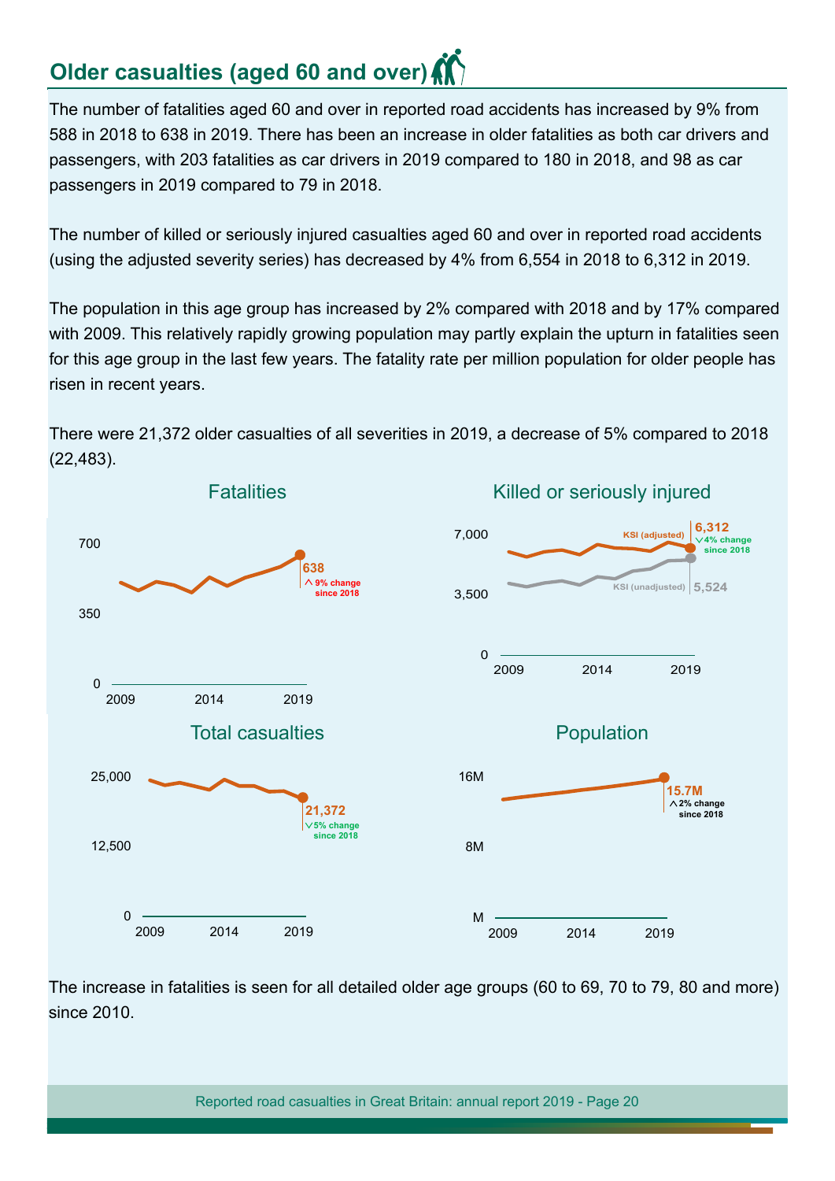## Older casualties (aged 60 and over)

The number of fatalities aged 60 and over in reported road accidents has increased by 9% from 588 in 2018 to 638 in 2019. There has been an increase in older fatalities as both car drivers and passengers, with 203 fatalities as car drivers in 2019 compared to 180 in 2018, and 98 as car passengers in 2019 compared to 79 in 2018.

The number of killed or seriously injured casualties aged 60 and over in reported road accidents (using the adjusted severity series) has decreased by 4% from 6,554 in 2018 to 6,312 in 2019.

The population in this age group has increased by 2% compared with 2018 and by 17% compared with 2009. This relatively rapidly growing population may partly explain the upturn in fatalities seen for this age group in the last few years. The fatality rate per million population for older people has risen in recent years.

There were 21,372 older casualties of all severities in 2019, a decrease of 5% compared to 2018 (22,483).

**Fatalities**

638 — ^ 9% change since 2018

**Killed or seriously injured**

KSI (adjusted): 6,312 — v 4% change since 2018

KSI (unadjusted): 5,524

**Total casualties**

21,372 — v 5% change since 2018

**Population**

15.7M — ^ 2% change since 2018

The increase in fatalities is seen for all detailed older age groups (60 to 69, 70 to 79, 80 and more) since 2010.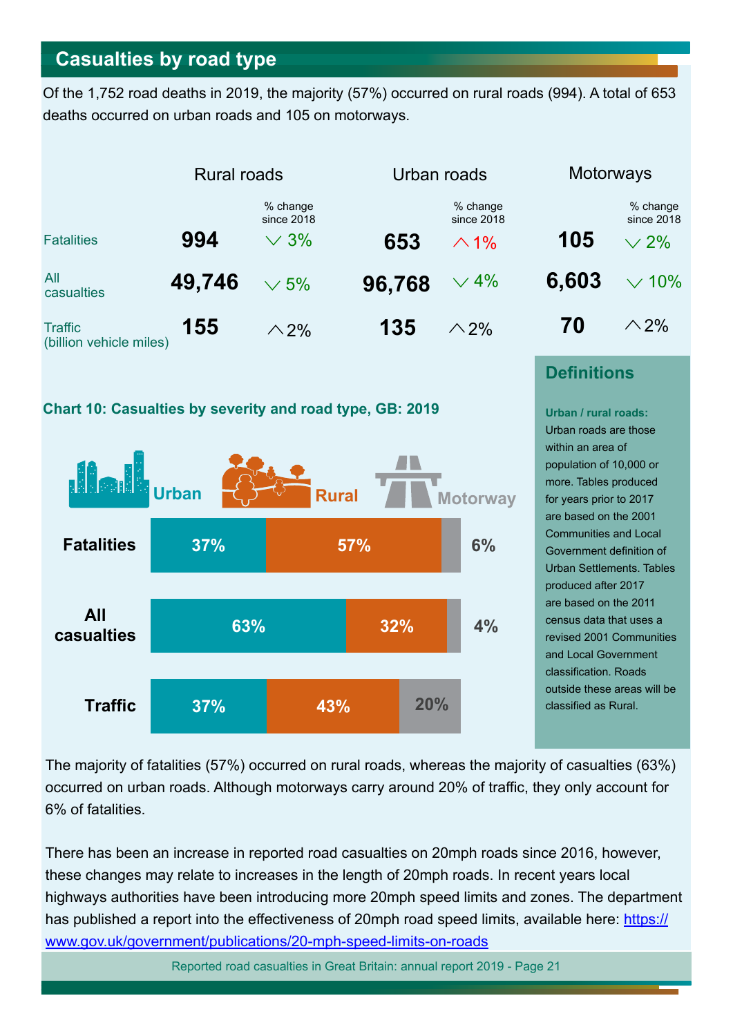## Casualties by road type

Of the 1,752 road deaths in 2019, the majority (57%) occurred on rural roads (994). A total of 653 deaths occurred on urban roads and 105 on motorways.

| | Rural roads | % change since 2018 | Urban roads | % change since 2018 | Motorways | % change since 2018 |
|---|---|---|---|---|---|---|
| Fatalities | **994** | ↓ 3% | **653** | ↑ 1% | **105** | ↓ 2% |
| All casualties | **49,746** | ↓ 5% | **96,768** | ↓ 4% | **6,603** | ↓ 10% |
| Traffic (billion vehicle miles) | **155** | ↑ 2% | **135** | ↑ 2% | **70** | ↑ 2% |

### Definitions

**Urban / rural roads:** Urban roads are those within an area of population of 10,000 or more. Tables produced for years prior to 2017 are based on the 2001 Communities and Local Government definition of Urban Settlements. Tables produced after 2017 are based on the 2011 census data that uses a revised 2001 Communities and Local Government classification. Roads outside these areas will be classified as Rural.

**Chart 10: Casualties by severity and road type, GB: 2019**

| | Urban | Rural | Motorway |
|---|---|---|---|
| Fatalities | 37% | 57% | 6% |
| All casualties | 63% | 32% | 4% |
| Traffic | 37% | 43% | 20% |

The majority of fatalities (57%) occurred on rural roads, whereas the majority of casualties (63%) occurred on urban roads. Although motorways carry around 20% of traffic, they only account for 6% of fatalities.

There has been an increase in reported road casualties on 20mph roads since 2016, however, these changes may relate to increases in the length of 20mph roads. In recent years local highways authorities have been introducing more 20mph speed limits and zones. The department has published a report into the effectiveness of 20mph road speed limits, available here: https://www.gov.uk/government/publications/20-mph-speed-limits-on-roads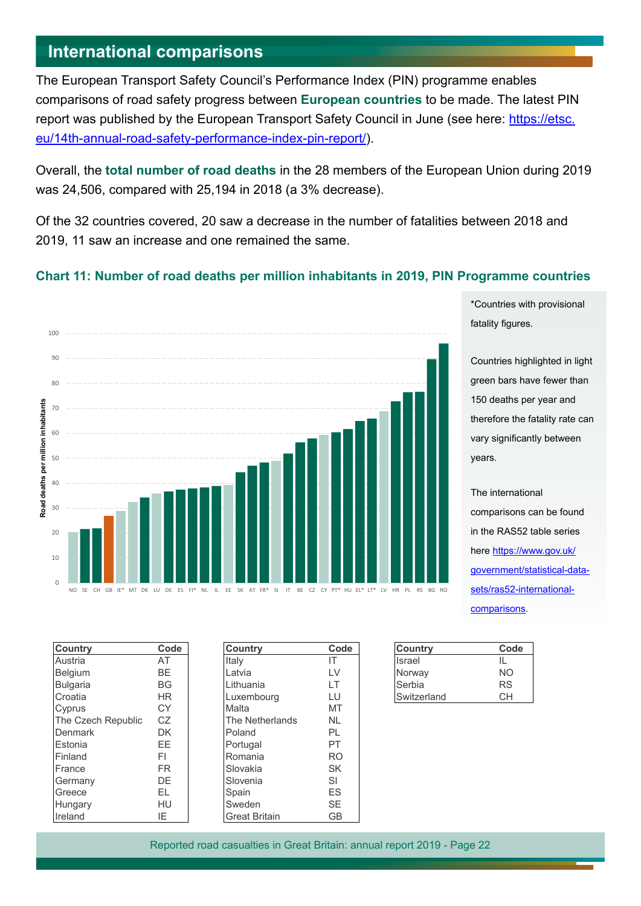## International comparisons

The European Transport Safety Council's Performance Index (PIN) programme enables comparisons of road safety progress between **European countries** to be made. The latest PIN report was published by the European Transport Safety Council in June (see here: https://etsc.eu/14th-annual-road-safety-performance-index-pin-report/).

Overall, the **total number of road deaths** in the 28 members of the European Union during 2019 was 24,506, compared with 25,194 in 2018 (a 3% decrease).

Of the 32 countries covered, 20 saw a decrease in the number of fatalities between 2018 and 2019, 11 saw an increase and one remained the same.

**Chart 11: Number of road deaths per million inhabitants in 2019, PIN Programme countries**

*Countries with provisional fatality figures.

Countries highlighted in light green bars have fewer than 150 deaths per year and therefore the fatality rate can vary significantly between years.

The international comparisons can be found in the RAS52 table series here https://www.gov.uk/government/statistical-data-sets/ras52-international-comparisons.

| Country | Code |
|---|---|
| Austria | AT |
| Belgium | BE |
| Bulgaria | BG |
| Croatia | HR |
| Cyprus | CY |
| The Czech Republic | CZ |
| Denmark | DK |
| Estonia | EE |
| Finland | FI |
| France | FR |
| Germany | DE |
| Greece | EL |
| Hungary | HU |
| Ireland | IE |

| Country | Code |
|---|---|
| Italy | IT |
| Latvia | LV |
| Lithuania | LT |
| Luxembourg | LU |
| Malta | MT |
| The Netherlands | NL |
| Poland | PL |
| Portugal | PT |
| Romania | RO |
| Slovakia | SK |
| Slovenia | SI |
| Spain | ES |
| Sweden | SE |
| Great Britain | GB |

| Country | Code |
|---|---|
| Israel | IL |
| Norway | NO |
| Serbia | RS |
| Switzerland | CH |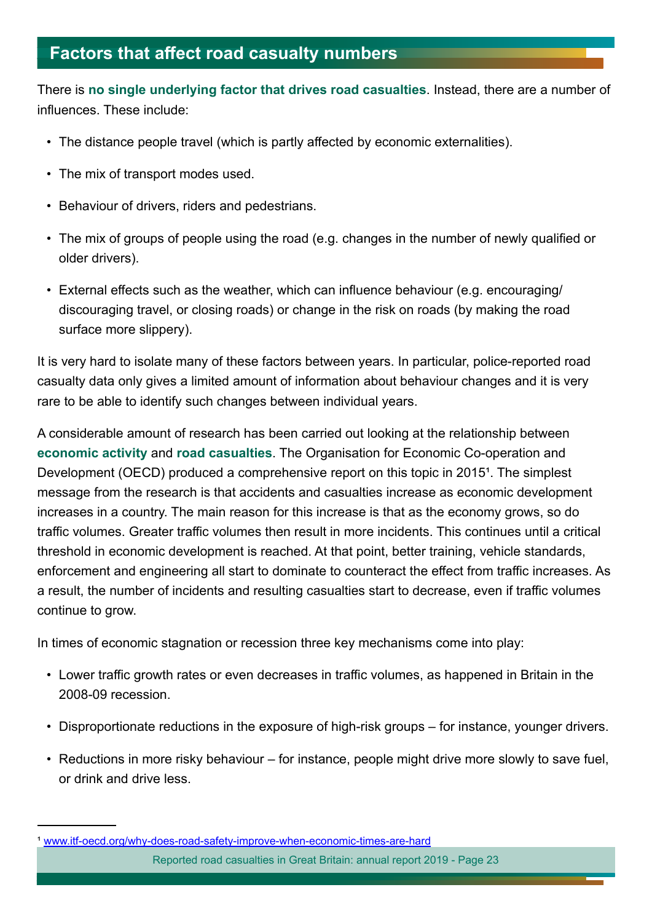## Factors that affect road casualty numbers

There is **no single underlying factor that drives road casualties**. Instead, there are a number of influences. These include:

- The distance people travel (which is partly affected by economic externalities).
- The mix of transport modes used.
- Behaviour of drivers, riders and pedestrians.
- The mix of groups of people using the road (e.g. changes in the number of newly qualified or older drivers).
- External effects such as the weather, which can influence behaviour (e.g. encouraging/ discouraging travel, or closing roads) or change in the risk on roads (by making the road surface more slippery).

It is very hard to isolate many of these factors between years. In particular, police-reported road casualty data only gives a limited amount of information about behaviour changes and it is very rare to be able to identify such changes between individual years.

A considerable amount of research has been carried out looking at the relationship between **economic activity** and **road casualties**. The Organisation for Economic Co-operation and Development (OECD) produced a comprehensive report on this topic in 2015[1]. The simplest message from the research is that accidents and casualties increase as economic development increases in a country. The main reason for this increase is that as the economy grows, so do traffic volumes. Greater traffic volumes then result in more incidents. This continues until a critical threshold in economic development is reached. At that point, better training, vehicle standards, enforcement and engineering all start to dominate to counteract the effect from traffic increases. As a result, the number of incidents and resulting casualties start to decrease, even if traffic volumes continue to grow.

In times of economic stagnation or recession three key mechanisms come into play:

- Lower traffic growth rates or even decreases in traffic volumes, as happened in Britain in the 2008-09 recession.
- Disproportionate reductions in the exposure of high-risk groups – for instance, younger drivers.
- Reductions in more risky behaviour – for instance, people might drive more slowly to save fuel, or drink and drive less.

---

[1] www.itf-oecd.org/why-does-road-safety-improve-when-economic-times-are-hard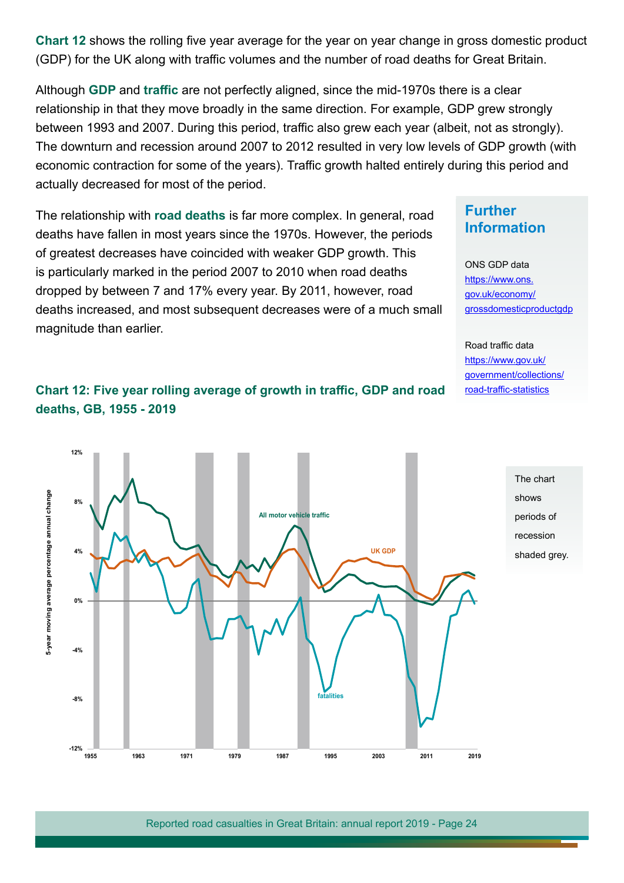**Chart 12** shows the rolling five year average for the year on year change in gross domestic product (GDP) for the UK along with traffic volumes and the number of road deaths for Great Britain.

Although **GDP** and **traffic** are not perfectly aligned, since the mid-1970s there is a clear relationship in that they move broadly in the same direction. For example, GDP grew strongly between 1993 and 2007. During this period, traffic also grew each year (albeit, not as strongly). The downturn and recession around 2007 to 2012 resulted in very low levels of GDP growth (with economic contraction for some of the years). Traffic growth halted entirely during this period and actually decreased for most of the period.

The relationship with **road deaths** is far more complex. In general, road deaths have fallen in most years since the 1970s. However, the periods of greatest decreases have coincided with weaker GDP growth. This is particularly marked in the period 2007 to 2010 when road deaths dropped by between 7 and 17% every year. By 2011, however, road deaths increased, and most subsequent decreases were of a much small magnitude than earlier.

## Further Information

ONS GDP data
https://www.ons.gov.uk/economy/grossdomesticproductgdp

Road traffic data
https://www.gov.uk/government/collections/road-traffic-statistics

### Chart 12: Five year rolling average of growth in traffic, GDP and road deaths, GB, 1955 - 2019

The chart shows periods of recession shaded grey.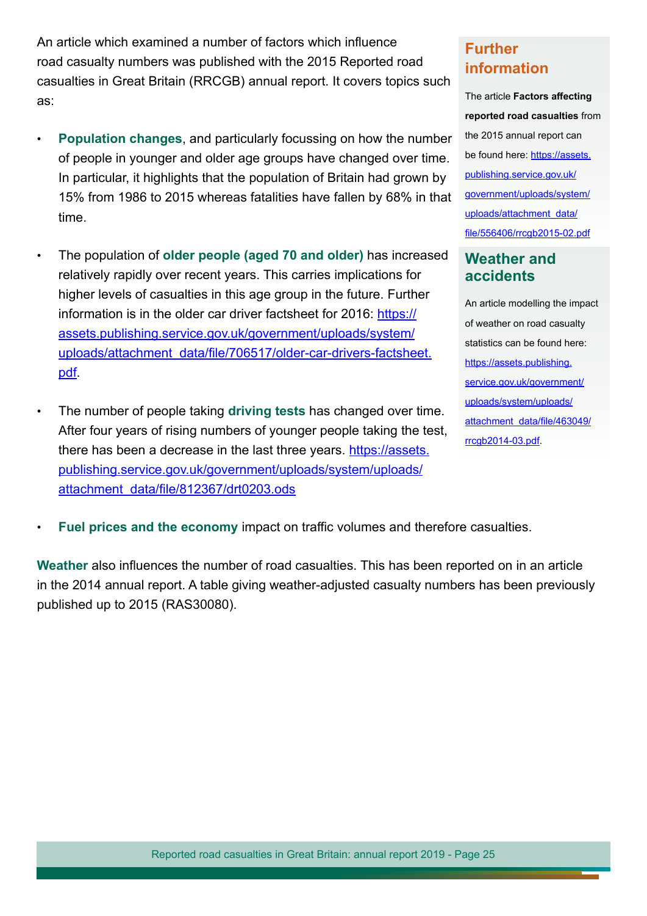An article which examined a number of factors which influence road casualty numbers was published with the 2015 Reported road casualties in Great Britain (RRCGB) annual report. It covers topics such as:

- **Population changes**, and particularly focussing on how the number of people in younger and older age groups have changed over time. In particular, it highlights that the population of Britain had grown by 15% from 1986 to 2015 whereas fatalities have fallen by 68% in that time.
- The population of **older people (aged 70 and older)** has increased relatively rapidly over recent years. This carries implications for higher levels of casualties in this age group in the future. Further information is in the older car driver factsheet for 2016: https://assets.publishing.service.gov.uk/government/uploads/system/uploads/attachment_data/file/706517/older-car-drivers-factsheet.pdf.
- The number of people taking **driving tests** has changed over time. After four years of rising numbers of younger people taking the test, there has been a decrease in the last three years. https://assets.publishing.service.gov.uk/government/uploads/system/uploads/attachment_data/file/812367/drt0203.ods
- **Fuel prices and the economy** impact on traffic volumes and therefore casualties.

**Weather** also influences the number of road casualties. This has been reported on in an article in the 2014 annual report. A table giving weather-adjusted casualty numbers has been previously published up to 2015 (RAS30080).

## Further information

The article **Factors affecting reported road casualties** from the 2015 annual report can be found here: https://assets.publishing.service.gov.uk/government/uploads/system/uploads/attachment_data/file/556406/rrcgb2015-02.pdf

## Weather and accidents

An article modelling the impact of weather on road casualty statistics can be found here: https://assets.publishing.service.gov.uk/government/uploads/system/uploads/attachment_data/file/463049/rrcgb2014-03.pdf.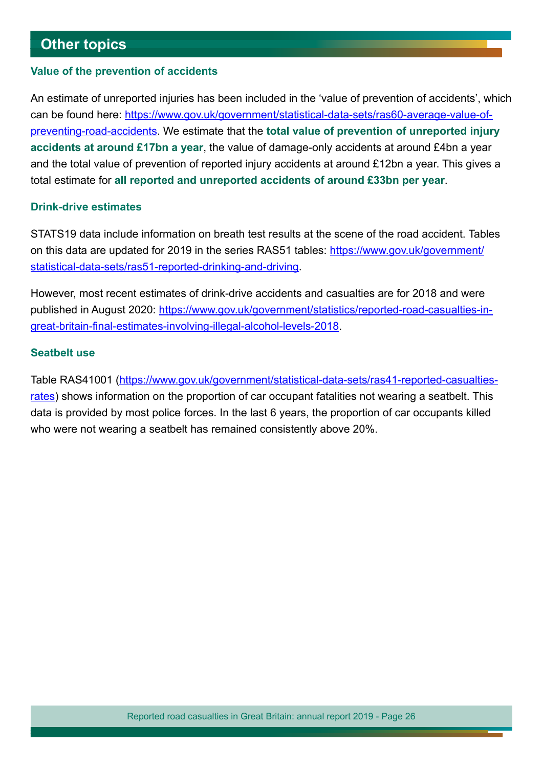## Other topics

### Value of the prevention of accidents

An estimate of unreported injuries has been included in the 'value of prevention of accidents', which can be found here: https://www.gov.uk/government/statistical-data-sets/ras60-average-value-of-preventing-road-accidents. We estimate that the **total value of prevention of unreported injury accidents at around £17bn a year**, the value of damage-only accidents at around £4bn a year and the total value of prevention of reported injury accidents at around £12bn a year. This gives a total estimate for **all reported and unreported accidents of around £33bn per year**.

### Drink-drive estimates

STATS19 data include information on breath test results at the scene of the road accident. Tables on this data are updated for 2019 in the series RAS51 tables: https://www.gov.uk/government/statistical-data-sets/ras51-reported-drinking-and-driving.

However, most recent estimates of drink-drive accidents and casualties are for 2018 and were published in August 2020: https://www.gov.uk/government/statistics/reported-road-casualties-in-great-britain-final-estimates-involving-illegal-alcohol-levels-2018.

### Seatbelt use

Table RAS41001 (https://www.gov.uk/government/statistical-data-sets/ras41-reported-casualties-rates) shows information on the proportion of car occupant fatalities not wearing a seatbelt. This data is provided by most police forces. In the last 6 years, the proportion of car occupants killed who were not wearing a seatbelt has remained consistently above 20%.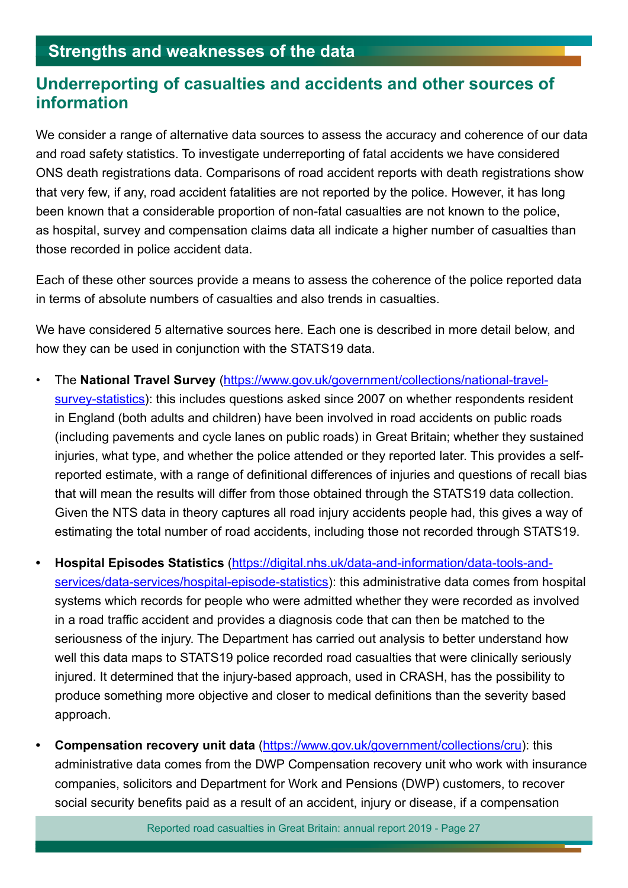## Strengths and weaknesses of the data

### Underreporting of casualties and accidents and other sources of information

We consider a range of alternative data sources to assess the accuracy and coherence of our data and road safety statistics. To investigate underreporting of fatal accidents we have considered ONS death registrations data. Comparisons of road accident reports with death registrations show that very few, if any, road accident fatalities are not reported by the police. However, it has long been known that a considerable proportion of non-fatal casualties are not known to the police, as hospital, survey and compensation claims data all indicate a higher number of casualties than those recorded in police accident data.

Each of these other sources provide a means to assess the coherence of the police reported data in terms of absolute numbers of casualties and also trends in casualties.

We have considered 5 alternative sources here. Each one is described in more detail below, and how they can be used in conjunction with the STATS19 data.

- The **National Travel Survey** (https://www.gov.uk/government/collections/national-travel-survey-statistics): this includes questions asked since 2007 on whether respondents resident in England (both adults and children) have been involved in road accidents on public roads (including pavements and cycle lanes on public roads) in Great Britain; whether they sustained injuries, what type, and whether the police attended or they reported later. This provides a self-reported estimate, with a range of definitional differences of injuries and questions of recall bias that will mean the results will differ from those obtained through the STATS19 data collection. Given the NTS data in theory captures all road injury accidents people had, this gives a way of estimating the total number of road accidents, including those not recorded through STATS19.
- **Hospital Episodes Statistics** (https://digital.nhs.uk/data-and-information/data-tools-and-services/data-services/hospital-episode-statistics): this administrative data comes from hospital systems which records for people who were admitted whether they were recorded as involved in a road traffic accident and provides a diagnosis code that can then be matched to the seriousness of the injury. The Department has carried out analysis to better understand how well this data maps to STATS19 police recorded road casualties that were clinically seriously injured. It determined that the injury-based approach, used in CRASH, has the possibility to produce something more objective and closer to medical definitions than the severity based approach.
- **Compensation recovery unit data** (https://www.gov.uk/government/collections/cru): this administrative data comes from the DWP Compensation recovery unit who work with insurance companies, solicitors and Department for Work and Pensions (DWP) customers, to recover social security benefits paid as a result of an accident, injury or disease, if a compensation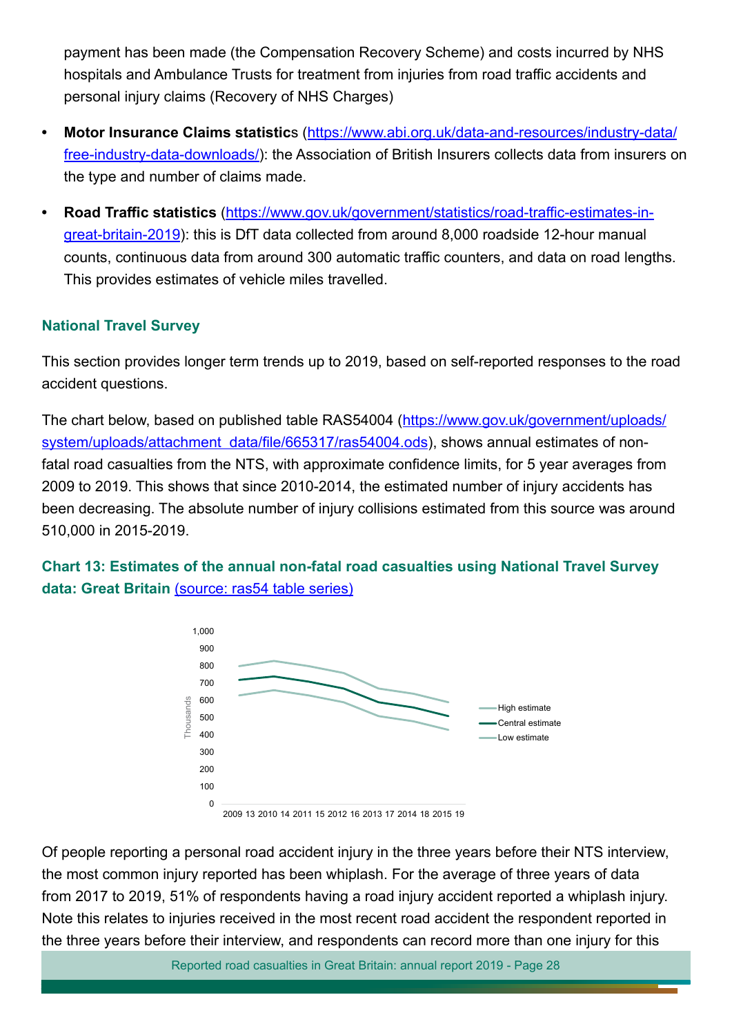payment has been made (the Compensation Recovery Scheme) and costs incurred by NHS hospitals and Ambulance Trusts for treatment from injuries from road traffic accidents and personal injury claims (Recovery of NHS Charges)

- **Motor Insurance Claims statistics** (https://www.abi.org.uk/data-and-resources/industry-data/free-industry-data-downloads/): the Association of British Insurers collects data from insurers on the type and number of claims made.
- **Road Traffic statistics** (https://www.gov.uk/government/statistics/road-traffic-estimates-in-great-britain-2019): this is DfT data collected from around 8,000 roadside 12-hour manual counts, continuous data from around 300 automatic traffic counters, and data on road lengths. This provides estimates of vehicle miles travelled.

### National Travel Survey

This section provides longer term trends up to 2019, based on self-reported responses to the road accident questions.

The chart below, based on published table RAS54004 (https://www.gov.uk/government/uploads/system/uploads/attachment_data/file/665317/ras54004.ods), shows annual estimates of non-fatal road casualties from the NTS, with approximate confidence limits, for 5 year averages from 2009 to 2019. This shows that since 2010-2014, the estimated number of injury accidents has been decreasing. The absolute number of injury collisions estimated from this source was around 510,000 in 2015-2019.

**Chart 13: Estimates of the annual non-fatal road casualties using National Travel Survey data: Great Britain** (source: ras54 table series)

Of people reporting a personal road accident injury in the three years before their NTS interview, the most common injury reported has been whiplash. For the average of three years of data from 2017 to 2019, 51% of respondents having a road injury accident reported a whiplash injury. Note this relates to injuries received in the most recent road accident the respondent reported in the three years before their interview, and respondents can record more than one injury for this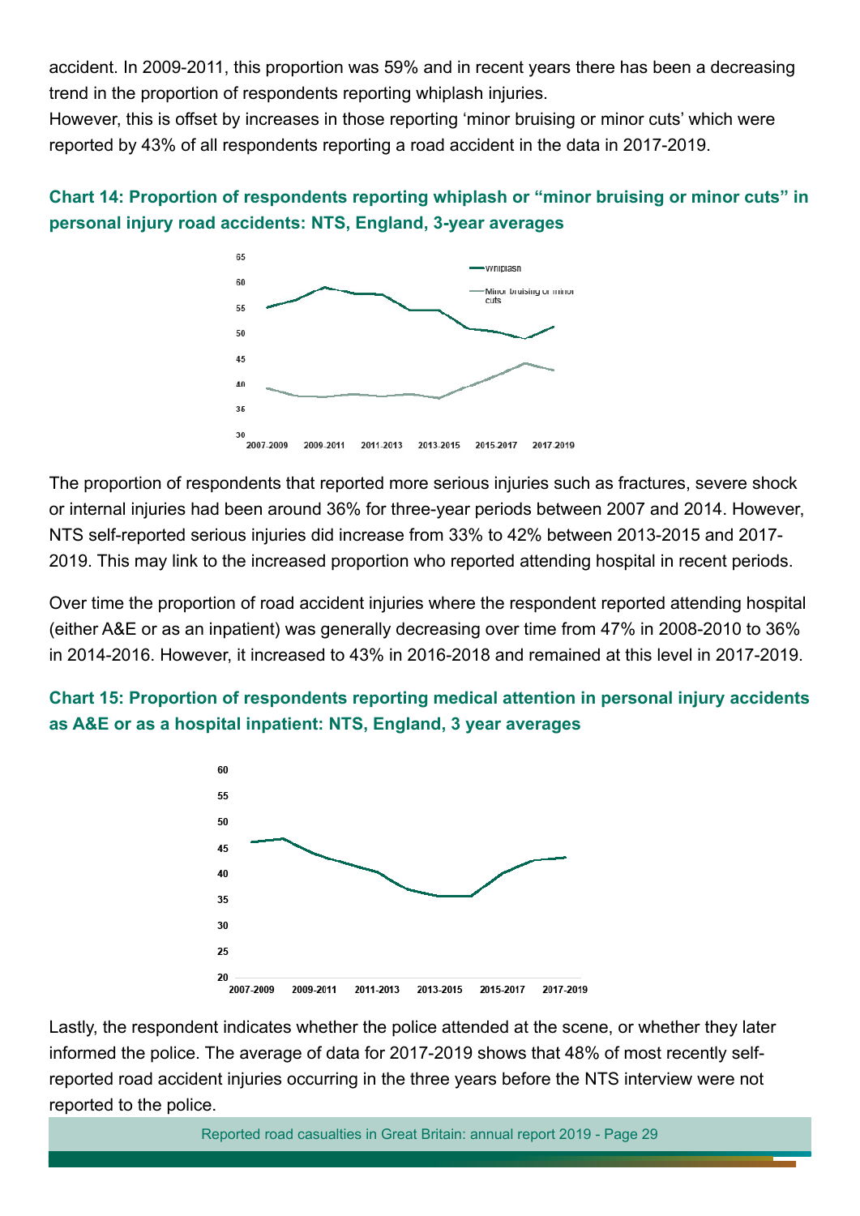accident. In 2009-2011, this proportion was 59% and in recent years there has been a decreasing trend in the proportion of respondents reporting whiplash injuries.
However, this is offset by increases in those reporting 'minor bruising or minor cuts' which were reported by 43% of all respondents reporting a road accident in the data in 2017-2019.

### Chart 14: Proportion of respondents reporting whiplash or "minor bruising or minor cuts" in personal injury road accidents: NTS, England, 3-year averages

The proportion of respondents that reported more serious injuries such as fractures, severe shock or internal injuries had been around 36% for three-year periods between 2007 and 2014. However, NTS self-reported serious injuries did increase from 33% to 42% between 2013-2015 and 2017-2019. This may link to the increased proportion who reported attending hospital in recent periods.

Over time the proportion of road accident injuries where the respondent reported attending hospital (either A&E or as an inpatient) was generally decreasing over time from 47% in 2008-2010 to 36% in 2014-2016. However, it increased to 43% in 2016-2018 and remained at this level in 2017-2019.

### Chart 15: Proportion of respondents reporting medical attention in personal injury accidents as A&E or as a hospital inpatient: NTS, England, 3 year averages

Lastly, the respondent indicates whether the police attended at the scene, or whether they later informed the police. The average of data for 2017-2019 shows that 48% of most recently self-reported road accident injuries occurring in the three years before the NTS interview were not reported to the police.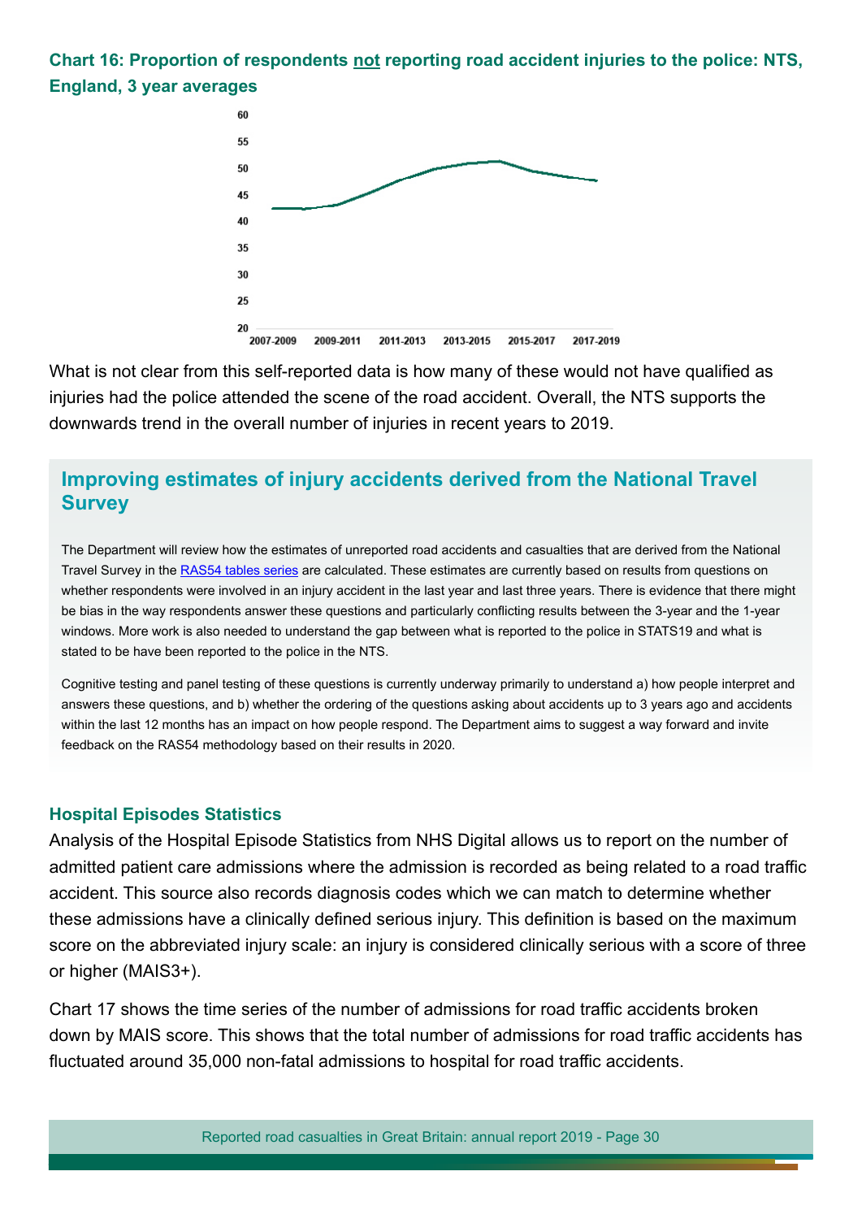**Chart 16: Proportion of respondents not reporting road accident injuries to the police: NTS, England, 3 year averages**

What is not clear from this self-reported data is how many of these would not have qualified as injuries had the police attended the scene of the road accident. Overall, the NTS supports the downwards trend in the overall number of injuries in recent years to 2019.

## Improving estimates of injury accidents derived from the National Travel Survey

The Department will review how the estimates of unreported road accidents and casualties that are derived from the National Travel Survey in the RAS54 tables series are calculated. These estimates are currently based on results from questions on whether respondents were involved in an injury accident in the last year and last three years. There is evidence that there might be bias in the way respondents answer these questions and particularly conflicting results between the 3-year and the 1-year windows. More work is also needed to understand the gap between what is reported to the police in STATS19 and what is stated to be have been reported to the police in the NTS.

Cognitive testing and panel testing of these questions is currently underway primarily to understand a) how people interpret and answers these questions, and b) whether the ordering of the questions asking about accidents up to 3 years ago and accidents within the last 12 months has an impact on how people respond. The Department aims to suggest a way forward and invite feedback on the RAS54 methodology based on their results in 2020.

### Hospital Episodes Statistics

Analysis of the Hospital Episode Statistics from NHS Digital allows us to report on the number of admitted patient care admissions where the admission is recorded as being related to a road traffic accident. This source also records diagnosis codes which we can match to determine whether these admissions have a clinically defined serious injury. This definition is based on the maximum score on the abbreviated injury scale: an injury is considered clinically serious with a score of three or higher (MAIS3+).

Chart 17 shows the time series of the number of admissions for road traffic accidents broken down by MAIS score. This shows that the total number of admissions for road traffic accidents has fluctuated around 35,000 non-fatal admissions to hospital for road traffic accidents.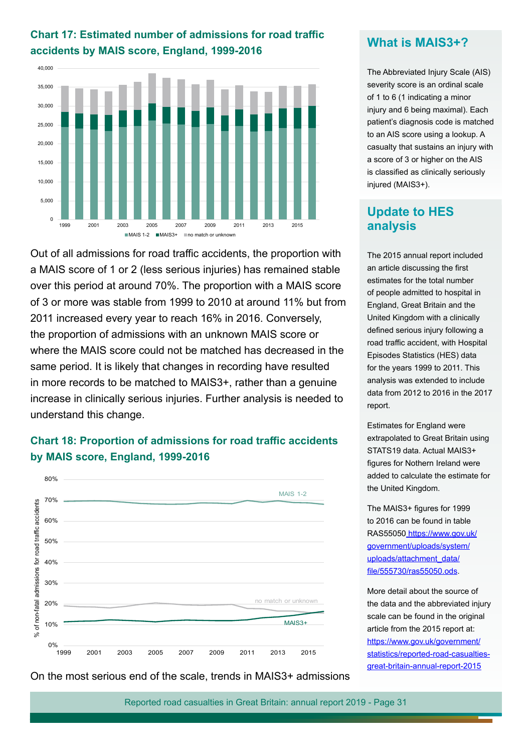## Chart 17: Estimated number of admissions for road traffic accidents by MAIS score, England, 1999-2016

Out of all admissions for road traffic accidents, the proportion with a MAIS score of 1 or 2 (less serious injuries) has remained stable over this period at around 70%. The proportion with a MAIS score of 3 or more was stable from 1999 to 2010 at around 11% but from 2011 increased every year to reach 16% in 2016. Conversely, the proportion of admissions with an unknown MAIS score or where the MAIS score could not be matched has decreased in the same period. It is likely that changes in recording have resulted in more records to be matched to MAIS3+, rather than a genuine increase in clinically serious injuries. Further analysis is needed to understand this change.

## Chart 18: Proportion of admissions for road traffic accidents by MAIS score, England, 1999-2016

On the most serious end of the scale, trends in MAIS3+ admissions

## What is MAIS3+?

The Abbreviated Injury Scale (AIS) severity score is an ordinal scale of 1 to 6 (1 indicating a minor injury and 6 being maximal). Each patient's diagnosis code is matched to an AIS score using a lookup. A casualty that sustains an injury with a score of 3 or higher on the AIS is classified as clinically seriously injured (MAIS3+).

## Update to HES analysis

The 2015 annual report included an article discussing the first estimates for the total number of people admitted to hospital in England, Great Britain and the United Kingdom with a clinically defined serious injury following a road traffic accident, with Hospital Episodes Statistics (HES) data for the years 1999 to 2011. This analysis was extended to include data from 2012 to 2016 in the 2017 report.

Estimates for England were extrapolated to Great Britain using STATS19 data. Actual MAIS3+ figures for Nothern Ireland were added to calculate the estimate for the United Kingdom.

The MAIS3+ figures for 1999 to 2016 can be found in table RAS55050 https://www.gov.uk/government/uploads/system/uploads/attachment_data/file/555730/ras55050.ods.

More detail about the source of the data and the abbreviated injury scale can be found in the original article from the 2015 report at: https://www.gov.uk/government/statistics/reported-road-casualties-great-britain-annual-report-2015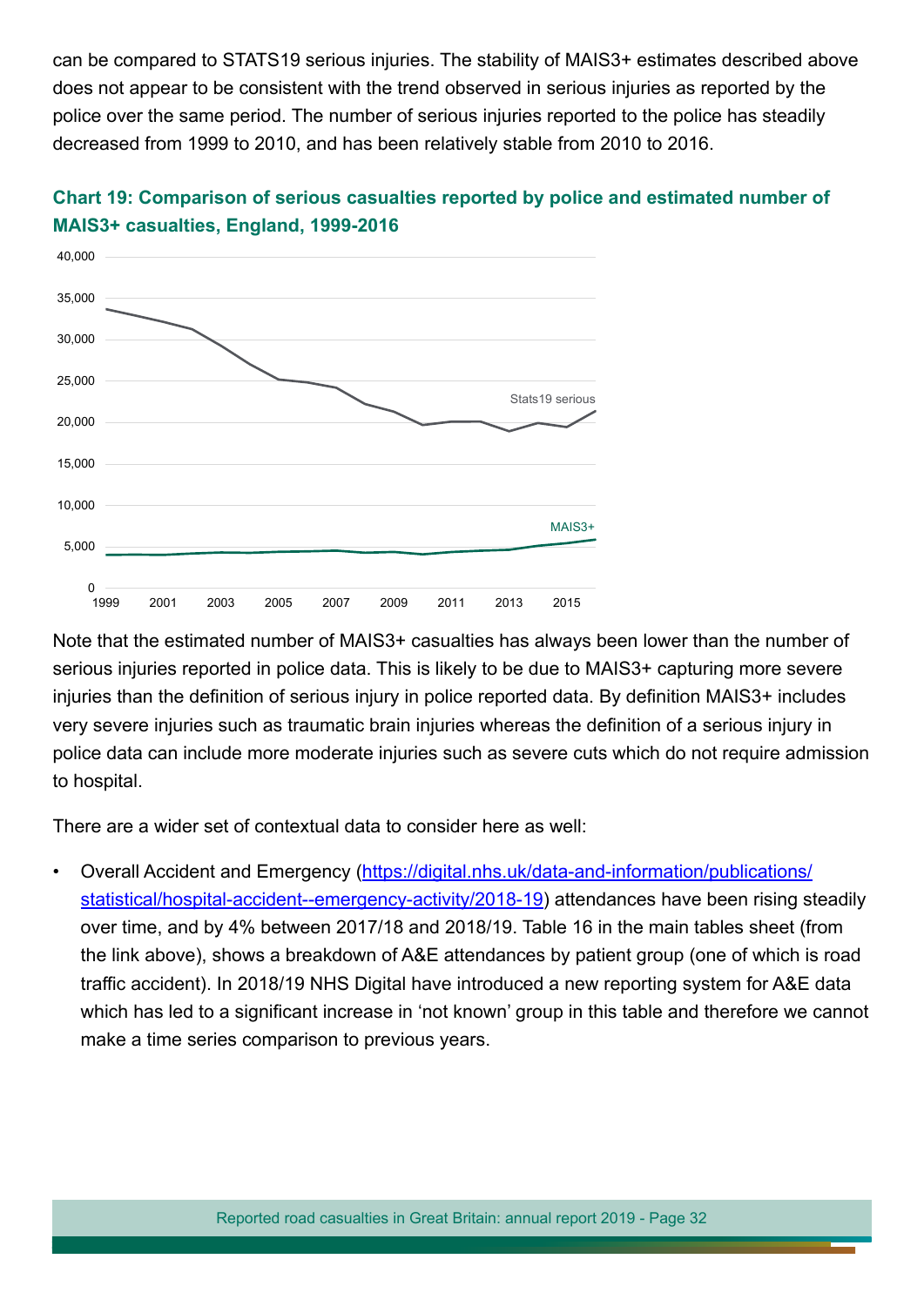can be compared to STATS19 serious injuries. The stability of MAIS3+ estimates described above does not appear to be consistent with the trend observed in serious injuries as reported by the police over the same period. The number of serious injuries reported to the police has steadily decreased from 1999 to 2010, and has been relatively stable from 2010 to 2016.

**Chart 19: Comparison of serious casualties reported by police and estimated number of MAIS3+ casualties, England, 1999-2016**

Note that the estimated number of MAIS3+ casualties has always been lower than the number of serious injuries reported in police data. This is likely to be due to MAIS3+ capturing more severe injuries than the definition of serious injury in police reported data. By definition MAIS3+ includes very severe injuries such as traumatic brain injuries whereas the definition of a serious injury in police data can include more moderate injuries such as severe cuts which do not require admission to hospital.

There are a wider set of contextual data to consider here as well:

- Overall Accident and Emergency (https://digital.nhs.uk/data-and-information/publications/statistical/hospital-accident--emergency-activity/2018-19) attendances have been rising steadily over time, and by 4% between 2017/18 and 2018/19. Table 16 in the main tables sheet (from the link above), shows a breakdown of A&E attendances by patient group (one of which is road traffic accident). In 2018/19 NHS Digital have introduced a new reporting system for A&E data which has led to a significant increase in 'not known' group in this table and therefore we cannot make a time series comparison to previous years.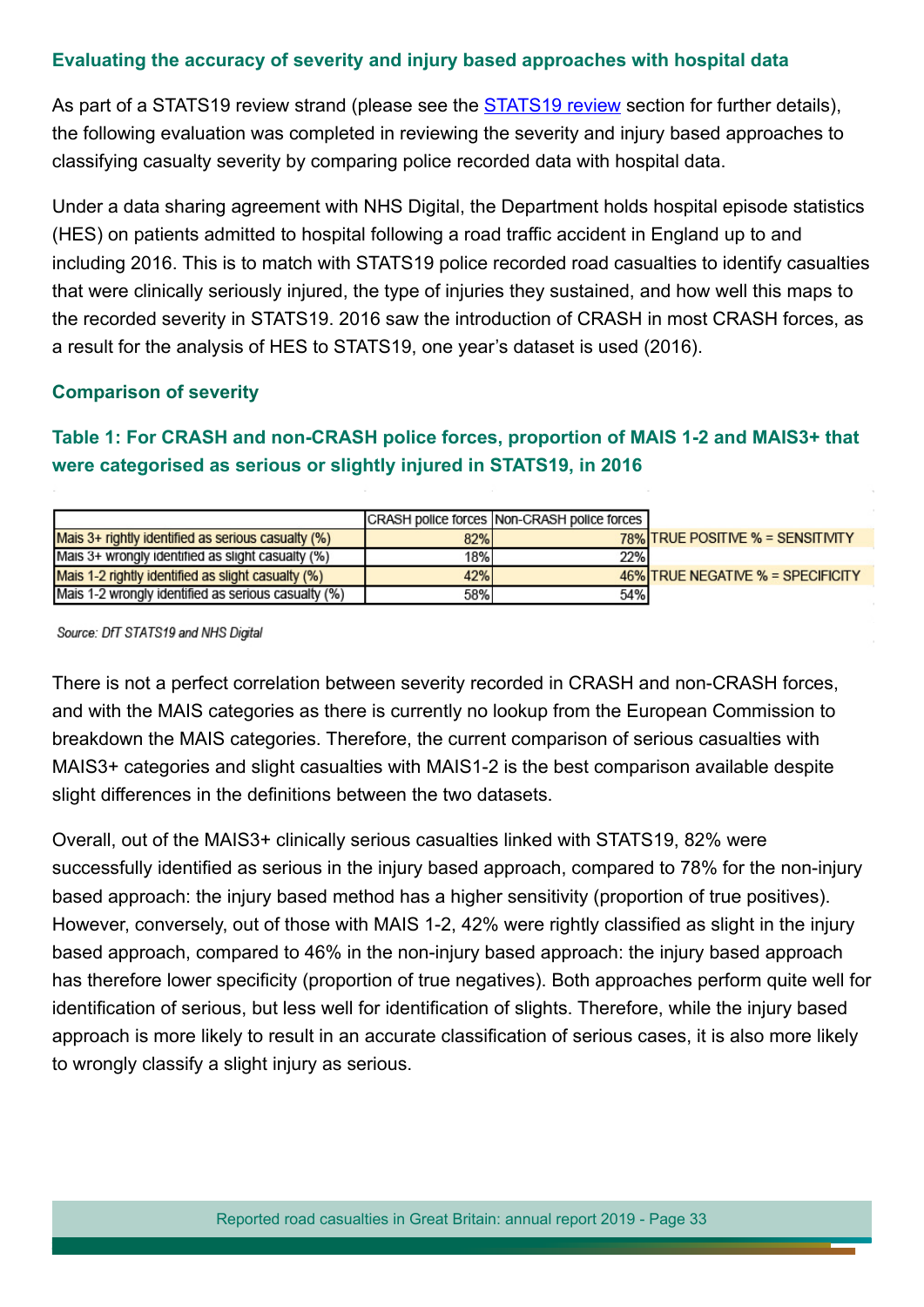### Evaluating the accuracy of severity and injury based approaches with hospital data

As part of a STATS19 review strand (please see the STATS19 review section for further details), the following evaluation was completed in reviewing the severity and injury based approaches to classifying casualty severity by comparing police recorded data with hospital data.

Under a data sharing agreement with NHS Digital, the Department holds hospital episode statistics (HES) on patients admitted to hospital following a road traffic accident in England up to and including 2016. This is to match with STATS19 police recorded road casualties to identify casualties that were clinically seriously injured, the type of injuries they sustained, and how well this maps to the recorded severity in STATS19. 2016 saw the introduction of CRASH in most CRASH forces, as a result for the analysis of HES to STATS19, one year's dataset is used (2016).

### Comparison of severity

#### Table 1: For CRASH and non-CRASH police forces, proportion of MAIS 1-2 and MAIS3+ that were categorised as serious or slightly injured in STATS19, in 2016

| | CRASH police forces | Non-CRASH police forces | |
|---|---|---|---|
| Mais 3+ rightly identified as serious casualty (%) | 82% | 78% | TRUE POSITIVE % = SENSITIVITY |
| Mais 3+ wrongly identified as slight casualty (%) | 18% | 22% | |
| Mais 1-2 rightly identified as slight casualty (%) | 42% | 46% | TRUE NEGATIVE % = SPECIFICITY |
| Mais 1-2 wrongly identified as serious casualty (%) | 58% | 54% | |

*Source: DfT STATS19 and NHS Digital*

There is not a perfect correlation between severity recorded in CRASH and non-CRASH forces, and with the MAIS categories as there is currently no lookup from the European Commission to breakdown the MAIS categories. Therefore, the current comparison of serious casualties with MAIS3+ categories and slight casualties with MAIS1-2 is the best comparison available despite slight differences in the definitions between the two datasets.

Overall, out of the MAIS3+ clinically serious casualties linked with STATS19, 82% were successfully identified as serious in the injury based approach, compared to 78% for the non-injury based approach: the injury based method has a higher sensitivity (proportion of true positives). However, conversely, out of those with MAIS 1-2, 42% were rightly classified as slight in the injury based approach, compared to 46% in the non-injury based approach: the injury based approach has therefore lower specificity (proportion of true negatives). Both approaches perform quite well for identification of serious, but less well for identification of slights. Therefore, while the injury based approach is more likely to result in an accurate classification of serious cases, it is also more likely to wrongly classify a slight injury as serious.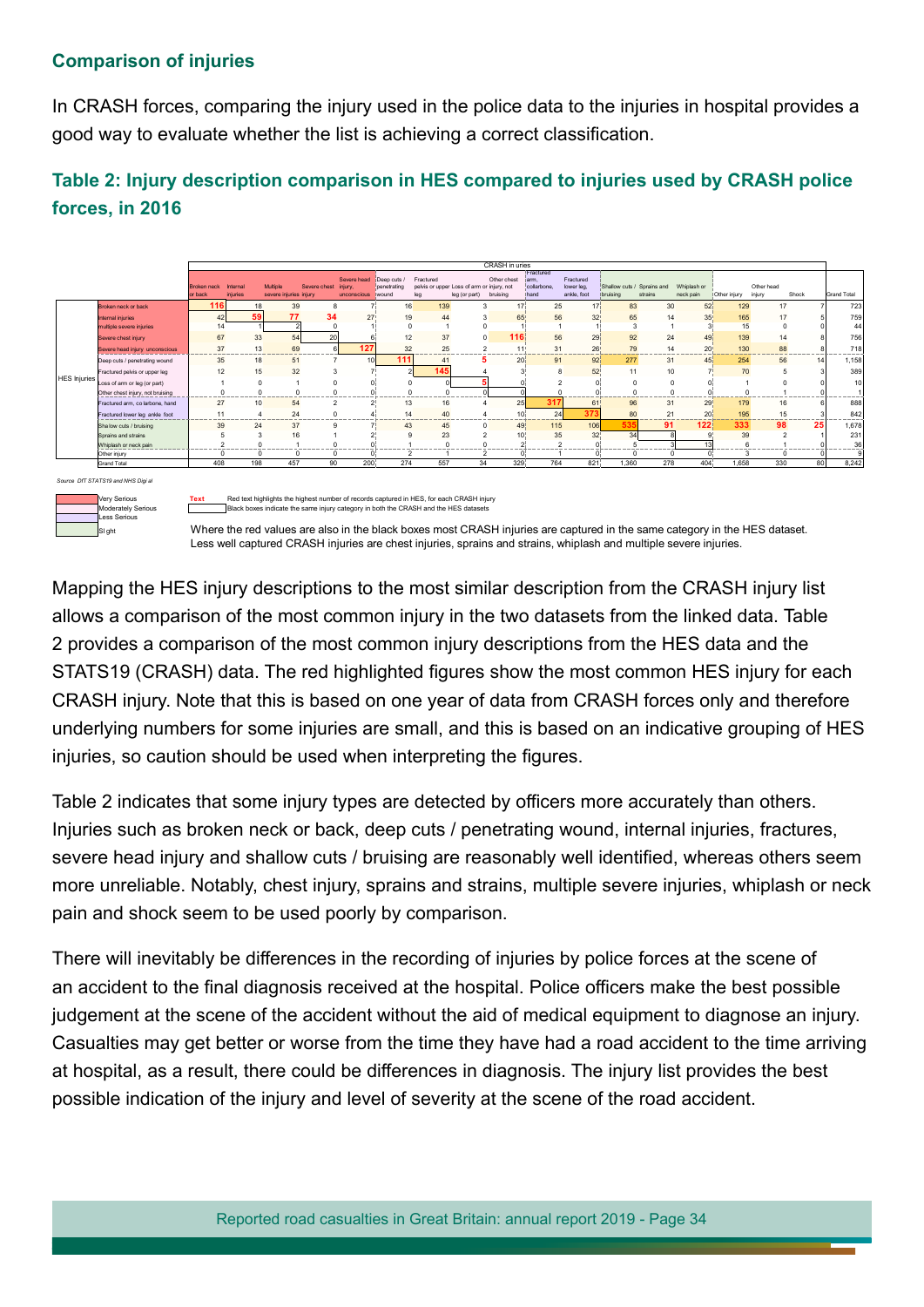### Comparison of injuries

In CRASH forces, comparing the injury used in the police data to the injuries in hospital provides a good way to evaluate whether the list is achieving a correct classification.

### Table 2: Injury description comparison in HES compared to injuries used by CRASH police forces, in 2016

| | CRASH injuries | | | | | | | | | | | | | | | | | | |
|---|---|---|---|---|---|---|---|---|---|---|---|---|---|---|---|---|---|---|---|
| HES injuries | Broken neck or back | Internal injuries | Multiple severe injuries | Severe chest injury | Severe head injury, unconscious | Deep cuts / penetrating wound | Fractured pelvis or upper leg | Loss of arm or leg (or part) | Other chest injury, not bruising | Fractured arm, collarbone, hand | Fractured lower leg, ankle, foot | Shallow cuts / bruising | Sprains and strains | Whiplash or neck pain | Other injury | Other head injury | Shock | Grand Total |
| Broken neck or back | **116** | 18 | 39 | 8 | 7 | 16 | **139** | 3 | 17 | 25 | 17 | 83 | 30 | 52 | 129 | 17 | 7 | 723 |
| Internal injuries | 42 | **59** | **77** | **34** | 27 | 19 | 44 | 3 | 65 | 56 | 32 | 65 | 14 | 35 | 165 | 17 | 5 | 759 |
| Multiple severe injuries | 14 | 1 | 2 | 0 | 1 | 0 | 1 | 0 | 1 | 1 | 1 | 3 | 1 | 3 | 15 | 0 | 0 | 44 |
| Severe chest injury | 67 | 33 | 54 | 20 | 6 | 12 | 37 | 0 | **116** | 56 | 29 | 92 | 24 | 49 | 139 | 14 | 8 | 756 |
| Severe head injury, unconscious | 37 | 13 | 69 | 6 | **127** | 32 | 25 | 2 | 11 | 31 | 26 | 79 | 14 | 20 | 130 | **88** | 8 | 718 |
| Deep cuts / penetrating wound | 35 | 18 | 51 | 7 | 10 | **111** | 41 | **5** | 20 | 91 | 92 | 277 | 31 | 45 | 254 | 56 | 14 | 1,158 |
| Fractured pelvis or upper leg | 12 | 15 | 32 | 3 | 7 | 2 | **145** | 4 | 3 | 8 | 52 | 11 | 10 | 7 | 70 | 5 | 3 | 389 |
| Loss of arm or leg (or part) | 1 | 0 | 1 | 0 | 0 | 0 | 0 | **5** | 0 | 2 | 0 | 0 | 0 | 0 | 1 | 0 | 0 | 10 |
| Other chest injury, not bruising | 0 | 0 | 0 | 0 | 0 | 0 | 0 | 0 | 0 | 0 | 0 | 0 | 0 | 0 | 0 | 1 | 0 | 1 |
| Fractured arm, collarbone, hand | 27 | 10 | 54 | 2 | 2 | 13 | 16 | 4 | 25 | **317** | 61 | 96 | 31 | 29 | 179 | 16 | 6 | 888 |
| Fractured lower leg, ankle, foot | 11 | 4 | 24 | 0 | 4 | 14 | 40 | 4 | 10 | 24 | **373** | 80 | 21 | 20 | 195 | 15 | 3 | 842 |
| Shallow cuts / bruising | 39 | 24 | 37 | 9 | 7 | 43 | 45 | 0 | 49 | 115 | 106 | **535** | **91** | **122** | **333** | **98** | **25** | 1,678 |
| Sprains and strains | 5 | 3 | 16 | 1 | 2 | 9 | 23 | 2 | 10 | 35 | 32 | 34 | 8 | 9 | 39 | 2 | 1 | 231 |
| Whiplash or neck pain | 2 | 0 | 1 | 0 | 0 | 1 | 0 | 0 | 2 | 2 | 0 | 5 | 3 | 13 | 6 | 1 | 0 | 36 |
| Other injury | 0 | 0 | 0 | 0 | 0 | 2 | 1 | 2 | 0 | 1 | 0 | 0 | 0 | 0 | 3 | 0 | 0 | 9 |
| Grand Total | 408 | 198 | 457 | 90 | 200 | 274 | 557 | 34 | 329 | 764 | 821 | 1,360 | 278 | 404 | 1,658 | 330 | 80 | 8,242 |

Source: DfT STATS19 and NHS Digital

Key: Very Serious; Moderately Serious; Less Serious; Slight

Text: Red text highlights the highest number of records captured in HES, for each CRASH injury

Black boxes indicate the same injury category in both the CRASH and the HES datasets

Where the red values are also in the black boxes most CRASH injuries are captured in the same category in the HES dataset. Less well captured CRASH injuries are chest injuries, sprains and strains, whiplash and multiple severe injuries.

Mapping the HES injury descriptions to the most similar description from the CRASH injury list allows a comparison of the most common injury in the two datasets from the linked data. Table 2 provides a comparison of the most common injury descriptions from the HES data and the STATS19 (CRASH) data. The red highlighted figures show the most common HES injury for each CRASH injury. Note that this is based on one year of data from CRASH forces only and therefore underlying numbers for some injuries are small, and this is based on an indicative grouping of HES injuries, so caution should be used when interpreting the figures.

Table 2 indicates that some injury types are detected by officers more accurately than others. Injuries such as broken neck or back, deep cuts / penetrating wound, internal injuries, fractures, severe head injury and shallow cuts / bruising are reasonably well identified, whereas others seem more unreliable. Notably, chest injury, sprains and strains, multiple severe injuries, whiplash or neck pain and shock seem to be used poorly by comparison.

There will inevitably be differences in the recording of injuries by police forces at the scene of an accident to the final diagnosis received at the hospital. Police officers make the best possible judgement at the scene of the accident without the aid of medical equipment to diagnose an injury. Casualties may get better or worse from the time they have had a road accident to the time arriving at hospital, as a result, there could be differences in diagnosis. The injury list provides the best possible indication of the injury and level of severity at the scene of the road accident.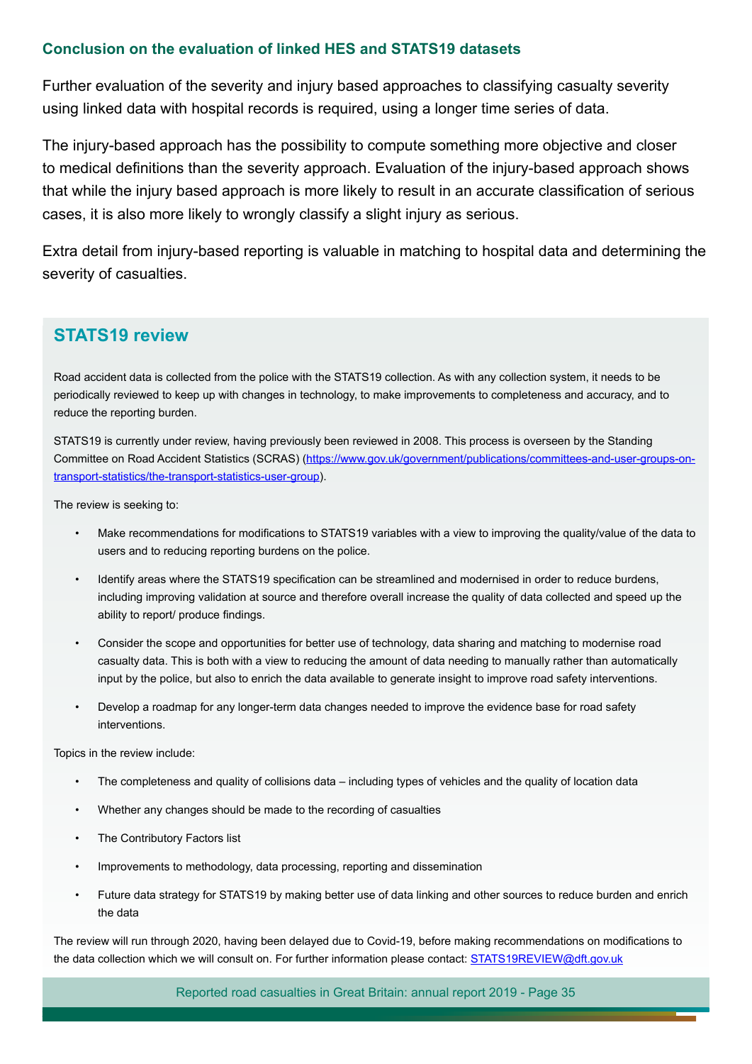### Conclusion on the evaluation of linked HES and STATS19 datasets

Further evaluation of the severity and injury based approaches to classifying casualty severity using linked data with hospital records is required, using a longer time series of data.

The injury-based approach has the possibility to compute something more objective and closer to medical definitions than the severity approach. Evaluation of the injury-based approach shows that while the injury based approach is more likely to result in an accurate classification of serious cases, it is also more likely to wrongly classify a slight injury as serious.

Extra detail from injury-based reporting is valuable in matching to hospital data and determining the severity of casualties.

## STATS19 review

Road accident data is collected from the police with the STATS19 collection. As with any collection system, it needs to be periodically reviewed to keep up with changes in technology, to make improvements to completeness and accuracy, and to reduce the reporting burden.

STATS19 is currently under review, having previously been reviewed in 2008. This process is overseen by the Standing Committee on Road Accident Statistics (SCRAS) (https://www.gov.uk/government/publications/committees-and-user-groups-on-transport-statistics/the-transport-statistics-user-group).

The review is seeking to:

- Make recommendations for modifications to STATS19 variables with a view to improving the quality/value of the data to users and to reducing reporting burdens on the police.
- Identify areas where the STATS19 specification can be streamlined and modernised in order to reduce burdens, including improving validation at source and therefore overall increase the quality of data collected and speed up the ability to report/ produce findings.
- Consider the scope and opportunities for better use of technology, data sharing and matching to modernise road casualty data. This is both with a view to reducing the amount of data needing to manually rather than automatically input by the police, but also to enrich the data available to generate insight to improve road safety interventions.
- Develop a roadmap for any longer-term data changes needed to improve the evidence base for road safety interventions.

Topics in the review include:

- The completeness and quality of collisions data – including types of vehicles and the quality of location data
- Whether any changes should be made to the recording of casualties
- The Contributory Factors list
- Improvements to methodology, data processing, reporting and dissemination
- Future data strategy for STATS19 by making better use of data linking and other sources to reduce burden and enrich the data

The review will run through 2020, having been delayed due to Covid-19, before making recommendations on modifications to the data collection which we will consult on. For further information please contact: STATS19REVIEW@dft.gov.uk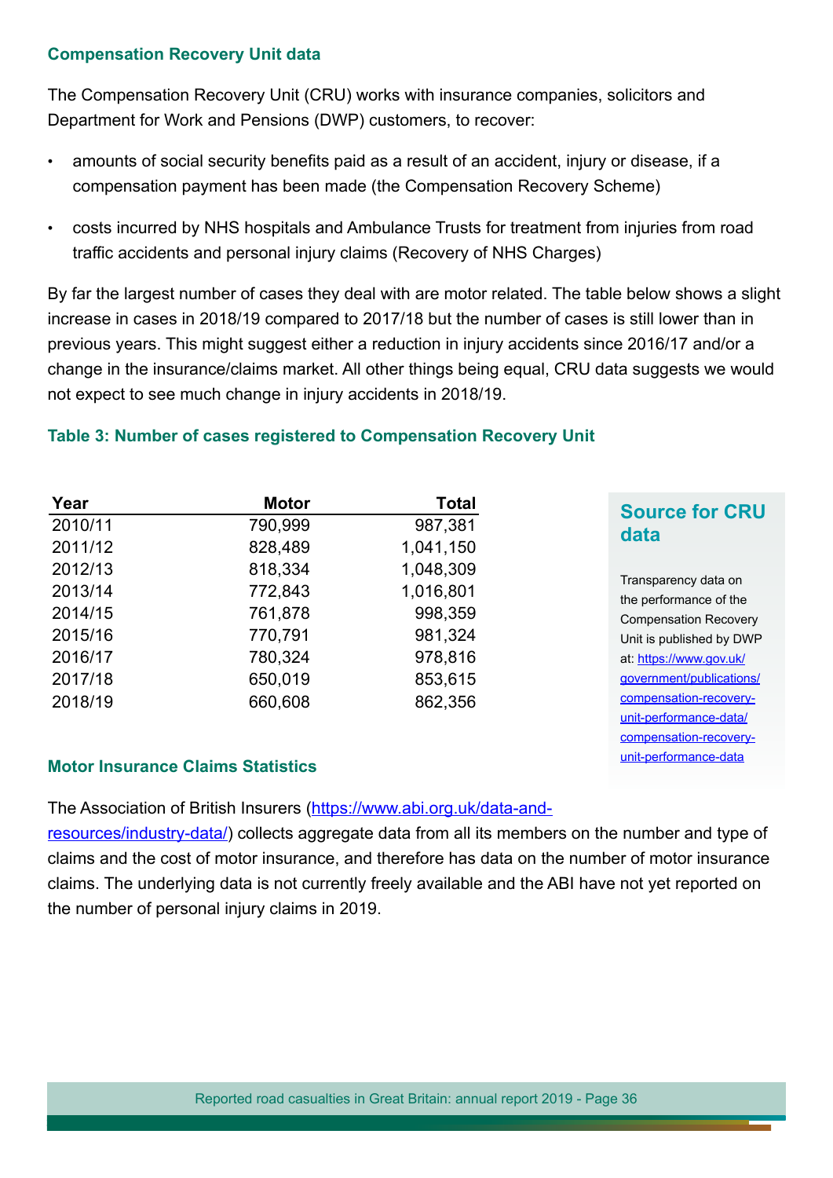### Compensation Recovery Unit data

The Compensation Recovery Unit (CRU) works with insurance companies, solicitors and Department for Work and Pensions (DWP) customers, to recover:

- amounts of social security benefits paid as a result of an accident, injury or disease, if a compensation payment has been made (the Compensation Recovery Scheme)
- costs incurred by NHS hospitals and Ambulance Trusts for treatment from injuries from road traffic accidents and personal injury claims (Recovery of NHS Charges)

By far the largest number of cases they deal with are motor related. The table below shows a slight increase in cases in 2018/19 compared to 2017/18 but the number of cases is still lower than in previous years. This might suggest either a reduction in injury accidents since 2016/17 and/or a change in the insurance/claims market. All other things being equal, CRU data suggests we would not expect to see much change in injury accidents in 2018/19.

**Table 3: Number of cases registered to Compensation Recovery Unit**

| Year | Motor | Total |
|---|---:|---:|
| 2010/11 | 790,999 | 987,381 |
| 2011/12 | 828,489 | 1,041,150 |
| 2012/13 | 818,334 | 1,048,309 |
| 2013/14 | 772,843 | 1,016,801 |
| 2014/15 | 761,878 | 998,359 |
| 2015/16 | 770,791 | 981,324 |
| 2016/17 | 780,324 | 978,816 |
| 2017/18 | 650,019 | 853,615 |
| 2018/19 | 660,608 | 862,356 |

#### Source for CRU data

Transparency data on the performance of the Compensation Recovery Unit is published by DWP at: https://www.gov.uk/government/publications/compensation-recovery-unit-performance-data/compensation-recovery-unit-performance-data

### Motor Insurance Claims Statistics

The Association of British Insurers (https://www.abi.org.uk/data-and-resources/industry-data/) collects aggregate data from all its members on the number and type of claims and the cost of motor insurance, and therefore has data on the number of motor insurance claims. The underlying data is not currently freely available and the ABI have not yet reported on the number of personal injury claims in 2019.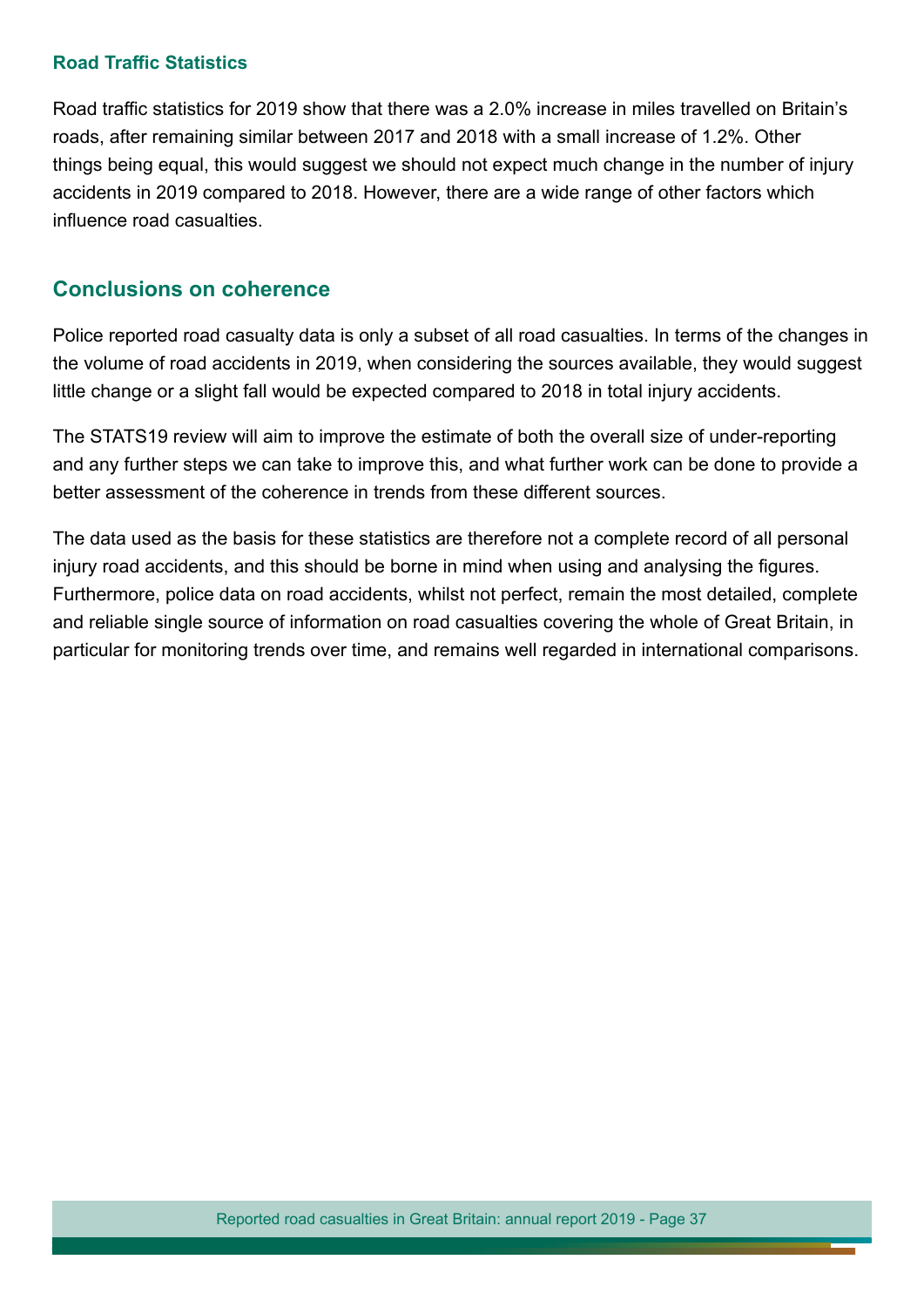### Road Traffic Statistics

Road traffic statistics for 2019 show that there was a 2.0% increase in miles travelled on Britain's roads, after remaining similar between 2017 and 2018 with a small increase of 1.2%. Other things being equal, this would suggest we should not expect much change in the number of injury accidents in 2019 compared to 2018. However, there are a wide range of other factors which influence road casualties.

## Conclusions on coherence

Police reported road casualty data is only a subset of all road casualties. In terms of the changes in the volume of road accidents in 2019, when considering the sources available, they would suggest little change or a slight fall would be expected compared to 2018 in total injury accidents.

The STATS19 review will aim to improve the estimate of both the overall size of under-reporting and any further steps we can take to improve this, and what further work can be done to provide a better assessment of the coherence in trends from these different sources.

The data used as the basis for these statistics are therefore not a complete record of all personal injury road accidents, and this should be borne in mind when using and analysing the figures. Furthermore, police data on road accidents, whilst not perfect, remain the most detailed, complete and reliable single source of information on road casualties covering the whole of Great Britain, in particular for monitoring trends over time, and remains well regarded in international comparisons.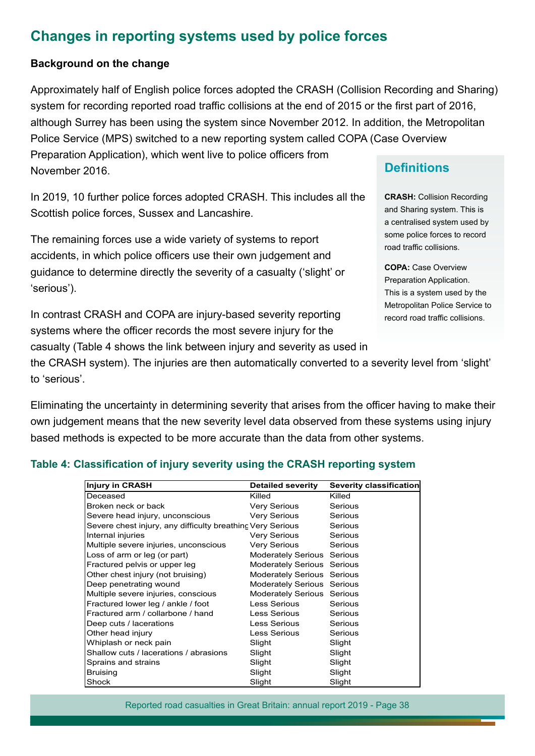## Changes in reporting systems used by police forces

**Background on the change**

Approximately half of English police forces adopted the CRASH (Collision Recording and Sharing) system for recording reported road traffic collisions at the end of 2015 or the first part of 2016, although Surrey has been using the system since November 2012. In addition, the Metropolitan Police Service (MPS) switched to a new reporting system called COPA (Case Overview Preparation Application), which went live to police officers from November 2016.

In 2019, 10 further police forces adopted CRASH. This includes all the Scottish police forces, Sussex and Lancashire.

The remaining forces use a wide variety of systems to report accidents, in which police officers use their own judgement and guidance to determine directly the severity of a casualty ('slight' or 'serious').

In contrast CRASH and COPA are injury-based severity reporting systems where the officer records the most severe injury for the casualty (Table 4 shows the link between injury and severity as used in the CRASH system). The injuries are then automatically converted to a severity level from 'slight' to 'serious'.

Eliminating the uncertainty in determining severity that arises from the officer having to make their own judgement means that the new severity level data observed from these systems using injury based methods is expected to be more accurate than the data from other systems.

### Definitions

**CRASH:** Collision Recording and Sharing system. This is a centralised system used by some police forces to record road traffic collisions.

**COPA:** Case Overview Preparation Application. This is a system used by the Metropolitan Police Service to record road traffic collisions.

**Table 4: Classification of injury severity using the CRASH reporting system**

| Injury in CRASH | Detailed severity | Severity classification |
|---|---|---|
| Deceased | Killed | Killed |
| Broken neck or back | Very Serious | Serious |
| Severe head injury, unconscious | Very Serious | Serious |
| Severe chest injury, any difficulty breathing | Very Serious | Serious |
| Internal injuries | Very Serious | Serious |
| Multiple severe injuries, unconscious | Very Serious | Serious |
| Loss of arm or leg (or part) | Moderately Serious | Serious |
| Fractured pelvis or upper leg | Moderately Serious | Serious |
| Other chest injury (not bruising) | Moderately Serious | Serious |
| Deep penetrating wound | Moderately Serious | Serious |
| Multiple severe injuries, conscious | Moderately Serious | Serious |
| Fractured lower leg / ankle / foot | Less Serious | Serious |
| Fractured arm / collarbone / hand | Less Serious | Serious |
| Deep cuts / lacerations | Less Serious | Serious |
| Other head injury | Less Serious | Serious |
| Whiplash or neck pain | Slight | Slight |
| Shallow cuts / lacerations / abrasions | Slight | Slight |
| Sprains and strains | Slight | Slight |
| Bruising | Slight | Slight |
| Shock | Slight | Slight |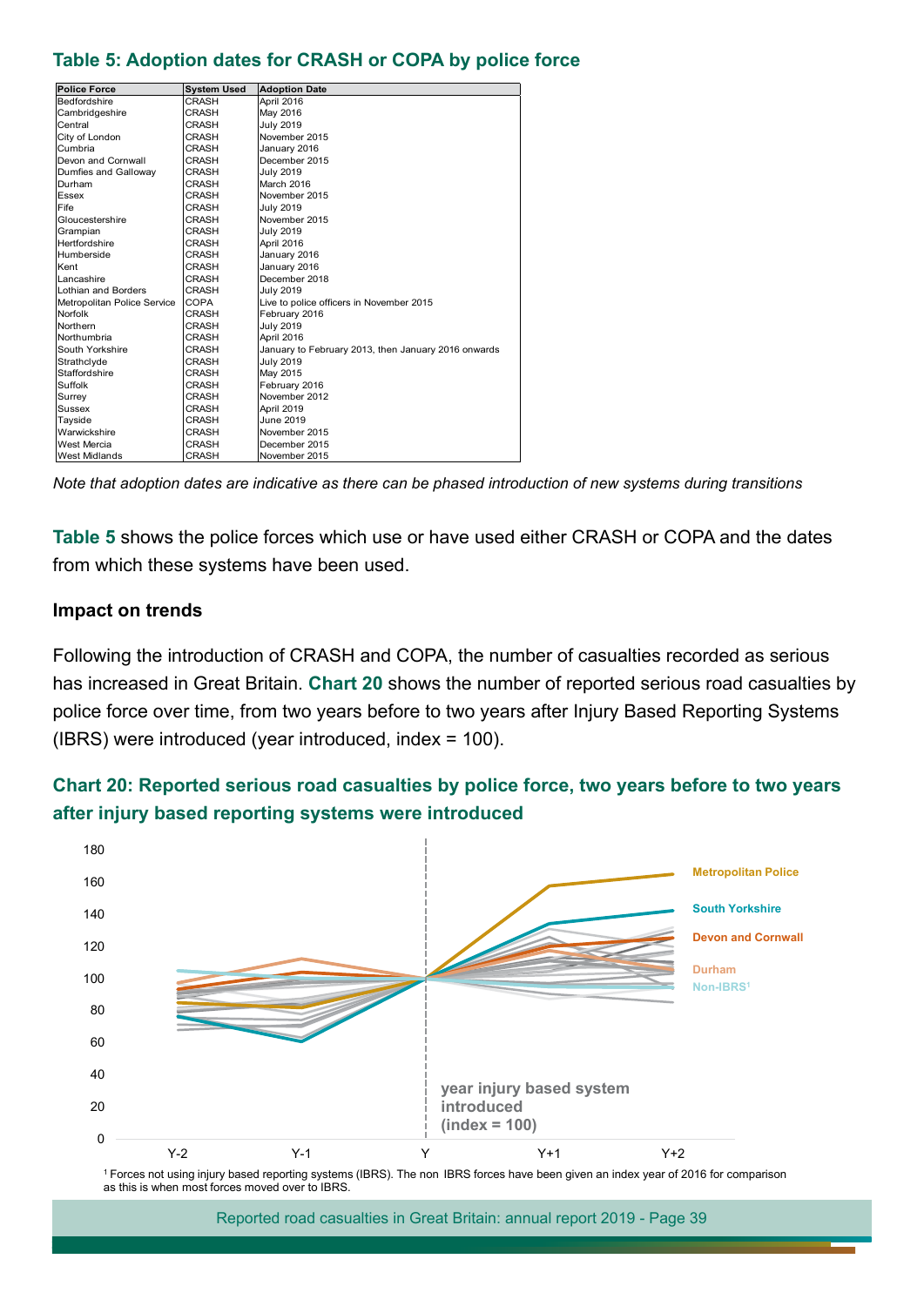### Table 5: Adoption dates for CRASH or COPA by police force

| Police Force | System Used | Adoption Date |
| --- | --- | --- |
| Bedfordshire | CRASH | April 2016 |
| Cambridgeshire | CRASH | May 2016 |
| Central | CRASH | July 2019 |
| City of London | CRASH | November 2015 |
| Cumbria | CRASH | January 2016 |
| Devon and Cornwall | CRASH | December 2015 |
| Dumfies and Galloway | CRASH | July 2019 |
| Durham | CRASH | March 2016 |
| Essex | CRASH | November 2015 |
| Fife | CRASH | July 2019 |
| Gloucestershire | CRASH | November 2015 |
| Grampian | CRASH | July 2019 |
| Hertfordshire | CRASH | April 2016 |
| Humberside | CRASH | January 2016 |
| Kent | CRASH | January 2016 |
| Lancashire | CRASH | December 2018 |
| Lothian and Borders | CRASH | July 2019 |
| Metropolitan Police Service | COPA | Live to police officers in November 2015 |
| Norfolk | CRASH | February 2016 |
| Northern | CRASH | July 2019 |
| Northumbria | CRASH | April 2016 |
| South Yorkshire | CRASH | January to February 2013, then January 2016 onwards |
| Strathclyde | CRASH | July 2019 |
| Staffordshire | CRASH | May 2015 |
| Suffolk | CRASH | February 2016 |
| Surrey | CRASH | November 2012 |
| Sussex | CRASH | April 2019 |
| Tayside | CRASH | June 2019 |
| Warwickshire | CRASH | November 2015 |
| West Mercia | CRASH | December 2015 |
| West Midlands | CRASH | November 2015 |

*Note that adoption dates are indicative as there can be phased introduction of new systems during transitions*

**Table 5** shows the police forces which use or have used either CRASH or COPA and the dates from which these systems have been used.

#### Impact on trends

Following the introduction of CRASH and COPA, the number of casualties recorded as serious has increased in Great Britain. **Chart 20** shows the number of reported serious road casualties by police force over time, from two years before to two years after Injury Based Reporting Systems (IBRS) were introduced (year introduced, index = 100).

### Chart 20: Reported serious road casualties by police force, two years before to two years after injury based reporting systems were introduced

[1] Forces not using injury based reporting systems (IBRS). The non IBRS forces have been given an index year of 2016 for comparison as this is when most forces moved over to IBRS.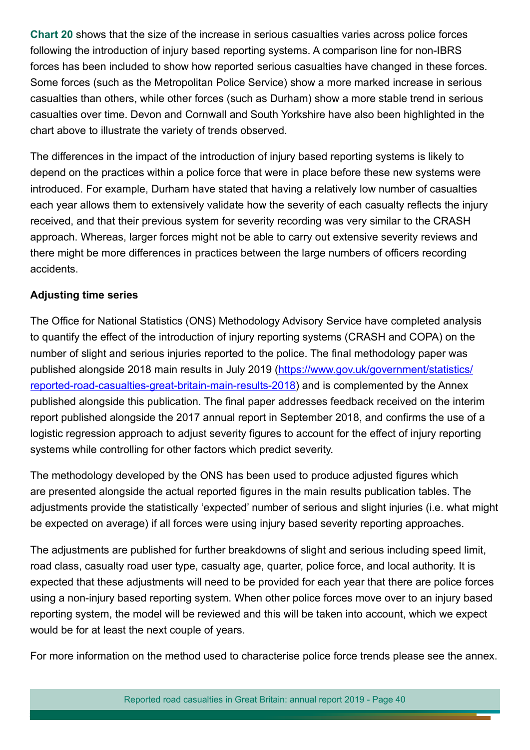**Chart 20** shows that the size of the increase in serious casualties varies across police forces following the introduction of injury based reporting systems. A comparison line for non-IBRS forces has been included to show how reported serious casualties have changed in these forces. Some forces (such as the Metropolitan Police Service) show a more marked increase in serious casualties than others, while other forces (such as Durham) show a more stable trend in serious casualties over time. Devon and Cornwall and South Yorkshire have also been highlighted in the chart above to illustrate the variety of trends observed.

The differences in the impact of the introduction of injury based reporting systems is likely to depend on the practices within a police force that were in place before these new systems were introduced. For example, Durham have stated that having a relatively low number of casualties each year allows them to extensively validate how the severity of each casualty reflects the injury received, and that their previous system for severity recording was very similar to the CRASH approach. Whereas, larger forces might not be able to carry out extensive severity reviews and there might be more differences in practices between the large numbers of officers recording accidents.

### Adjusting time series

The Office for National Statistics (ONS) Methodology Advisory Service have completed analysis to quantify the effect of the introduction of injury reporting systems (CRASH and COPA) on the number of slight and serious injuries reported to the police. The final methodology paper was published alongside 2018 main results in July 2019 ([https://www.gov.uk/government/statistics/reported-road-casualties-great-britain-main-results-2018](https://www.gov.uk/government/statistics/reported-road-casualties-great-britain-main-results-2018)) and is complemented by the Annex published alongside this publication. The final paper addresses feedback received on the interim report published alongside the 2017 annual report in September 2018, and confirms the use of a logistic regression approach to adjust severity figures to account for the effect of injury reporting systems while controlling for other factors which predict severity.

The methodology developed by the ONS has been used to produce adjusted figures which are presented alongside the actual reported figures in the main results publication tables. The adjustments provide the statistically 'expected' number of serious and slight injuries (i.e. what might be expected on average) if all forces were using injury based severity reporting approaches.

The adjustments are published for further breakdowns of slight and serious including speed limit, road class, casualty road user type, casualty age, quarter, police force, and local authority. It is expected that these adjustments will need to be provided for each year that there are police forces using a non-injury based reporting system. When other police forces move over to an injury based reporting system, the model will be reviewed and this will be taken into account, which we expect would be for at least the next couple of years.

For more information on the method used to characterise police force trends please see the annex.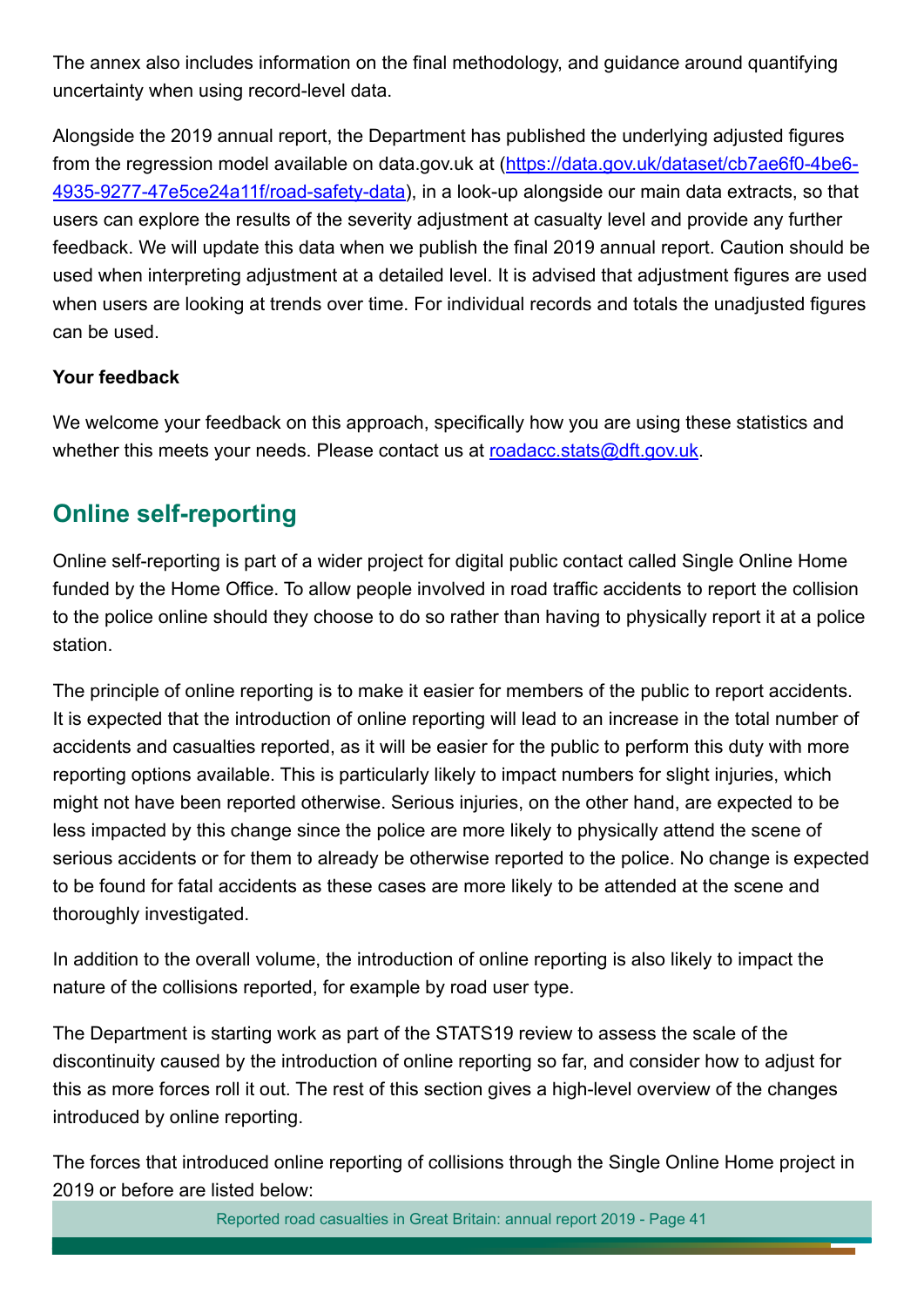The annex also includes information on the final methodology, and guidance around quantifying uncertainty when using record-level data.

Alongside the 2019 annual report, the Department has published the underlying adjusted figures from the regression model available on data.gov.uk at (https://data.gov.uk/dataset/cb7ae6f0-4be6-4935-9277-47e5ce24a11f/road-safety-data), in a look-up alongside our main data extracts, so that users can explore the results of the severity adjustment at casualty level and provide any further feedback. We will update this data when we publish the final 2019 annual report. Caution should be used when interpreting adjustment at a detailed level. It is advised that adjustment figures are used when users are looking at trends over time. For individual records and totals the unadjusted figures can be used.

**Your feedback**

We welcome your feedback on this approach, specifically how you are using these statistics and whether this meets your needs. Please contact us at roadacc.stats@dft.gov.uk.

## Online self-reporting

Online self-reporting is part of a wider project for digital public contact called Single Online Home funded by the Home Office. To allow people involved in road traffic accidents to report the collision to the police online should they choose to do so rather than having to physically report it at a police station.

The principle of online reporting is to make it easier for members of the public to report accidents. It is expected that the introduction of online reporting will lead to an increase in the total number of accidents and casualties reported, as it will be easier for the public to perform this duty with more reporting options available. This is particularly likely to impact numbers for slight injuries, which might not have been reported otherwise. Serious injuries, on the other hand, are expected to be less impacted by this change since the police are more likely to physically attend the scene of serious accidents or for them to already be otherwise reported to the police. No change is expected to be found for fatal accidents as these cases are more likely to be attended at the scene and thoroughly investigated.

In addition to the overall volume, the introduction of online reporting is also likely to impact the nature of the collisions reported, for example by road user type.

The Department is starting work as part of the STATS19 review to assess the scale of the discontinuity caused by the introduction of online reporting so far, and consider how to adjust for this as more forces roll it out. The rest of this section gives a high-level overview of the changes introduced by online reporting.

The forces that introduced online reporting of collisions through the Single Online Home project in 2019 or before are listed below: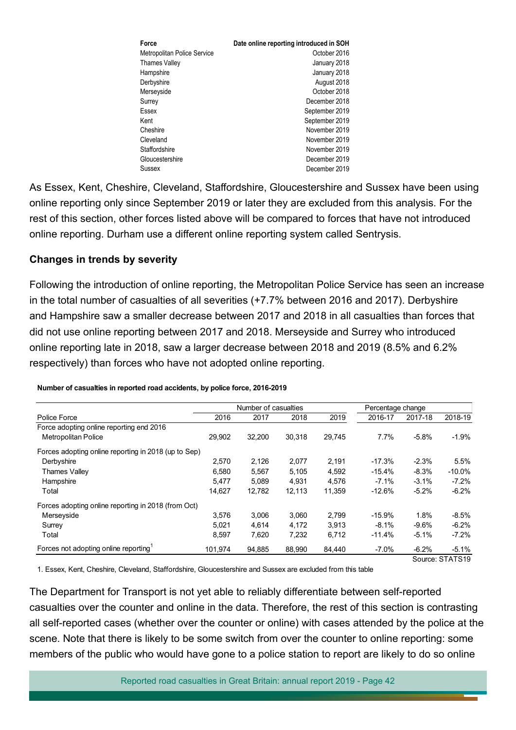| Force | Date online reporting introduced in SOH |
|---|---|
| Metropolitan Police Service | October 2016 |
| Thames Valley | January 2018 |
| Hampshire | January 2018 |
| Derbyshire | August 2018 |
| Merseyside | October 2018 |
| Surrey | December 2018 |
| Essex | September 2019 |
| Kent | September 2019 |
| Cheshire | November 2019 |
| Cleveland | November 2019 |
| Staffordshire | November 2019 |
| Gloucestershire | December 2019 |
| Sussex | December 2019 |

As Essex, Kent, Cheshire, Cleveland, Staffordshire, Gloucestershire and Sussex have been using online reporting only since September 2019 or later they are excluded from this analysis. For the rest of this section, other forces listed above will be compared to forces that have not introduced online reporting. Durham use a different online reporting system called Sentrysis.

### Changes in trends by severity

Following the introduction of online reporting, the Metropolitan Police Service has seen an increase in the total number of casualties of all severities (+7.7% between 2016 and 2017). Derbyshire and Hampshire saw a smaller decrease between 2017 and 2018 in all casualties than forces that did not use online reporting between 2017 and 2018. Merseyside and Surrey who introduced online reporting late in 2018, saw a larger decrease between 2018 and 2019 (8.5% and 6.2% respectively) than forces who have not adopted online reporting.

**Number of casualties in reported road accidents, by police force, 2016-2019**

| | Number of casualties | | | | Percentage change | | |
|---|---|---|---|---|---|---|---|
| Police Force | 2016 | 2017 | 2018 | 2019 | 2016-17 | 2017-18 | 2018-19 |
| Force adopting online reporting end 2016 | | | | | | | |
| Metropolitan Police | 29,902 | 32,200 | 30,318 | 29,745 | 7.7% | -5.8% | -1.9% |
| Forces adopting online reporting in 2018 (up to Sep) | | | | | | | |
| Derbyshire | 2,570 | 2,126 | 2,077 | 2,191 | -17.3% | -2.3% | 5.5% |
| Thames Valley | 6,580 | 5,567 | 5,105 | 4,592 | -15.4% | -8.3% | -10.0% |
| Hampshire | 5,477 | 5,089 | 4,931 | 4,576 | -7.1% | -3.1% | -7.2% |
| Total | 14,627 | 12,782 | 12,113 | 11,359 | -12.6% | -5.2% | -6.2% |
| Forces adopting online reporting in 2018 (from Oct) | | | | | | | |
| Merseyside | 3,576 | 3,006 | 3,060 | 2,799 | -15.9% | 1.8% | -8.5% |
| Surrey | 5,021 | 4,614 | 4,172 | 3,913 | -8.1% | -9.6% | -6.2% |
| Total | 8,597 | 7,620 | 7,232 | 6,712 | -11.4% | -5.1% | -7.2% |
| Forces not adopting online reporting[1] | 101,974 | 94,885 | 88,990 | 84,440 | -7.0% | -6.2% | -5.1% |

Source: STATS19

1. Essex, Kent, Cheshire, Cleveland, Staffordshire, Gloucestershire and Sussex are excluded from this table

The Department for Transport is not yet able to reliably differentiate between self-reported casualties over the counter and online in the data. Therefore, the rest of this section is contrasting all self-reported cases (whether over the counter or online) with cases attended by the police at the scene. Note that there is likely to be some switch from over the counter to online reporting: some members of the public who would have gone to a police station to report are likely to do so online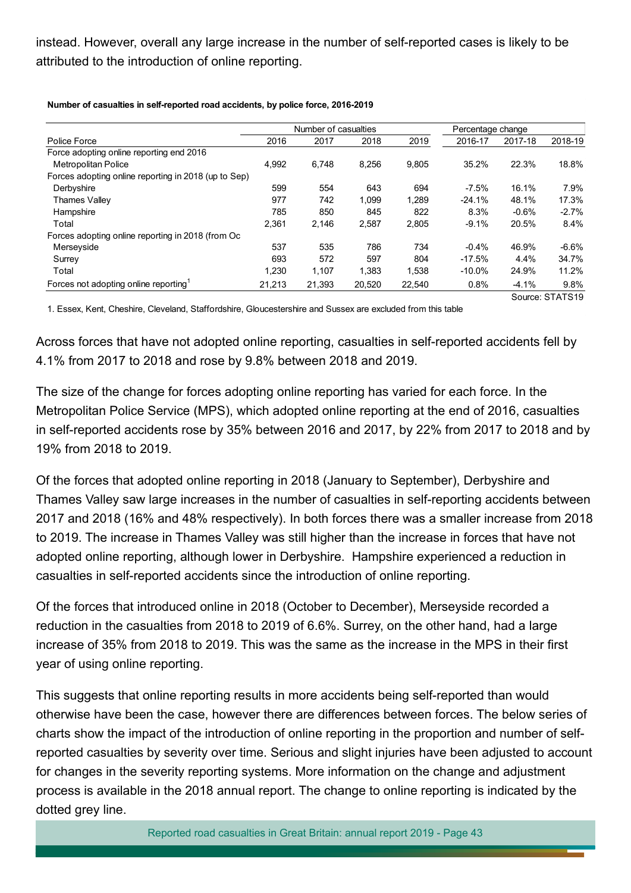instead. However, overall any large increase in the number of self-reported cases is likely to be attributed to the introduction of online reporting.

**Number of casualties in self-reported road accidents, by police force, 2016-2019**

| Police Force | Number of casualties | | | | Percentage change | | |
|---|---|---|---|---|---|---|---|
| | 2016 | 2017 | 2018 | 2019 | 2016-17 | 2017-18 | 2018-19 |
| Force adopting online reporting end 2016 | | | | | | | |
| Metropolitan Police | 4,992 | 6,748 | 8,256 | 9,805 | 35.2% | 22.3% | 18.8% |
| Forces adopting online reporting in 2018 (up to Sep) | | | | | | | |
| Derbyshire | 599 | 554 | 643 | 694 | -7.5% | 16.1% | 7.9% |
| Thames Valley | 977 | 742 | 1,099 | 1,289 | -24.1% | 48.1% | 17.3% |
| Hampshire | 785 | 850 | 845 | 822 | 8.3% | -0.6% | -2.7% |
| Total | 2,361 | 2,146 | 2,587 | 2,805 | -9.1% | 20.5% | 8.4% |
| Forces adopting online reporting in 2018 (from Oc | | | | | | | |
| Merseyside | 537 | 535 | 786 | 734 | -0.4% | 46.9% | -6.6% |
| Surrey | 693 | 572 | 597 | 804 | -17.5% | 4.4% | 34.7% |
| Total | 1,230 | 1,107 | 1,383 | 1,538 | -10.0% | 24.9% | 11.2% |
| Forces not adopting online reporting[1] | 21,213 | 21,393 | 20,520 | 22,540 | 0.8% | -4.1% | 9.8% |

Source: STATS19

1. Essex, Kent, Cheshire, Cleveland, Staffordshire, Gloucestershire and Sussex are excluded from this table

Across forces that have not adopted online reporting, casualties in self-reported accidents fell by 4.1% from 2017 to 2018 and rose by 9.8% between 2018 and 2019.

The size of the change for forces adopting online reporting has varied for each force. In the Metropolitan Police Service (MPS), which adopted online reporting at the end of 2016, casualties in self-reported accidents rose by 35% between 2016 and 2017, by 22% from 2017 to 2018 and by 19% from 2018 to 2019.

Of the forces that adopted online reporting in 2018 (January to September), Derbyshire and Thames Valley saw large increases in the number of casualties in self-reporting accidents between 2017 and 2018 (16% and 48% respectively). In both forces there was a smaller increase from 2018 to 2019. The increase in Thames Valley was still higher than the increase in forces that have not adopted online reporting, although lower in Derbyshire. Hampshire experienced a reduction in casualties in self-reported accidents since the introduction of online reporting.

Of the forces that introduced online in 2018 (October to December), Merseyside recorded a reduction in the casualties from 2018 to 2019 of 6.6%. Surrey, on the other hand, had a large increase of 35% from 2018 to 2019. This was the same as the increase in the MPS in their first year of using online reporting.

This suggests that online reporting results in more accidents being self-reported than would otherwise have been the case, however there are differences between forces. The below series of charts show the impact of the introduction of online reporting in the proportion and number of self-reported casualties by severity over time. Serious and slight injuries have been adjusted to account for changes in the severity reporting systems. More information on the change and adjustment process is available in the 2018 annual report. The change to online reporting is indicated by the dotted grey line.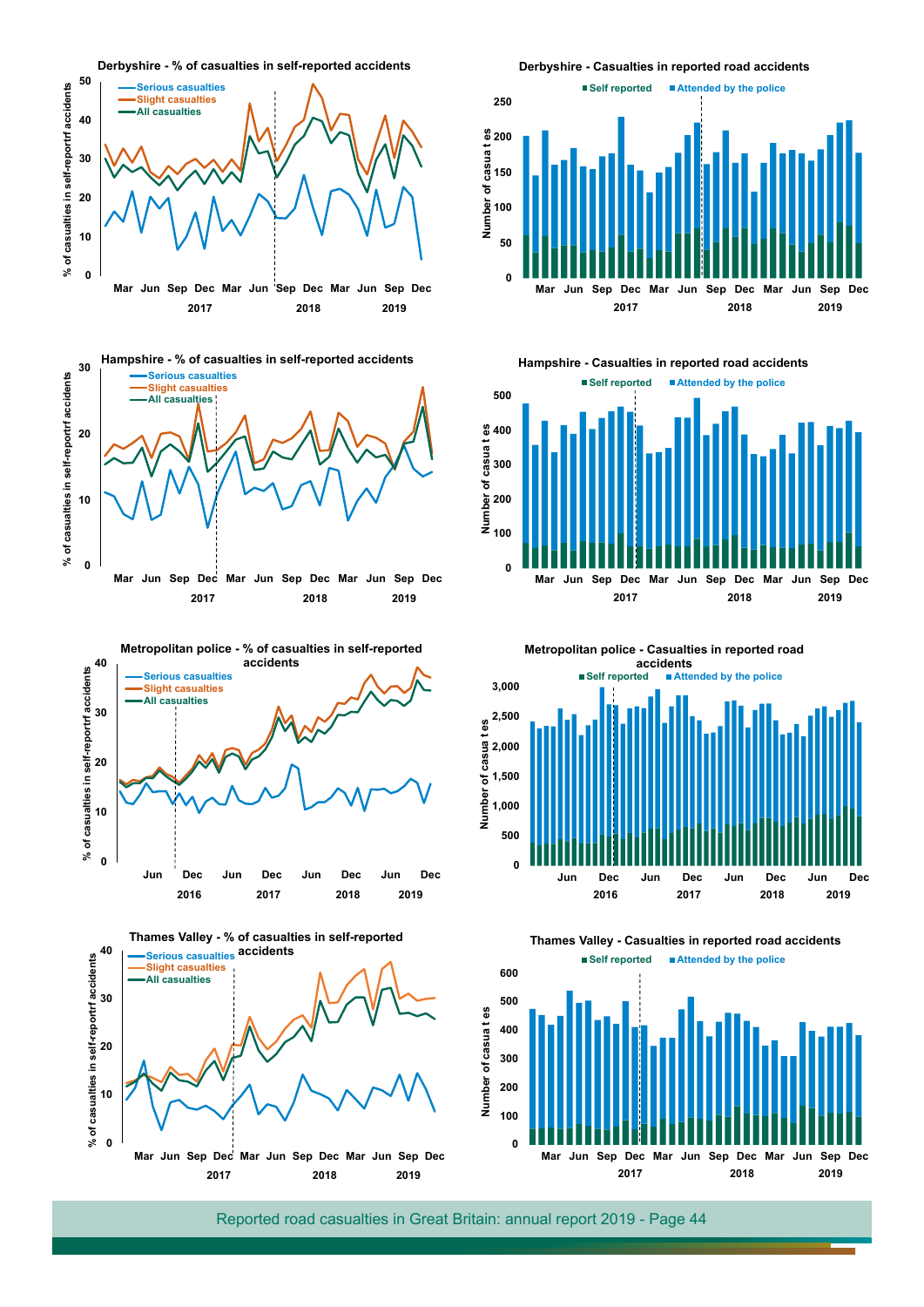**Derbyshire - % of casualties in self-reported accidents**

**Derbyshire - Casualties in reported road accidents**

**Hampshire - % of casualties in self-reported accidents**

**Hampshire - Casualties in reported road accidents**

**Metropolitan police - % of casualties in self-reported accidents**

**Metropolitan police - Casualties in reported road accidents**

**Thames Valley - % of casualties in self-reported accidents**

**Thames Valley - Casualties in reported road accidents**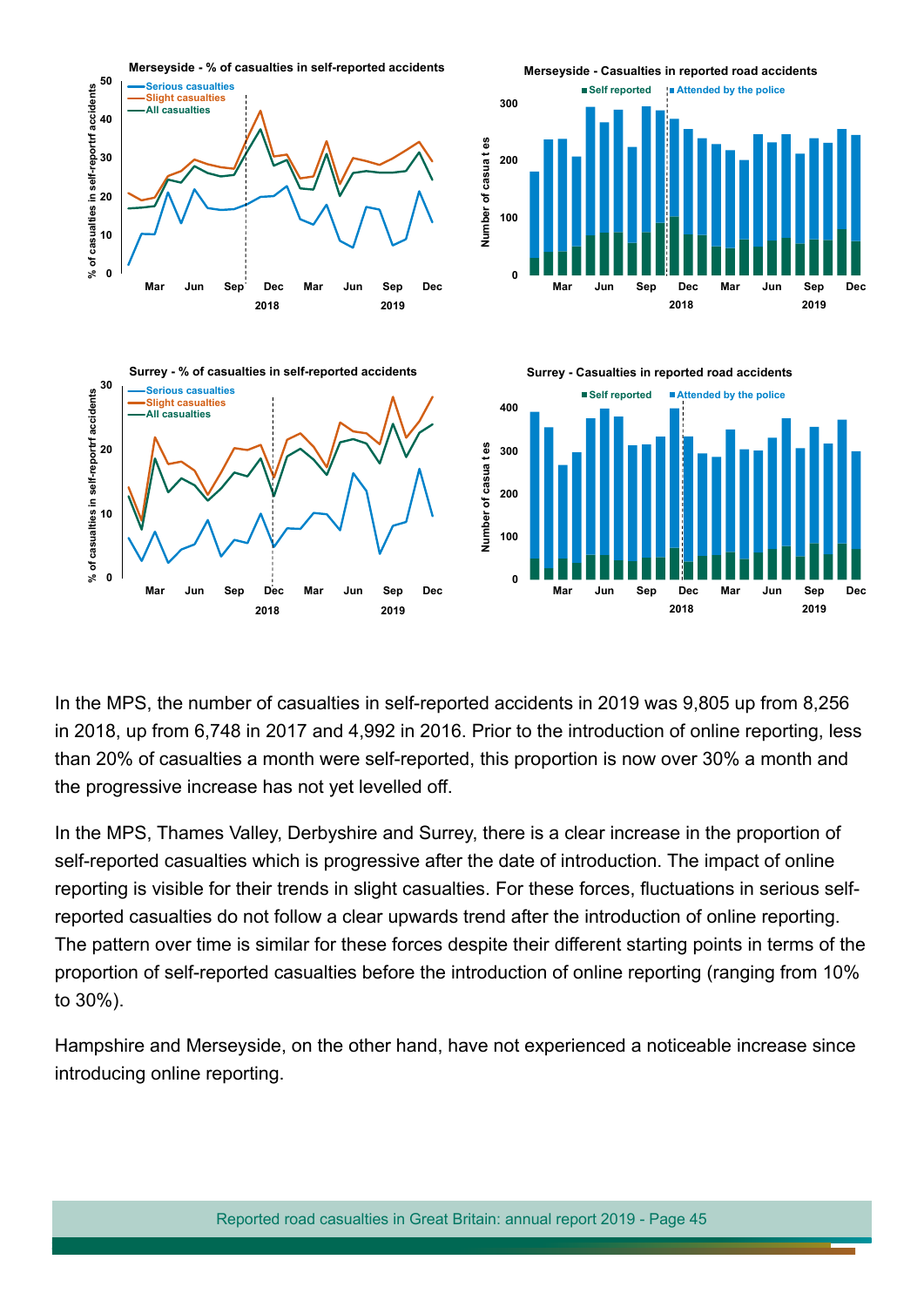In the MPS, the number of casualties in self-reported accidents in 2019 was 9,805 up from 8,256 in 2018, up from 6,748 in 2017 and 4,992 in 2016. Prior to the introduction of online reporting, less than 20% of casualties a month were self-reported, this proportion is now over 30% a month and the progressive increase has not yet levelled off.

In the MPS, Thames Valley, Derbyshire and Surrey, there is a clear increase in the proportion of self-reported casualties which is progressive after the date of introduction. The impact of online reporting is visible for their trends in slight casualties. For these forces, fluctuations in serious self-reported casualties do not follow a clear upwards trend after the introduction of online reporting. The pattern over time is similar for these forces despite their different starting points in terms of the proportion of self-reported casualties before the introduction of online reporting (ranging from 10% to 30%).

Hampshire and Merseyside, on the other hand, have not experienced a noticeable increase since introducing online reporting.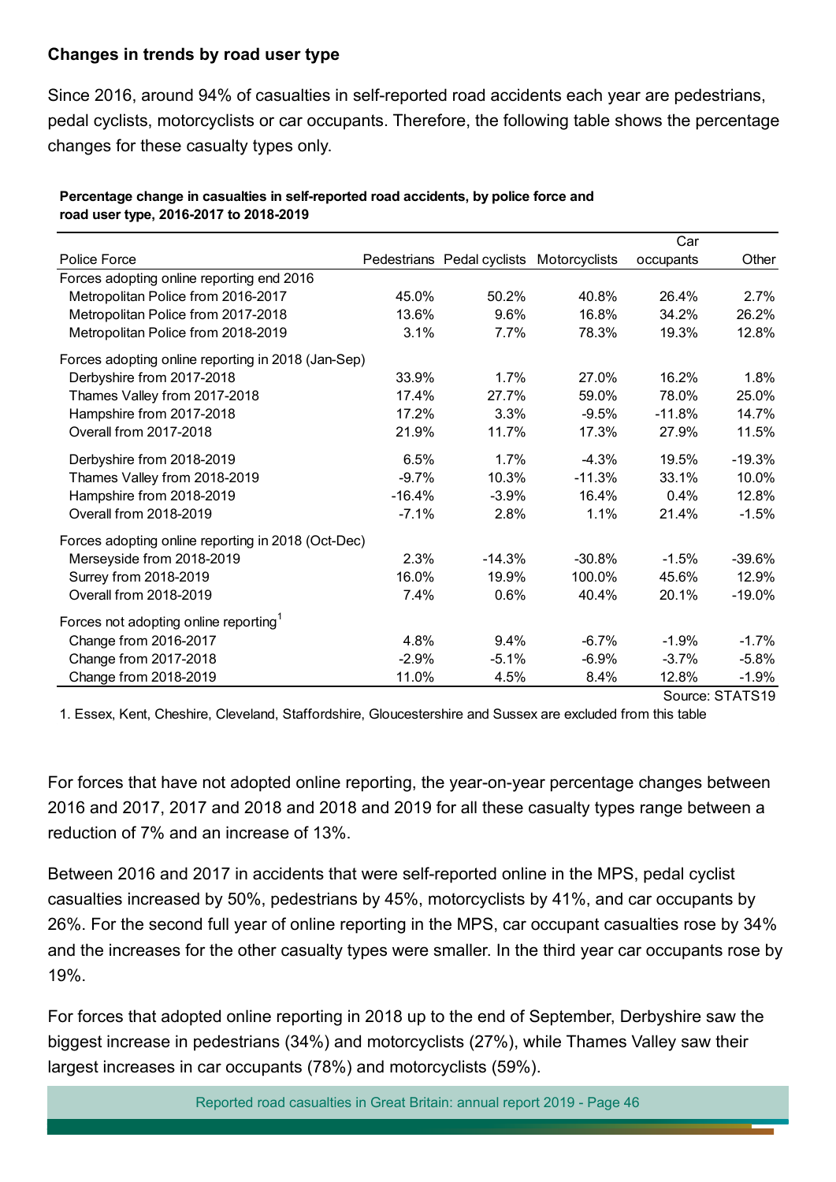**Changes in trends by road user type**

Since 2016, around 94% of casualties in self-reported road accidents each year are pedestrians, pedal cyclists, motorcyclists or car occupants. Therefore, the following table shows the percentage changes for these casualty types only.

**Percentage change in casualties in self-reported road accidents, by police force and road user type, 2016-2017 to 2018-2019**

| Police Force | Pedestrians | Pedal cyclists | Motorcyclists | Car occupants | Other |
|---|---|---|---|---|---|
| Forces adopting online reporting end 2016 | | | | | |
| Metropolitan Police from 2016-2017 | 45.0% | 50.2% | 40.8% | 26.4% | 2.7% |
| Metropolitan Police from 2017-2018 | 13.6% | 9.6% | 16.8% | 34.2% | 26.2% |
| Metropolitan Police from 2018-2019 | 3.1% | 7.7% | 78.3% | 19.3% | 12.8% |
| Forces adopting online reporting in 2018 (Jan-Sep) | | | | | |
| Derbyshire from 2017-2018 | 33.9% | 1.7% | 27.0% | 16.2% | 1.8% |
| Thames Valley from 2017-2018 | 17.4% | 27.7% | 59.0% | 78.0% | 25.0% |
| Hampshire from 2017-2018 | 17.2% | 3.3% | -9.5% | -11.8% | 14.7% |
| Overall from 2017-2018 | 21.9% | 11.7% | 17.3% | 27.9% | 11.5% |
| Derbyshire from 2018-2019 | 6.5% | 1.7% | -4.3% | 19.5% | -19.3% |
| Thames Valley from 2018-2019 | -9.7% | 10.3% | -11.3% | 33.1% | 10.0% |
| Hampshire from 2018-2019 | -16.4% | -3.9% | 16.4% | 0.4% | 12.8% |
| Overall from 2018-2019 | -7.1% | 2.8% | 1.1% | 21.4% | -1.5% |
| Forces adopting online reporting in 2018 (Oct-Dec) | | | | | |
| Merseyside from 2018-2019 | 2.3% | -14.3% | -30.8% | -1.5% | -39.6% |
| Surrey from 2018-2019 | 16.0% | 19.9% | 100.0% | 45.6% | 12.9% |
| Overall from 2018-2019 | 7.4% | 0.6% | 40.4% | 20.1% | -19.0% |
| Forces not adopting online reporting[1] | | | | | |
| Change from 2016-2017 | 4.8% | 9.4% | -6.7% | -1.9% | -1.7% |
| Change from 2017-2018 | -2.9% | -5.1% | -6.9% | -3.7% | -5.8% |
| Change from 2018-2019 | 11.0% | 4.5% | 8.4% | 12.8% | -1.9% |

Source: STATS19

1. Essex, Kent, Cheshire, Cleveland, Staffordshire, Gloucestershire and Sussex are excluded from this table

For forces that have not adopted online reporting, the year-on-year percentage changes between 2016 and 2017, 2017 and 2018 and 2018 and 2019 for all these casualty types range between a reduction of 7% and an increase of 13%.

Between 2016 and 2017 in accidents that were self-reported online in the MPS, pedal cyclist casualties increased by 50%, pedestrians by 45%, motorcyclists by 41%, and car occupants by 26%. For the second full year of online reporting in the MPS, car occupant casualties rose by 34% and the increases for the other casualty types were smaller. In the third year car occupants rose by 19%.

For forces that adopted online reporting in 2018 up to the end of September, Derbyshire saw the biggest increase in pedestrians (34%) and motorcyclists (27%), while Thames Valley saw their largest increases in car occupants (78%) and motorcyclists (59%).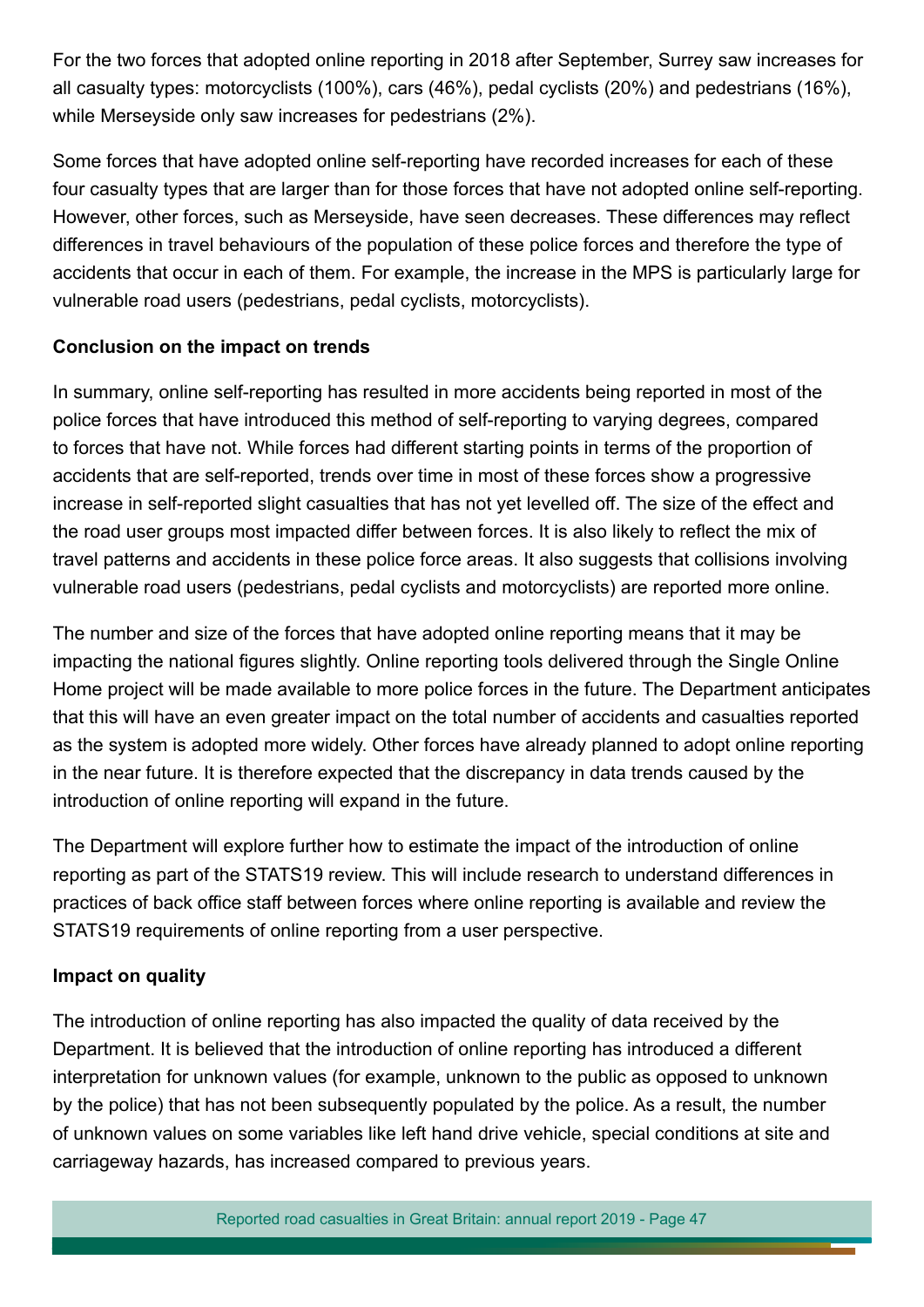For the two forces that adopted online reporting in 2018 after September, Surrey saw increases for all casualty types: motorcyclists (100%), cars (46%), pedal cyclists (20%) and pedestrians (16%), while Merseyside only saw increases for pedestrians (2%).

Some forces that have adopted online self-reporting have recorded increases for each of these four casualty types that are larger than for those forces that have not adopted online self-reporting. However, other forces, such as Merseyside, have seen decreases. These differences may reflect differences in travel behaviours of the population of these police forces and therefore the type of accidents that occur in each of them. For example, the increase in the MPS is particularly large for vulnerable road users (pedestrians, pedal cyclists, motorcyclists).

**Conclusion on the impact on trends**

In summary, online self-reporting has resulted in more accidents being reported in most of the police forces that have introduced this method of self-reporting to varying degrees, compared to forces that have not. While forces had different starting points in terms of the proportion of accidents that are self-reported, trends over time in most of these forces show a progressive increase in self-reported slight casualties that has not yet levelled off. The size of the effect and the road user groups most impacted differ between forces. It is also likely to reflect the mix of travel patterns and accidents in these police force areas. It also suggests that collisions involving vulnerable road users (pedestrians, pedal cyclists and motorcyclists) are reported more online.

The number and size of the forces that have adopted online reporting means that it may be impacting the national figures slightly. Online reporting tools delivered through the Single Online Home project will be made available to more police forces in the future. The Department anticipates that this will have an even greater impact on the total number of accidents and casualties reported as the system is adopted more widely. Other forces have already planned to adopt online reporting in the near future. It is therefore expected that the discrepancy in data trends caused by the introduction of online reporting will expand in the future.

The Department will explore further how to estimate the impact of the introduction of online reporting as part of the STATS19 review. This will include research to understand differences in practices of back office staff between forces where online reporting is available and review the STATS19 requirements of online reporting from a user perspective.

**Impact on quality**

The introduction of online reporting has also impacted the quality of data received by the Department. It is believed that the introduction of online reporting has introduced a different interpretation for unknown values (for example, unknown to the public as opposed to unknown by the police) that has not been subsequently populated by the police. As a result, the number of unknown values on some variables like left hand drive vehicle, special conditions at site and carriageway hazards, has increased compared to previous years.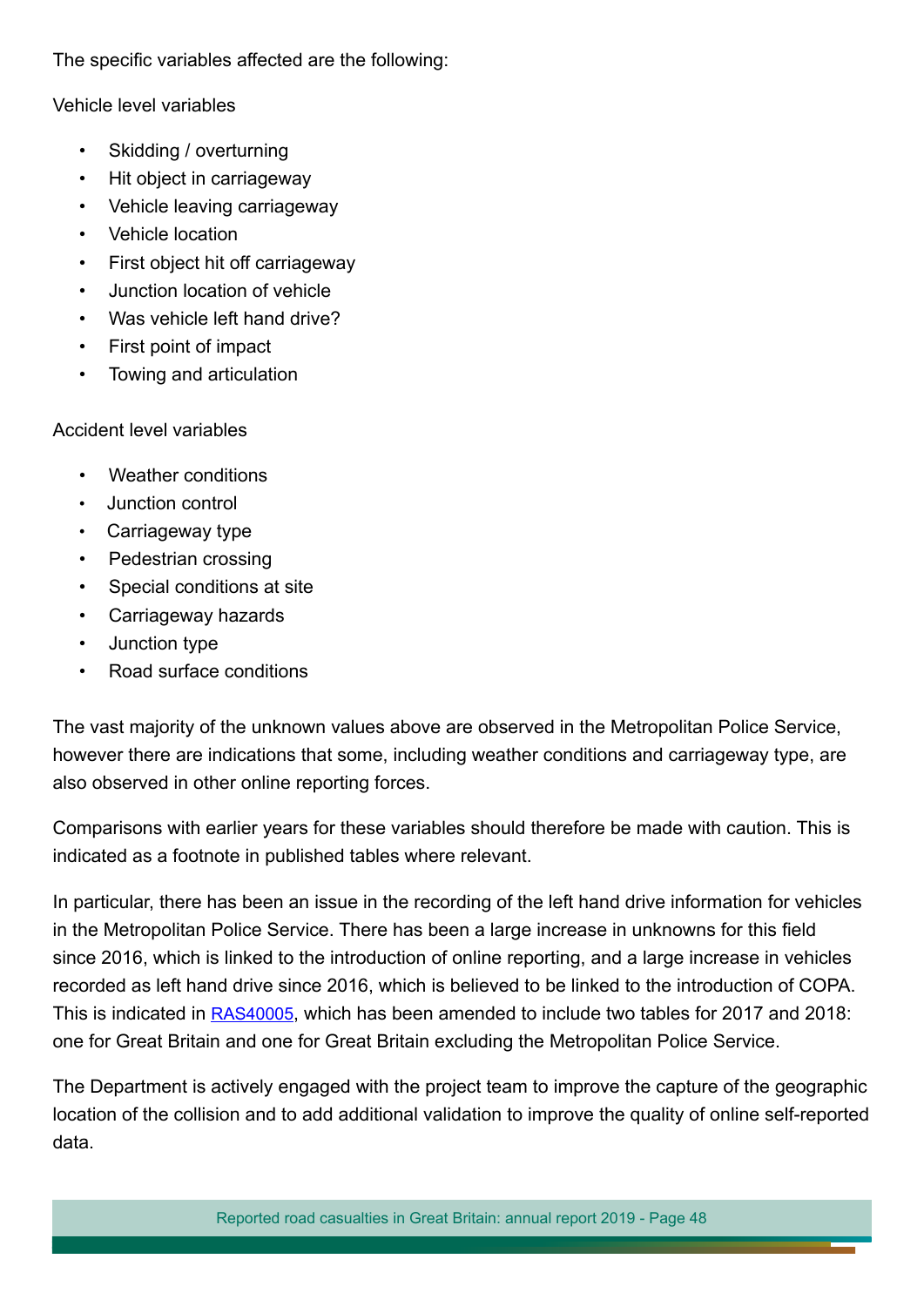The specific variables affected are the following:

Vehicle level variables

- Skidding / overturning
- Hit object in carriageway
- Vehicle leaving carriageway
- Vehicle location
- First object hit off carriageway
- Junction location of vehicle
- Was vehicle left hand drive?
- First point of impact
- Towing and articulation

Accident level variables

- Weather conditions
- Junction control
- Carriageway type
- Pedestrian crossing
- Special conditions at site
- Carriageway hazards
- Junction type
- Road surface conditions

The vast majority of the unknown values above are observed in the Metropolitan Police Service, however there are indications that some, including weather conditions and carriageway type, are also observed in other online reporting forces.

Comparisons with earlier years for these variables should therefore be made with caution. This is indicated as a footnote in published tables where relevant.

In particular, there has been an issue in the recording of the left hand drive information for vehicles in the Metropolitan Police Service. There has been a large increase in unknowns for this field since 2016, which is linked to the introduction of online reporting, and a large increase in vehicles recorded as left hand drive since 2016, which is believed to be linked to the introduction of COPA. This is indicated in RAS40005, which has been amended to include two tables for 2017 and 2018: one for Great Britain and one for Great Britain excluding the Metropolitan Police Service.

The Department is actively engaged with the project team to improve the capture of the geographic location of the collision and to add additional validation to improve the quality of online self-reported data.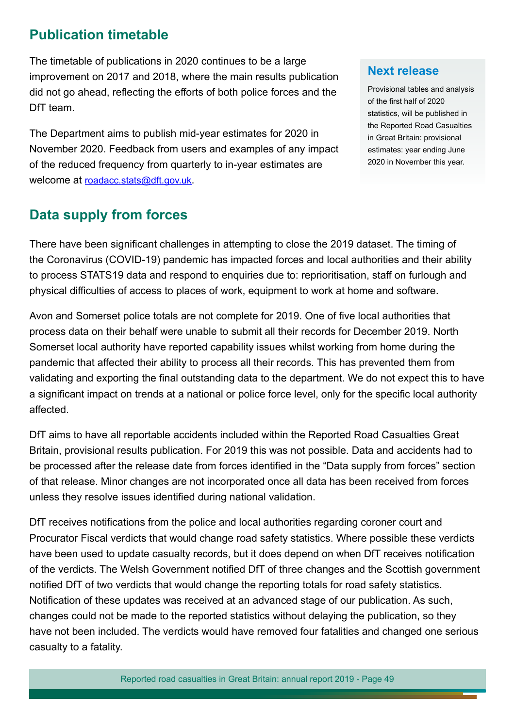## Publication timetable

The timetable of publications in 2020 continues to be a large improvement on 2017 and 2018, where the main results publication did not go ahead, reflecting the efforts of both police forces and the DfT team.

The Department aims to publish mid-year estimates for 2020 in November 2020. Feedback from users and examples of any impact of the reduced frequency from quarterly to in-year estimates are welcome at [roadacc.stats@dft.gov.uk](mailto:roadacc.stats@dft.gov.uk).

### Next release

Provisional tables and analysis of the first half of 2020 statistics, will be published in the Reported Road Casualties in Great Britain: provisional estimates: year ending June 2020 in November this year.

## Data supply from forces

There have been significant challenges in attempting to close the 2019 dataset. The timing of the Coronavirus (COVID-19) pandemic has impacted forces and local authorities and their ability to process STATS19 data and respond to enquiries due to: reprioritisation, staff on furlough and physical difficulties of access to places of work, equipment to work at home and software.

Avon and Somerset police totals are not complete for 2019. One of five local authorities that process data on their behalf were unable to submit all their records for December 2019. North Somerset local authority have reported capability issues whilst working from home during the pandemic that affected their ability to process all their records. This has prevented them from validating and exporting the final outstanding data to the department. We do not expect this to have a significant impact on trends at a national or police force level, only for the specific local authority affected.

DfT aims to have all reportable accidents included within the Reported Road Casualties Great Britain, provisional results publication. For 2019 this was not possible. Data and accidents had to be processed after the release date from forces identified in the "Data supply from forces" section of that release. Minor changes are not incorporated once all data has been received from forces unless they resolve issues identified during national validation.

DfT receives notifications from the police and local authorities regarding coroner court and Procurator Fiscal verdicts that would change road safety statistics. Where possible these verdicts have been used to update casualty records, but it does depend on when DfT receives notification of the verdicts. The Welsh Government notified DfT of three changes and the Scottish government notified DfT of two verdicts that would change the reporting totals for road safety statistics. Notification of these updates was received at an advanced stage of our publication. As such, changes could not be made to the reported statistics without delaying the publication, so they have not been included. The verdicts would have removed four fatalities and changed one serious casualty to a fatality.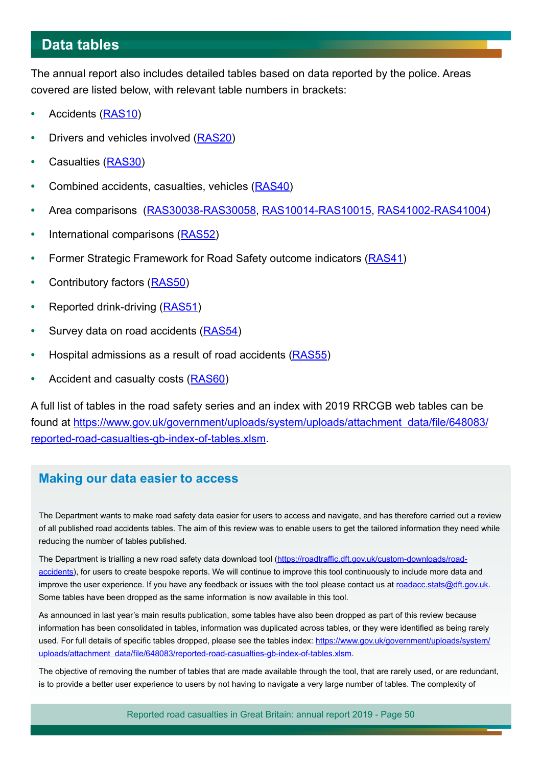## Data tables

The annual report also includes detailed tables based on data reported by the police. Areas covered are listed below, with relevant table numbers in brackets:

- Accidents (RAS10)
- Drivers and vehicles involved (RAS20)
- Casualties (RAS30)
- Combined accidents, casualties, vehicles (RAS40)
- Area comparisons (RAS30038-RAS30058, RAS10014-RAS10015, RAS41002-RAS41004)
- International comparisons (RAS52)
- Former Strategic Framework for Road Safety outcome indicators (RAS41)
- Contributory factors (RAS50)
- Reported drink-driving (RAS51)
- Survey data on road accidents (RAS54)
- Hospital admissions as a result of road accidents (RAS55)
- Accident and casualty costs (RAS60)

A full list of tables in the road safety series and an index with 2019 RRCGB web tables can be found at https://www.gov.uk/government/uploads/system/uploads/attachment_data/file/648083/reported-road-casualties-gb-index-of-tables.xlsm.

### Making our data easier to access

The Department wants to make road safety data easier for users to access and navigate, and has therefore carried out a review of all published road accidents tables. The aim of this review was to enable users to get the tailored information they need while reducing the number of tables published.

The Department is trialling a new road safety data download tool (https://roadtraffic.dft.gov.uk/custom-downloads/road-accidents), for users to create bespoke reports. We will continue to improve this tool continuously to include more data and improve the user experience. If you have any feedback or issues with the tool please contact us at roadacc.stats@dft.gov.uk. Some tables have been dropped as the same information is now available in this tool.

As announced in last year's main results publication, some tables have also been dropped as part of this review because information has been consolidated in tables, information was duplicated across tables, or they were identified as being rarely used. For full details of specific tables dropped, please see the tables index: https://www.gov.uk/government/uploads/system/uploads/attachment_data/file/648083/reported-road-casualties-gb-index-of-tables.xlsm.

The objective of removing the number of tables that are made available through the tool, that are rarely used, or are redundant, is to provide a better user experience to users by not having to navigate a very large number of tables. The complexity of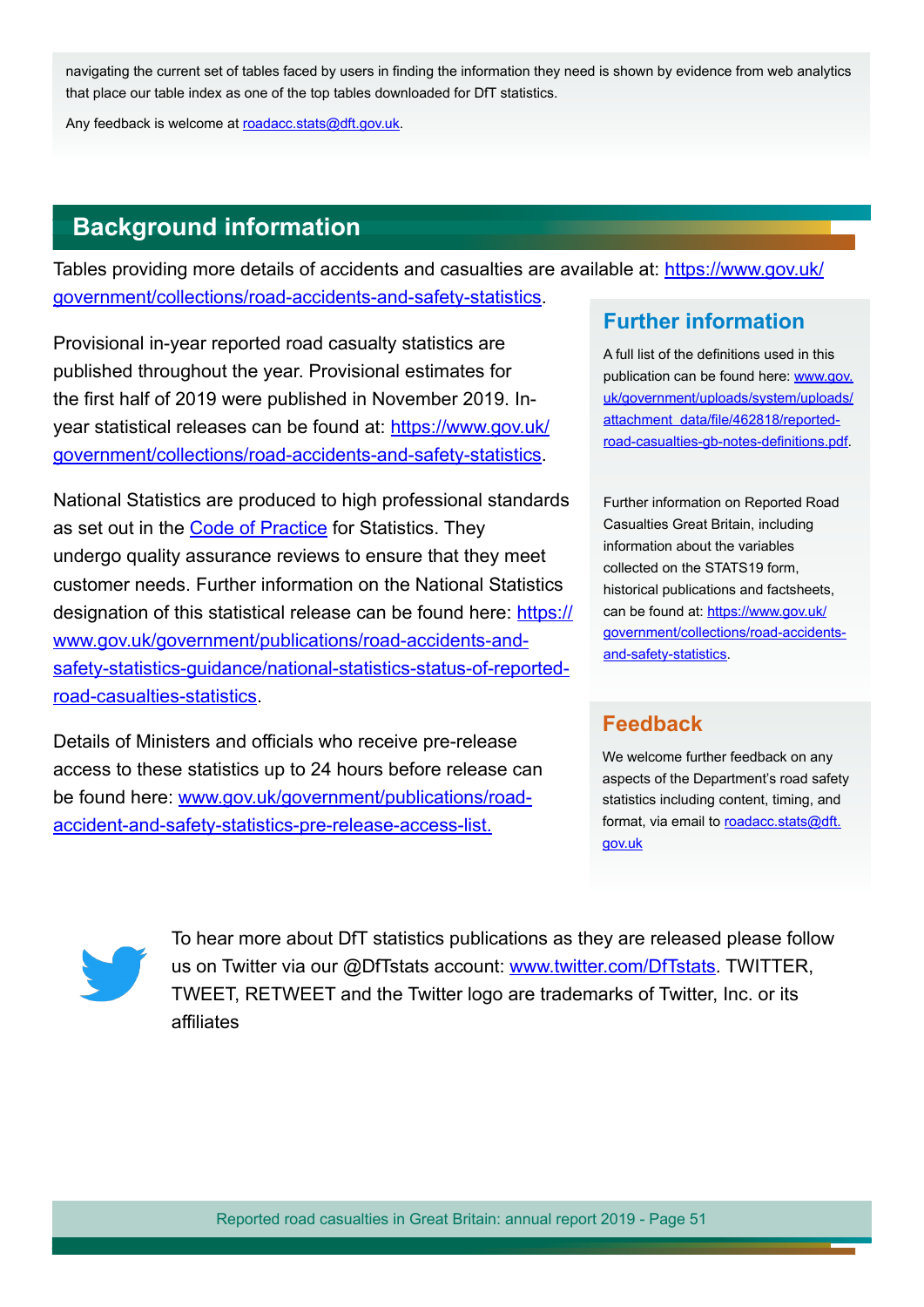navigating the current set of tables faced by users in finding the information they need is shown by evidence from web analytics that place our table index as one of the top tables downloaded for DfT statistics.

Any feedback is welcome at roadacc.stats@dft.gov.uk.

## Background information

Tables providing more details of accidents and casualties are available at: https://www.gov.uk/government/collections/road-accidents-and-safety-statistics.

Provisional in-year reported road casualty statistics are published throughout the year. Provisional estimates for the first half of 2019 were published in November 2019. In-year statistical releases can be found at: https://www.gov.uk/government/collections/road-accidents-and-safety-statistics.

National Statistics are produced to high professional standards as set out in the Code of Practice for Statistics. They undergo quality assurance reviews to ensure that they meet customer needs. Further information on the National Statistics designation of this statistical release can be found here: https://www.gov.uk/government/publications/road-accidents-and-safety-statistics-guidance/national-statistics-status-of-reported-road-casualties-statistics.

Details of Ministers and officials who receive pre-release access to these statistics up to 24 hours before release can be found here: www.gov.uk/government/publications/road-accident-and-safety-statistics-pre-release-access-list.

### Further information

A full list of the definitions used in this publication can be found here: www.gov.uk/government/uploads/system/uploads/attachment_data/file/462818/reported-road-casualties-gb-notes-definitions.pdf.

Further information on Reported Road Casualties Great Britain, including information about the variables collected on the STATS19 form, historical publications and factsheets, can be found at: https://www.gov.uk/government/collections/road-accidents-and-safety-statistics.

### Feedback

We welcome further feedback on any aspects of the Department's road safety statistics including content, timing, and format, via email to roadacc.stats@dft.gov.uk

To hear more about DfT statistics publications as they are released please follow us on Twitter via our @DfTstats account: www.twitter.com/DfTstats. TWITTER, TWEET, RETWEET and the Twitter logo are trademarks of Twitter, Inc. or its affiliates